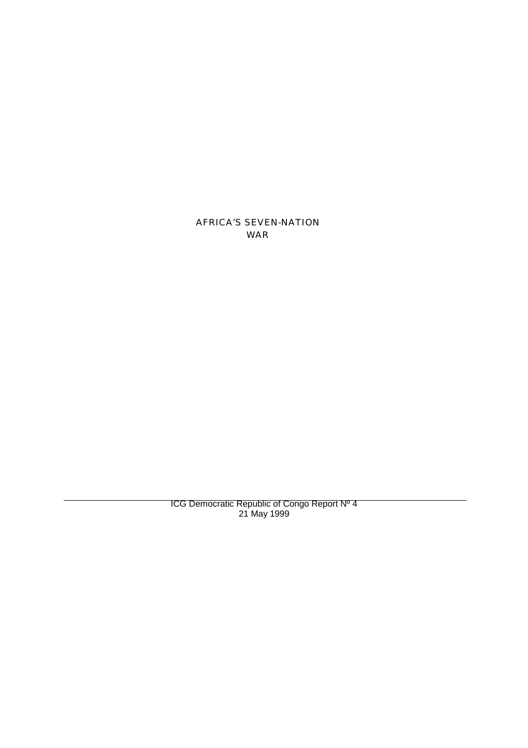# AFRICA'S SEVEN-NATION WAR

ICG Democratic Republic of Congo Report Nº 4
21 May 1999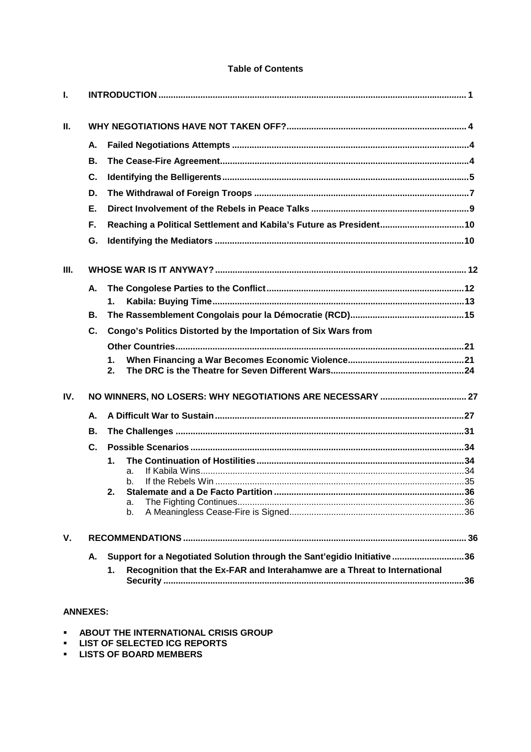**Table of Contents**

**I. INTRODUCTION** .......... 1

**II. WHY NEGOTIATIONS HAVE NOT TAKEN OFF?** .......... 4

- **A. Failed Negotiations Attempts** .......... 4
- **B. The Cease-Fire Agreement** .......... 4
- **C. Identifying the Belligerents** .......... 5
- **D. The Withdrawal of Foreign Troops** .......... 7
- **E. Direct Involvement of the Rebels in Peace Talks** .......... 9
- **F. Reaching a Political Settlement and Kabila's Future as President** .......... 10
- **G. Identifying the Mediators** .......... 10

**III. WHOSE WAR IS IT ANYWAY?** .......... 12

- **A. The Congolese Parties to the Conflict** .......... 12
  - **1. Kabila: Buying Time** .......... 13
- **B. The Rassemblement Congolais pour la Démocratie (RCD)** .......... 15
- **C. Congo's Politics Distorted by the Importation of Six Wars from Other Countries** .......... 21
  - **1. When Financing a War Becomes Economic Violence** .......... 21
  - **2. The DRC is the Theatre for Seven Different Wars** .......... 24

**IV. NO WINNERS, NO LOSERS: WHY NEGOTIATIONS ARE NECESSARY** .......... 27

- **A. A Difficult War to Sustain** .......... 27
- **B. The Challenges** .......... 31
- **C. Possible Scenarios** .......... 34
  - **1. The Continuation of Hostilities** .......... 34
    - a. If Kabila Wins .......... 34
    - b. If the Rebels Win .......... 35
  - **2. Stalemate and a De Facto Partition** .......... 36
    - a. The Fighting Continues .......... 36
    - b. A Meaningless Cease-Fire is Signed .......... 36

**V. RECOMMENDATIONS** .......... 36

- **A. Support for a Negotiated Solution through the Sant'egidio Initiative** .......... 36
  - **1. Recognition that the Ex-FAR and Interahamwe are a Threat to International Security** .......... 36

**ANNEXES:**

- **ABOUT THE INTERNATIONAL CRISIS GROUP**
- **LIST OF SELECTED ICG REPORTS**
- **LISTS OF BOARD MEMBERS**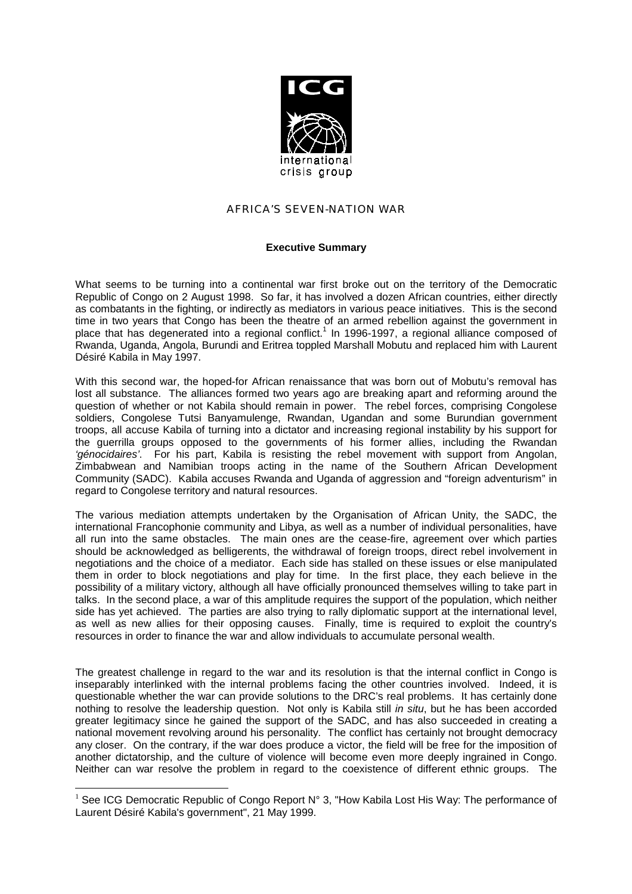# AFRICA'S SEVEN-NATION WAR

## Executive Summary

What seems to be turning into a continental war first broke out on the territory of the Democratic Republic of Congo on 2 August 1998. So far, it has involved a dozen African countries, either directly as combatants in the fighting, or indirectly as mediators in various peace initiatives. This is the second time in two years that Congo has been the theatre of an armed rebellion against the government in place that has degenerated into a regional conflict.[1] In 1996-1997, a regional alliance composed of Rwanda, Uganda, Angola, Burundi and Eritrea toppled Marshall Mobutu and replaced him with Laurent Désiré Kabila in May 1997.

With this second war, the hoped-for African renaissance that was born out of Mobutu's removal has lost all substance. The alliances formed two years ago are breaking apart and reforming around the question of whether or not Kabila should remain in power. The rebel forces, comprising Congolese soldiers, Congolese Tutsi Banyamulenge, Rwandan, Ugandan and some Burundian government troops, all accuse Kabila of turning into a dictator and increasing regional instability by his support for the guerrilla groups opposed to the governments of his former allies, including the Rwandan *'génocidaires'*. For his part, Kabila is resisting the rebel movement with support from Angolan, Zimbabwean and Namibian troops acting in the name of the Southern African Development Community (SADC). Kabila accuses Rwanda and Uganda of aggression and "foreign adventurism" in regard to Congolese territory and natural resources.

The various mediation attempts undertaken by the Organisation of African Unity, the SADC, the international Francophonie community and Libya, as well as a number of individual personalities, have all run into the same obstacles. The main ones are the cease-fire, agreement over which parties should be acknowledged as belligerents, the withdrawal of foreign troops, direct rebel involvement in negotiations and the choice of a mediator. Each side has stalled on these issues or else manipulated them in order to block negotiations and play for time. In the first place, they each believe in the possibility of a military victory, although all have officially pronounced themselves willing to take part in talks. In the second place, a war of this amplitude requires the support of the population, which neither side has yet achieved. The parties are also trying to rally diplomatic support at the international level, as well as new allies for their opposing causes. Finally, time is required to exploit the country's resources in order to finance the war and allow individuals to accumulate personal wealth.

The greatest challenge in regard to the war and its resolution is that the internal conflict in Congo is inseparably interlinked with the internal problems facing the other countries involved. Indeed, it is questionable whether the war can provide solutions to the DRC's real problems. It has certainly done nothing to resolve the leadership question. Not only is Kabila still *in situ*, but he has been accorded greater legitimacy since he gained the support of the SADC, and has also succeeded in creating a national movement revolving around his personality. The conflict has certainly not brought democracy any closer. On the contrary, if the war does produce a victor, the field will be free for the imposition of another dictatorship, and the culture of violence will become even more deeply ingrained in Congo. Neither can war resolve the problem in regard to the coexistence of different ethnic groups. The

---

[1] See ICG Democratic Republic of Congo Report N° 3, "How Kabila Lost His Way: The performance of Laurent Désiré Kabila's government", 21 May 1999.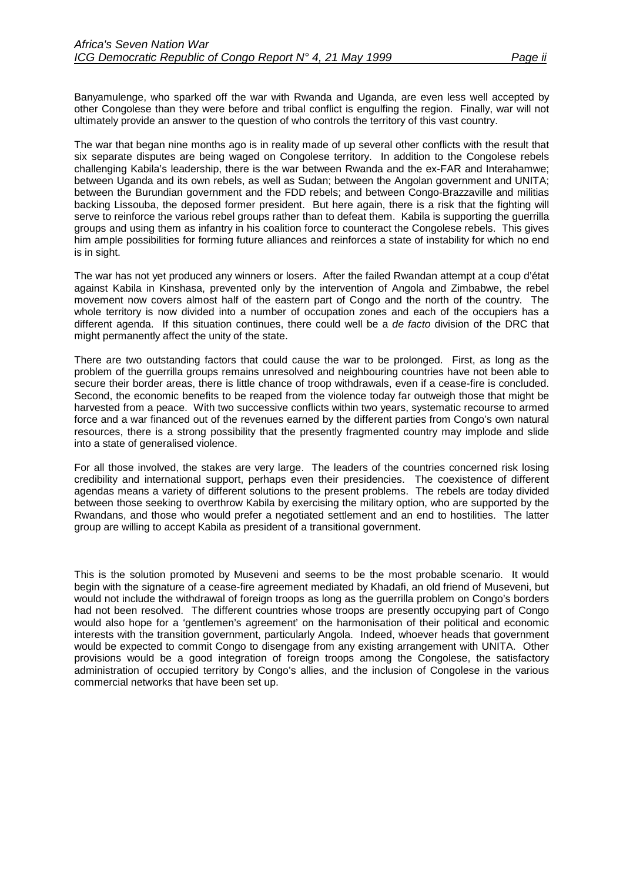Banyamulenge, who sparked off the war with Rwanda and Uganda, are even less well accepted by other Congolese than they were before and tribal conflict is engulfing the region. Finally, war will not ultimately provide an answer to the question of who controls the territory of this vast country.

The war that began nine months ago is in reality made of up several other conflicts with the result that six separate disputes are being waged on Congolese territory. In addition to the Congolese rebels challenging Kabila's leadership, there is the war between Rwanda and the ex-FAR and Interahamwe; between Uganda and its own rebels, as well as Sudan; between the Angolan government and UNITA; between the Burundian government and the FDD rebels; and between Congo-Brazzaville and militias backing Lissouba, the deposed former president. But here again, there is a risk that the fighting will serve to reinforce the various rebel groups rather than to defeat them. Kabila is supporting the guerrilla groups and using them as infantry in his coalition force to counteract the Congolese rebels. This gives him ample possibilities for forming future alliances and reinforces a state of instability for which no end is in sight.

The war has not yet produced any winners or losers. After the failed Rwandan attempt at a coup d'état against Kabila in Kinshasa, prevented only by the intervention of Angola and Zimbabwe, the rebel movement now covers almost half of the eastern part of Congo and the north of the country. The whole territory is now divided into a number of occupation zones and each of the occupiers has a different agenda. If this situation continues, there could well be a *de facto* division of the DRC that might permanently affect the unity of the state.

There are two outstanding factors that could cause the war to be prolonged. First, as long as the problem of the guerrilla groups remains unresolved and neighbouring countries have not been able to secure their border areas, there is little chance of troop withdrawals, even if a cease-fire is concluded. Second, the economic benefits to be reaped from the violence today far outweigh those that might be harvested from a peace. With two successive conflicts within two years, systematic recourse to armed force and a war financed out of the revenues earned by the different parties from Congo's own natural resources, there is a strong possibility that the presently fragmented country may implode and slide into a state of generalised violence.

For all those involved, the stakes are very large. The leaders of the countries concerned risk losing credibility and international support, perhaps even their presidencies. The coexistence of different agendas means a variety of different solutions to the present problems. The rebels are today divided between those seeking to overthrow Kabila by exercising the military option, who are supported by the Rwandans, and those who would prefer a negotiated settlement and an end to hostilities. The latter group are willing to accept Kabila as president of a transitional government.

This is the solution promoted by Museveni and seems to be the most probable scenario. It would begin with the signature of a cease-fire agreement mediated by Khadafi, an old friend of Museveni, but would not include the withdrawal of foreign troops as long as the guerrilla problem on Congo's borders had not been resolved. The different countries whose troops are presently occupying part of Congo would also hope for a 'gentlemen's agreement' on the harmonisation of their political and economic interests with the transition government, particularly Angola. Indeed, whoever heads that government would be expected to commit Congo to disengage from any existing arrangement with UNITA. Other provisions would be a good integration of foreign troops among the Congolese, the satisfactory administration of occupied territory by Congo's allies, and the inclusion of Congolese in the various commercial networks that have been set up.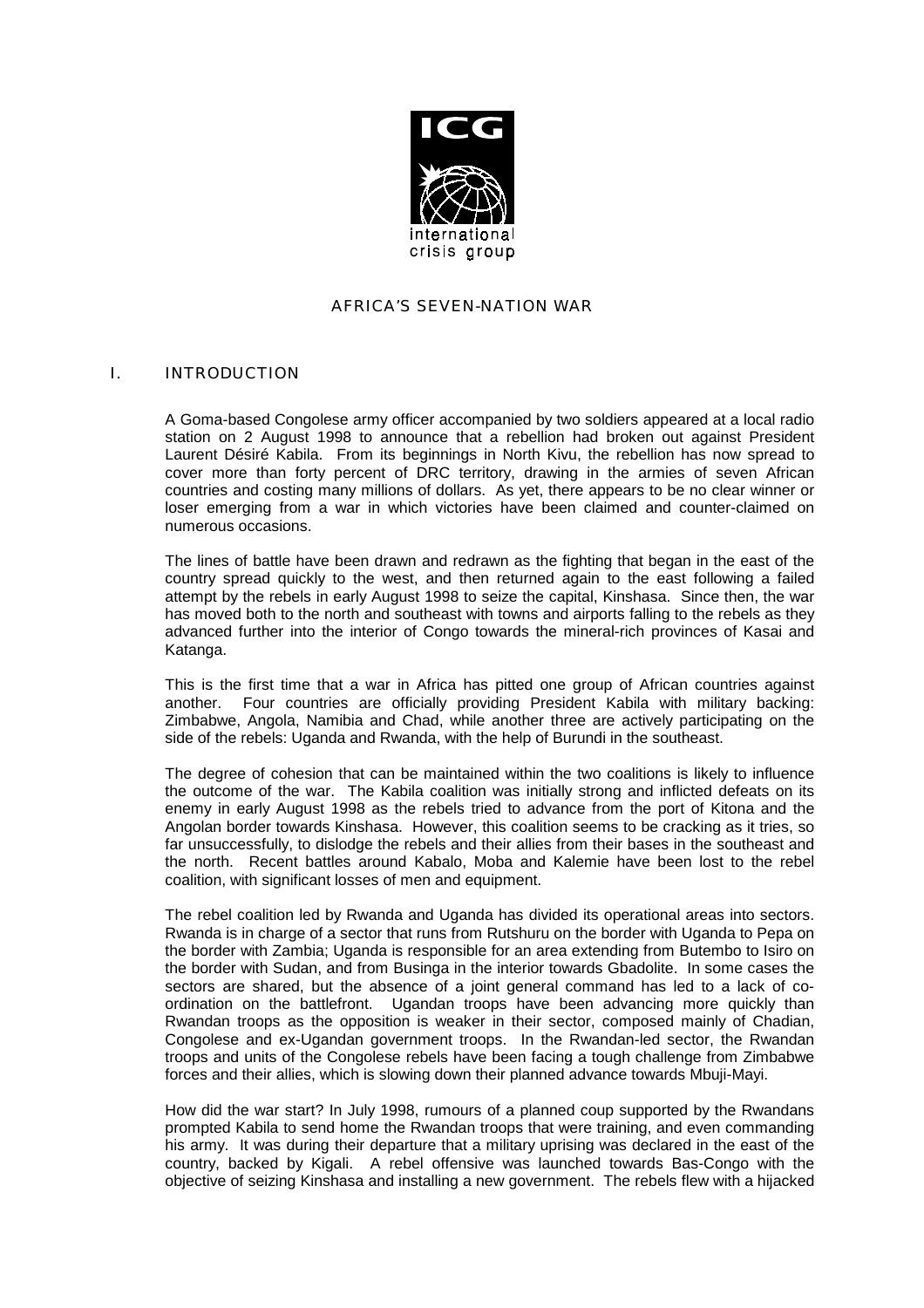ICG

international crisis group

# AFRICA'S SEVEN-NATION WAR

## I. INTRODUCTION

A Goma-based Congolese army officer accompanied by two soldiers appeared at a local radio station on 2 August 1998 to announce that a rebellion had broken out against President Laurent Désiré Kabila. From its beginnings in North Kivu, the rebellion has now spread to cover more than forty percent of DRC territory, drawing in the armies of seven African countries and costing many millions of dollars. As yet, there appears to be no clear winner or loser emerging from a war in which victories have been claimed and counter-claimed on numerous occasions.

The lines of battle have been drawn and redrawn as the fighting that began in the east of the country spread quickly to the west, and then returned again to the east following a failed attempt by the rebels in early August 1998 to seize the capital, Kinshasa. Since then, the war has moved both to the north and southeast with towns and airports falling to the rebels as they advanced further into the interior of Congo towards the mineral-rich provinces of Kasai and Katanga.

This is the first time that a war in Africa has pitted one group of African countries against another. Four countries are officially providing President Kabila with military backing: Zimbabwe, Angola, Namibia and Chad, while another three are actively participating on the side of the rebels: Uganda and Rwanda, with the help of Burundi in the southeast.

The degree of cohesion that can be maintained within the two coalitions is likely to influence the outcome of the war. The Kabila coalition was initially strong and inflicted defeats on its enemy in early August 1998 as the rebels tried to advance from the port of Kitona and the Angolan border towards Kinshasa. However, this coalition seems to be cracking as it tries, so far unsuccessfully, to dislodge the rebels and their allies from their bases in the southeast and the north. Recent battles around Kabalo, Moba and Kalemie have been lost to the rebel coalition, with significant losses of men and equipment.

The rebel coalition led by Rwanda and Uganda has divided its operational areas into sectors. Rwanda is in charge of a sector that runs from Rutshuru on the border with Uganda to Pepa on the border with Zambia; Uganda is responsible for an area extending from Butembo to Isiro on the border with Sudan, and from Businga in the interior towards Gbadolite. In some cases the sectors are shared, but the absence of a joint general command has led to a lack of co-ordination on the battlefront. Ugandan troops have been advancing more quickly than Rwandan troops as the opposition is weaker in their sector, composed mainly of Chadian, Congolese and ex-Ugandan government troops. In the Rwandan-led sector, the Rwandan troops and units of the Congolese rebels have been facing a tough challenge from Zimbabwe forces and their allies, which is slowing down their planned advance towards Mbuji-Mayi.

How did the war start? In July 1998, rumours of a planned coup supported by the Rwandans prompted Kabila to send home the Rwandan troops that were training, and even commanding his army. It was during their departure that a military uprising was declared in the east of the country, backed by Kigali. A rebel offensive was launched towards Bas-Congo with the objective of seizing Kinshasa and installing a new government. The rebels flew with a hijacked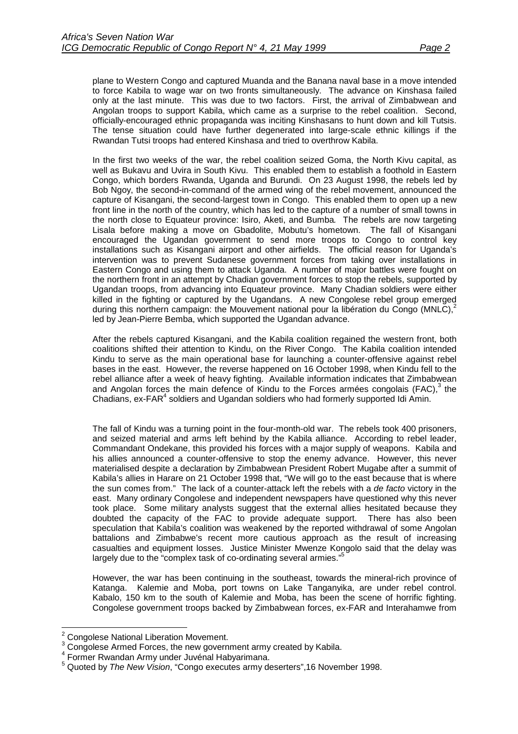plane to Western Congo and captured Muanda and the Banana naval base in a move intended to force Kabila to wage war on two fronts simultaneously. The advance on Kinshasa failed only at the last minute. This was due to two factors. First, the arrival of Zimbabwean and Angolan troops to support Kabila, which came as a surprise to the rebel coalition. Second, officially-encouraged ethnic propaganda was inciting Kinshasans to hunt down and kill Tutsis. The tense situation could have further degenerated into large-scale ethnic killings if the Rwandan Tutsi troops had entered Kinshasa and tried to overthrow Kabila.

In the first two weeks of the war, the rebel coalition seized Goma, the North Kivu capital, as well as Bukavu and Uvira in South Kivu. This enabled them to establish a foothold in Eastern Congo, which borders Rwanda, Uganda and Burundi. On 23 August 1998, the rebels led by Bob Ngoy, the second-in-command of the armed wing of the rebel movement, announced the capture of Kisangani, the second-largest town in Congo. This enabled them to open up a new front line in the north of the country, which has led to the capture of a number of small towns in the north close to Equateur province: Isiro, Aketi, and Bumba. The rebels are now targeting Lisala before making a move on Gbadolite, Mobutu's hometown. The fall of Kisangani encouraged the Ugandan government to send more troops to Congo to control key installations such as Kisangani airport and other airfields. The official reason for Uganda's intervention was to prevent Sudanese government forces from taking over installations in Eastern Congo and using them to attack Uganda. A number of major battles were fought on the northern front in an attempt by Chadian government forces to stop the rebels, supported by Ugandan troops, from advancing into Equateur province. Many Chadian soldiers were either killed in the fighting or captured by the Ugandans. A new Congolese rebel group emerged during this northern campaign: the Mouvement national pour la libération du Congo (MNLC),[2] led by Jean-Pierre Bemba, which supported the Ugandan advance.

After the rebels captured Kisangani, and the Kabila coalition regained the western front, both coalitions shifted their attention to Kindu, on the River Congo. The Kabila coalition intended Kindu to serve as the main operational base for launching a counter-offensive against rebel bases in the east. However, the reverse happened on 16 October 1998, when Kindu fell to the rebel alliance after a week of heavy fighting. Available information indicates that Zimbabwean and Angolan forces the main defence of Kindu to the Forces armées congolais (FAC),[3] the Chadians, ex-FAR[4] soldiers and Ugandan soldiers who had formerly supported Idi Amin.

The fall of Kindu was a turning point in the four-month-old war. The rebels took 400 prisoners, and seized material and arms left behind by the Kabila alliance. According to rebel leader, Commandant Ondekane, this provided his forces with a major supply of weapons. Kabila and his allies announced a counter-offensive to stop the enemy advance. However, this never materialised despite a declaration by Zimbabwean President Robert Mugabe after a summit of Kabila's allies in Harare on 21 October 1998 that, "We will go to the east because that is where the sun comes from." The lack of a counter-attack left the rebels with a *de facto* victory in the east. Many ordinary Congolese and independent newspapers have questioned why this never took place. Some military analysts suggest that the external allies hesitated because they doubted the capacity of the FAC to provide adequate support. There has also been speculation that Kabila's coalition was weakened by the reported withdrawal of some Angolan battalions and Zimbabwe's recent more cautious approach as the result of increasing casualties and equipment losses. Justice Minister Mwenze Kongolo said that the delay was largely due to the "complex task of co-ordinating several armies."[5]

However, the war has been continuing in the southeast, towards the mineral-rich province of Katanga. Kalemie and Moba, port towns on Lake Tanganyika, are under rebel control. Kabalo, 150 km to the south of Kalemie and Moba, has been the scene of horrific fighting. Congolese government troops backed by Zimbabwean forces, ex-FAR and Interahamwe from

---

[2] Congolese National Liberation Movement.
[3] Congolese Armed Forces, the new government army created by Kabila.
[4] Former Rwandan Army under Juvénal Habyarimana.
[5] Quoted by *The New Vision*, "Congo executes army deserters",16 November 1998.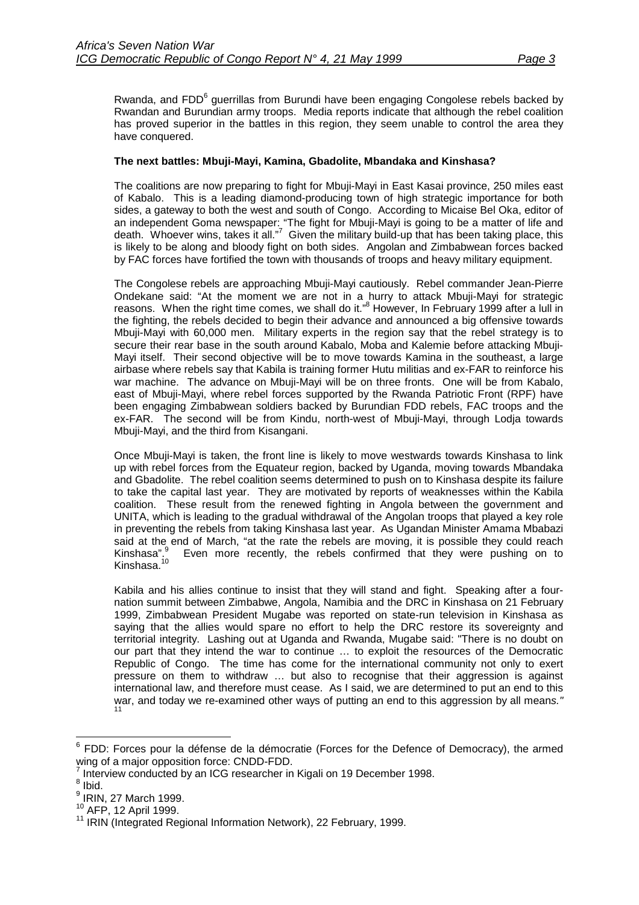Rwanda, and FDD[6] guerrillas from Burundi have been engaging Congolese rebels backed by Rwandan and Burundian army troops. Media reports indicate that although the rebel coalition has proved superior in the battles in this region, they seem unable to control the area they have conquered.

**The next battles: Mbuji-Mayi, Kamina, Gbadolite, Mbandaka and Kinshasa?**

The coalitions are now preparing to fight for Mbuji-Mayi in East Kasai province, 250 miles east of Kabalo. This is a leading diamond-producing town of high strategic importance for both sides, a gateway to both the west and south of Congo. According to Micaise Bel Oka, editor of an independent Goma newspaper: "The fight for Mbuji-Mayi is going to be a matter of life and death. Whoever wins, takes it all."[7] Given the military build-up that has been taking place, this is likely to be along and bloody fight on both sides. Angolan and Zimbabwean forces backed by FAC forces have fortified the town with thousands of troops and heavy military equipment.

The Congolese rebels are approaching Mbuji-Mayi cautiously. Rebel commander Jean-Pierre Ondekane said: "At the moment we are not in a hurry to attack Mbuji-Mayi for strategic reasons. When the right time comes, we shall do it."[8] However, In February 1999 after a lull in the fighting, the rebels decided to begin their advance and announced a big offensive towards Mbuji-Mayi with 60,000 men. Military experts in the region say that the rebel strategy is to secure their rear base in the south around Kabalo, Moba and Kalemie before attacking Mbuji-Mayi itself. Their second objective will be to move towards Kamina in the southeast, a large airbase where rebels say that Kabila is training former Hutu militias and ex-FAR to reinforce his war machine. The advance on Mbuji-Mayi will be on three fronts. One will be from Kabalo, east of Mbuji-Mayi, where rebel forces supported by the Rwanda Patriotic Front (RPF) have been engaging Zimbabwean soldiers backed by Burundian FDD rebels, FAC troops and the ex-FAR. The second will be from Kindu, north-west of Mbuji-Mayi, through Lodja towards Mbuji-Mayi, and the third from Kisangani.

Once Mbuji-Mayi is taken, the front line is likely to move westwards towards Kinshasa to link up with rebel forces from the Equateur region, backed by Uganda, moving towards Mbandaka and Gbadolite. The rebel coalition seems determined to push on to Kinshasa despite its failure to take the capital last year. They are motivated by reports of weaknesses within the Kabila coalition. These result from the renewed fighting in Angola between the government and UNITA, which is leading to the gradual withdrawal of the Angolan troops that played a key role in preventing the rebels from taking Kinshasa last year. As Ugandan Minister Amama Mbabazi said at the end of March, "at the rate the rebels are moving, it is possible they could reach Kinshasa".[9] Even more recently, the rebels confirmed that they were pushing on to Kinshasa.[10]

Kabila and his allies continue to insist that they will stand and fight. Speaking after a four-nation summit between Zimbabwe, Angola, Namibia and the DRC in Kinshasa on 21 February 1999, Zimbabwean President Mugabe was reported on state-run television in Kinshasa as saying that the allies would spare no effort to help the DRC restore its sovereignty and territorial integrity. Lashing out at Uganda and Rwanda, Mugabe said: "There is no doubt on our part that they intend the war to continue … to exploit the resources of the Democratic Republic of Congo. The time has come for the international community not only to exert pressure on them to withdraw … but also to recognise that their aggression is against international law, and therefore must cease. As I said, we are determined to put an end to this war, and today we re-examined other ways of putting an end to this aggression by all means."[11]

---

[6] FDD: Forces pour la défense de la démocratie (Forces for the Defence of Democracy), the armed wing of a major opposition force: CNDD-FDD.

[7] Interview conducted by an ICG researcher in Kigali on 19 December 1998.

[8] Ibid.

[9] IRIN, 27 March 1999.

[10] AFP, 12 April 1999.

[11] IRIN (Integrated Regional Information Network), 22 February, 1999.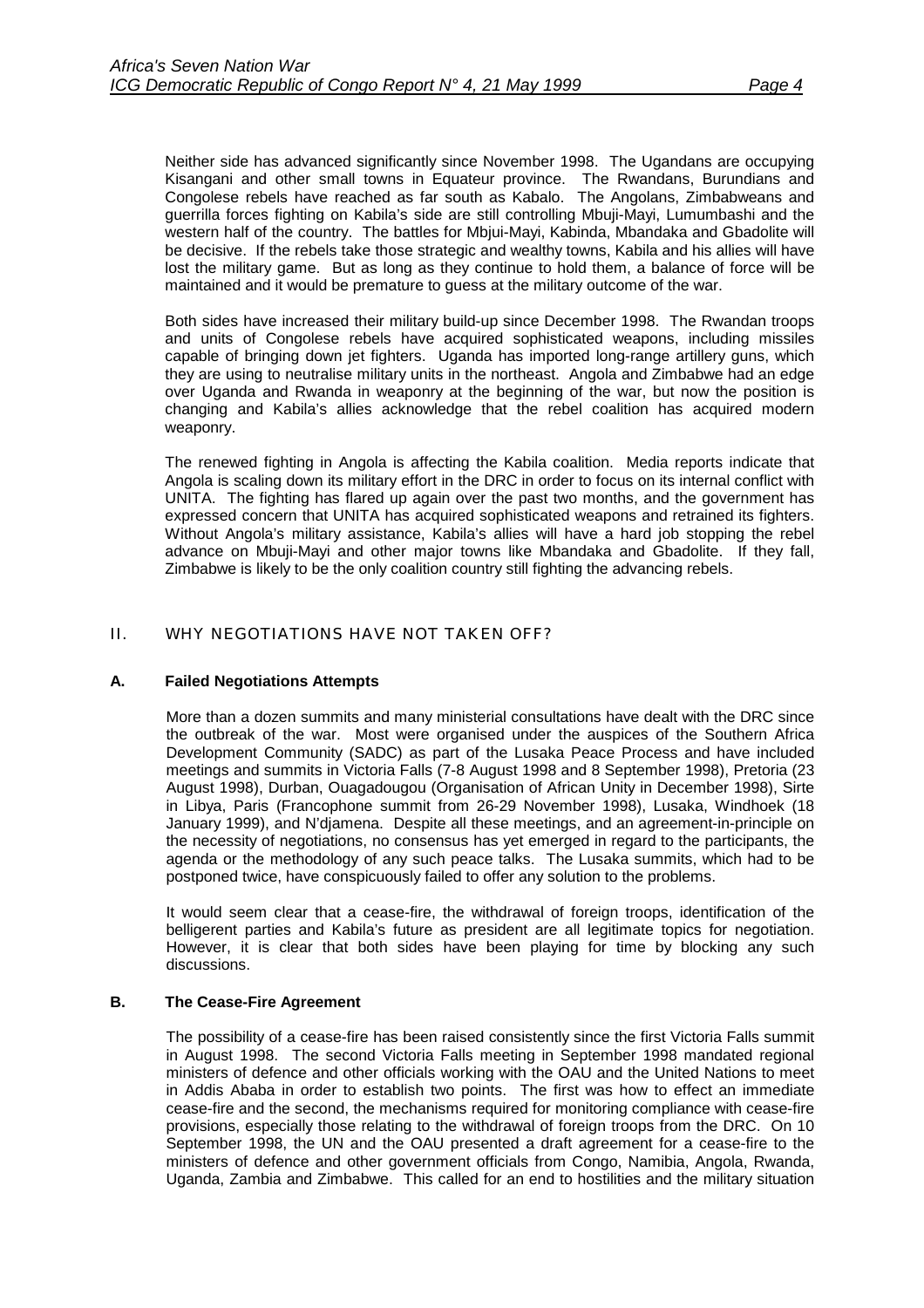Neither side has advanced significantly since November 1998. The Ugandans are occupying Kisangani and other small towns in Equateur province. The Rwandans, Burundians and Congolese rebels have reached as far south as Kabalo. The Angolans, Zimbabweans and guerrilla forces fighting on Kabila's side are still controlling Mbuji-Mayi, Lumumbashi and the western half of the country. The battles for Mbjui-Mayi, Kabinda, Mbandaka and Gbadolite will be decisive. If the rebels take those strategic and wealthy towns, Kabila and his allies will have lost the military game. But as long as they continue to hold them, a balance of force will be maintained and it would be premature to guess at the military outcome of the war.

Both sides have increased their military build-up since December 1998. The Rwandan troops and units of Congolese rebels have acquired sophisticated weapons, including missiles capable of bringing down jet fighters. Uganda has imported long-range artillery guns, which they are using to neutralise military units in the northeast. Angola and Zimbabwe had an edge over Uganda and Rwanda in weaponry at the beginning of the war, but now the position is changing and Kabila's allies acknowledge that the rebel coalition has acquired modern weaponry.

The renewed fighting in Angola is affecting the Kabila coalition. Media reports indicate that Angola is scaling down its military effort in the DRC in order to focus on its internal conflict with UNITA. The fighting has flared up again over the past two months, and the government has expressed concern that UNITA has acquired sophisticated weapons and retrained its fighters. Without Angola's military assistance, Kabila's allies will have a hard job stopping the rebel advance on Mbuji-Mayi and other major towns like Mbandaka and Gbadolite. If they fall, Zimbabwe is likely to be the only coalition country still fighting the advancing rebels.

## II. WHY NEGOTIATIONS HAVE NOT TAKEN OFF?

### A. Failed Negotiations Attempts

More than a dozen summits and many ministerial consultations have dealt with the DRC since the outbreak of the war. Most were organised under the auspices of the Southern Africa Development Community (SADC) as part of the Lusaka Peace Process and have included meetings and summits in Victoria Falls (7-8 August 1998 and 8 September 1998), Pretoria (23 August 1998), Durban, Ouagadougou (Organisation of African Unity in December 1998), Sirte in Libya, Paris (Francophone summit from 26-29 November 1998), Lusaka, Windhoek (18 January 1999), and N'djamena. Despite all these meetings, and an agreement-in-principle on the necessity of negotiations, no consensus has yet emerged in regard to the participants, the agenda or the methodology of any such peace talks. The Lusaka summits, which had to be postponed twice, have conspicuously failed to offer any solution to the problems.

It would seem clear that a cease-fire, the withdrawal of foreign troops, identification of the belligerent parties and Kabila's future as president are all legitimate topics for negotiation. However, it is clear that both sides have been playing for time by blocking any such discussions.

### B. The Cease-Fire Agreement

The possibility of a cease-fire has been raised consistently since the first Victoria Falls summit in August 1998. The second Victoria Falls meeting in September 1998 mandated regional ministers of defence and other officials working with the OAU and the United Nations to meet in Addis Ababa in order to establish two points. The first was how to effect an immediate cease-fire and the second, the mechanisms required for monitoring compliance with cease-fire provisions, especially those relating to the withdrawal of foreign troops from the DRC. On 10 September 1998, the UN and the OAU presented a draft agreement for a cease-fire to the ministers of defence and other government officials from Congo, Namibia, Angola, Rwanda, Uganda, Zambia and Zimbabwe. This called for an end to hostilities and the military situation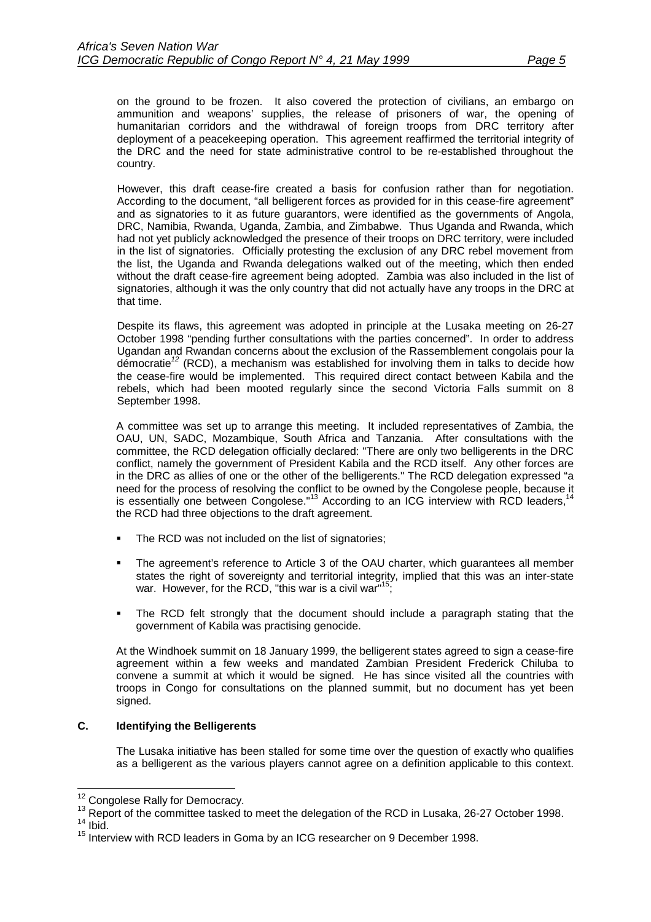on the ground to be frozen. It also covered the protection of civilians, an embargo on ammunition and weapons' supplies, the release of prisoners of war, the opening of humanitarian corridors and the withdrawal of foreign troops from DRC territory after deployment of a peacekeeping operation. This agreement reaffirmed the territorial integrity of the DRC and the need for state administrative control to be re-established throughout the country.

However, this draft cease-fire created a basis for confusion rather than for negotiation. According to the document, "all belligerent forces as provided for in this cease-fire agreement" and as signatories to it as future guarantors, were identified as the governments of Angola, DRC, Namibia, Rwanda, Uganda, Zambia, and Zimbabwe. Thus Uganda and Rwanda, which had not yet publicly acknowledged the presence of their troops on DRC territory, were included in the list of signatories. Officially protesting the exclusion of any DRC rebel movement from the list, the Uganda and Rwanda delegations walked out of the meeting, which then ended without the draft cease-fire agreement being adopted. Zambia was also included in the list of signatories, although it was the only country that did not actually have any troops in the DRC at that time.

Despite its flaws, this agreement was adopted in principle at the Lusaka meeting on 26-27 October 1998 "pending further consultations with the parties concerned". In order to address Ugandan and Rwandan concerns about the exclusion of the Rassemblement congolais pour la démocratie[12] (RCD), a mechanism was established for involving them in talks to decide how the cease-fire would be implemented. This required direct contact between Kabila and the rebels, which had been mooted regularly since the second Victoria Falls summit on 8 September 1998.

A committee was set up to arrange this meeting. It included representatives of Zambia, the OAU, UN, SADC, Mozambique, South Africa and Tanzania. After consultations with the committee, the RCD delegation officially declared: "There are only two belligerents in the DRC conflict, namely the government of President Kabila and the RCD itself. Any other forces are in the DRC as allies of one or the other of the belligerents." The RCD delegation expressed "a need for the process of resolving the conflict to be owned by the Congolese people, because it is essentially one between Congolese."[13] According to an ICG interview with RCD leaders,[14] the RCD had three objections to the draft agreement.

- The RCD was not included on the list of signatories;
- The agreement's reference to Article 3 of the OAU charter, which guarantees all member states the right of sovereignty and territorial integrity, implied that this was an inter-state war. However, for the RCD, "this war is a civil war"[15];
- The RCD felt strongly that the document should include a paragraph stating that the government of Kabila was practising genocide.

At the Windhoek summit on 18 January 1999, the belligerent states agreed to sign a cease-fire agreement within a few weeks and mandated Zambian President Frederick Chiluba to convene a summit at which it would be signed. He has since visited all the countries with troops in Congo for consultations on the planned summit, but no document has yet been signed.

### C. Identifying the Belligerents

The Lusaka initiative has been stalled for some time over the question of exactly who qualifies as a belligerent as the various players cannot agree on a definition applicable to this context.

---

[12] Congolese Rally for Democracy.

[13] Report of the committee tasked to meet the delegation of the RCD in Lusaka, 26-27 October 1998.

[14] Ibid.

[15] Interview with RCD leaders in Goma by an ICG researcher on 9 December 1998.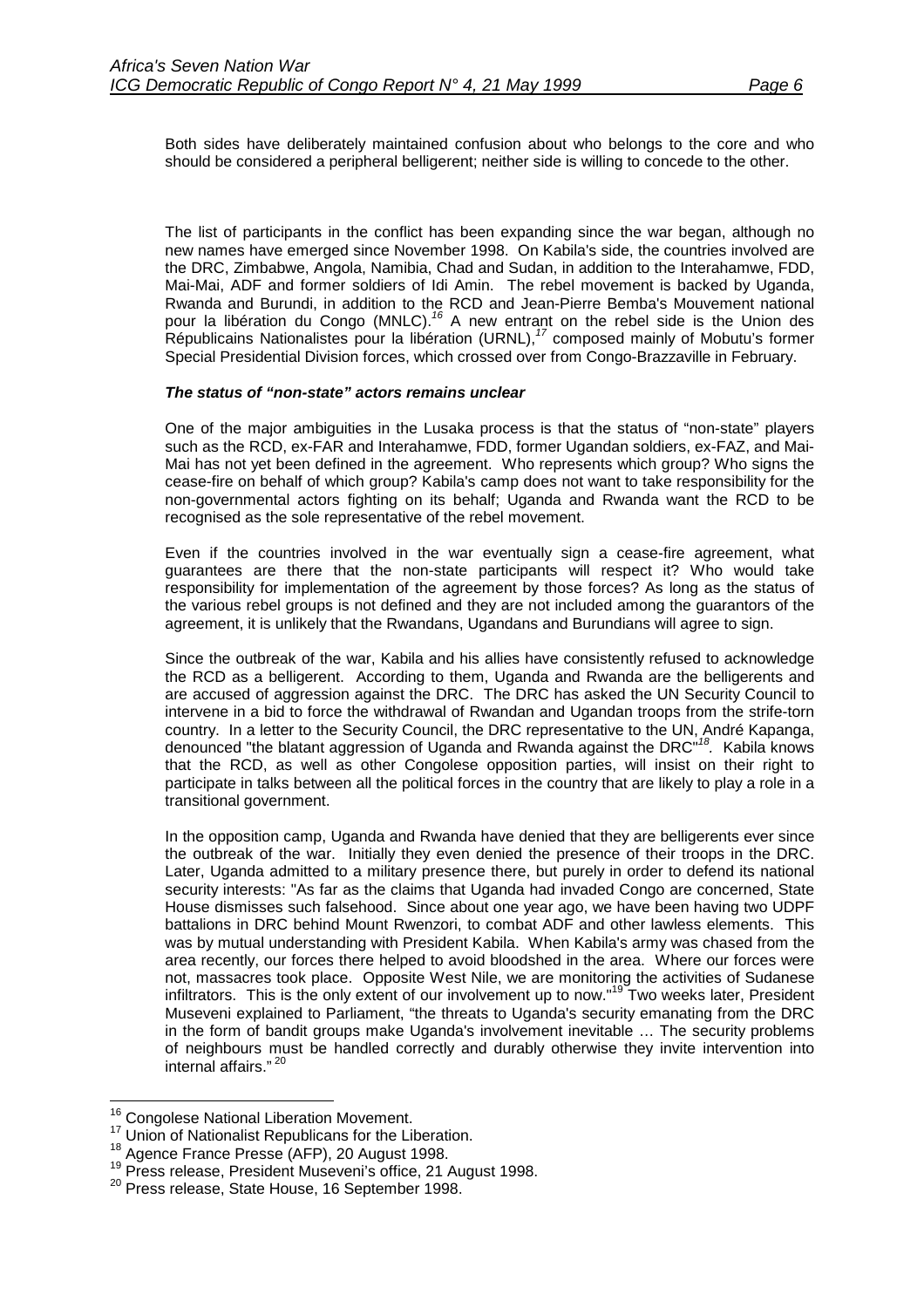Both sides have deliberately maintained confusion about who belongs to the core and who should be considered a peripheral belligerent; neither side is willing to concede to the other.

The list of participants in the conflict has been expanding since the war began, although no new names have emerged since November 1998. On Kabila's side, the countries involved are the DRC, Zimbabwe, Angola, Namibia, Chad and Sudan, in addition to the Interahamwe, FDD, Mai-Mai, ADF and former soldiers of Idi Amin. The rebel movement is backed by Uganda, Rwanda and Burundi, in addition to the RCD and Jean-Pierre Bemba's Mouvement national pour la libération du Congo (MNLC).[16] A new entrant on the rebel side is the Union des Républicains Nationalistes pour la libération (URNL),[17] composed mainly of Mobutu's former Special Presidential Division forces, which crossed over from Congo-Brazzaville in February.

***The status of "non-state" actors remains unclear***

One of the major ambiguities in the Lusaka process is that the status of "non-state" players such as the RCD, ex-FAR and Interahamwe, FDD, former Ugandan soldiers, ex-FAZ, and Mai-Mai has not yet been defined in the agreement. Who represents which group? Who signs the cease-fire on behalf of which group? Kabila's camp does not want to take responsibility for the non-governmental actors fighting on its behalf; Uganda and Rwanda want the RCD to be recognised as the sole representative of the rebel movement.

Even if the countries involved in the war eventually sign a cease-fire agreement, what guarantees are there that the non-state participants will respect it? Who would take responsibility for implementation of the agreement by those forces? As long as the status of the various rebel groups is not defined and they are not included among the guarantors of the agreement, it is unlikely that the Rwandans, Ugandans and Burundians will agree to sign.

Since the outbreak of the war, Kabila and his allies have consistently refused to acknowledge the RCD as a belligerent. According to them, Uganda and Rwanda are the belligerents and are accused of aggression against the DRC. The DRC has asked the UN Security Council to intervene in a bid to force the withdrawal of Rwandan and Ugandan troops from the strife-torn country. In a letter to the Security Council, the DRC representative to the UN, André Kapanga, denounced "the blatant aggression of Uganda and Rwanda against the DRC"[18]. Kabila knows that the RCD, as well as other Congolese opposition parties, will insist on their right to participate in talks between all the political forces in the country that are likely to play a role in a transitional government.

In the opposition camp, Uganda and Rwanda have denied that they are belligerents ever since the outbreak of the war. Initially they even denied the presence of their troops in the DRC. Later, Uganda admitted to a military presence there, but purely in order to defend its national security interests: "As far as the claims that Uganda had invaded Congo are concerned, State House dismisses such falsehood. Since about one year ago, we have been having two UDPF battalions in DRC behind Mount Rwenzori, to combat ADF and other lawless elements. This was by mutual understanding with President Kabila. When Kabila's army was chased from the area recently, our forces there helped to avoid bloodshed in the area. Where our forces were not, massacres took place. Opposite West Nile, we are monitoring the activities of Sudanese infiltrators. This is the only extent of our involvement up to now."[19] Two weeks later, President Museveni explained to Parliament, "the threats to Uganda's security emanating from the DRC in the form of bandit groups make Uganda's involvement inevitable … The security problems of neighbours must be handled correctly and durably otherwise they invite intervention into internal affairs." [20]

---

[16] Congolese National Liberation Movement.

[17] Union of Nationalist Republicans for the Liberation.

[18] Agence France Presse (AFP), 20 August 1998.

[19] Press release, President Museveni's office, 21 August 1998.

[20] Press release, State House, 16 September 1998.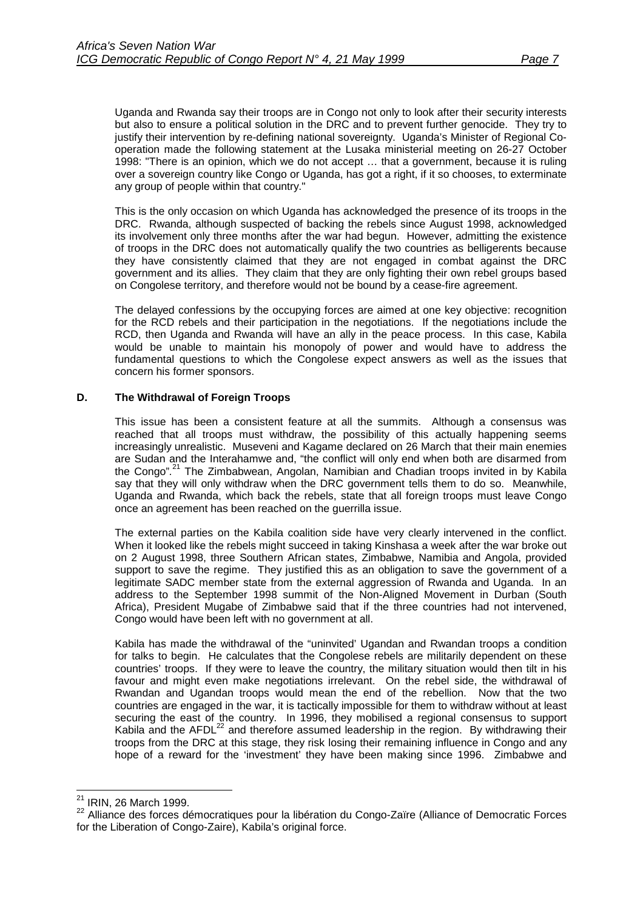Uganda and Rwanda say their troops are in Congo not only to look after their security interests but also to ensure a political solution in the DRC and to prevent further genocide. They try to justify their intervention by re-defining national sovereignty. Uganda's Minister of Regional Co-operation made the following statement at the Lusaka ministerial meeting on 26-27 October 1998: "There is an opinion, which we do not accept … that a government, because it is ruling over a sovereign country like Congo or Uganda, has got a right, if it so chooses, to exterminate any group of people within that country."

This is the only occasion on which Uganda has acknowledged the presence of its troops in the DRC. Rwanda, although suspected of backing the rebels since August 1998, acknowledged its involvement only three months after the war had begun. However, admitting the existence of troops in the DRC does not automatically qualify the two countries as belligerents because they have consistently claimed that they are not engaged in combat against the DRC government and its allies. They claim that they are only fighting their own rebel groups based on Congolese territory, and therefore would not be bound by a cease-fire agreement.

The delayed confessions by the occupying forces are aimed at one key objective: recognition for the RCD rebels and their participation in the negotiations. If the negotiations include the RCD, then Uganda and Rwanda will have an ally in the peace process. In this case, Kabila would be unable to maintain his monopoly of power and would have to address the fundamental questions to which the Congolese expect answers as well as the issues that concern his former sponsors.

### D. The Withdrawal of Foreign Troops

This issue has been a consistent feature at all the summits. Although a consensus was reached that all troops must withdraw, the possibility of this actually happening seems increasingly unrealistic. Museveni and Kagame declared on 26 March that their main enemies are Sudan and the Interahamwe and, "the conflict will only end when both are disarmed from the Congo".[21] The Zimbabwean, Angolan, Namibian and Chadian troops invited in by Kabila say that they will only withdraw when the DRC government tells them to do so. Meanwhile, Uganda and Rwanda, which back the rebels, state that all foreign troops must leave Congo once an agreement has been reached on the guerrilla issue.

The external parties on the Kabila coalition side have very clearly intervened in the conflict. When it looked like the rebels might succeed in taking Kinshasa a week after the war broke out on 2 August 1998, three Southern African states, Zimbabwe, Namibia and Angola, provided support to save the regime. They justified this as an obligation to save the government of a legitimate SADC member state from the external aggression of Rwanda and Uganda. In an address to the September 1998 summit of the Non-Aligned Movement in Durban (South Africa), President Mugabe of Zimbabwe said that if the three countries had not intervened, Congo would have been left with no government at all.

Kabila has made the withdrawal of the "uninvited' Ugandan and Rwandan troops a condition for talks to begin. He calculates that the Congolese rebels are militarily dependent on these countries' troops. If they were to leave the country, the military situation would then tilt in his favour and might even make negotiations irrelevant. On the rebel side, the withdrawal of Rwandan and Ugandan troops would mean the end of the rebellion. Now that the two countries are engaged in the war, it is tactically impossible for them to withdraw without at least securing the east of the country. In 1996, they mobilised a regional consensus to support Kabila and the AFDL[22] and therefore assumed leadership in the region. By withdrawing their troops from the DRC at this stage, they risk losing their remaining influence in Congo and any hope of a reward for the 'investment' they have been making since 1996. Zimbabwe and

---

[21] IRIN, 26 March 1999.

[22] Alliance des forces démocratiques pour la libération du Congo-Zaïre (Alliance of Democratic Forces for the Liberation of Congo-Zaire), Kabila's original force.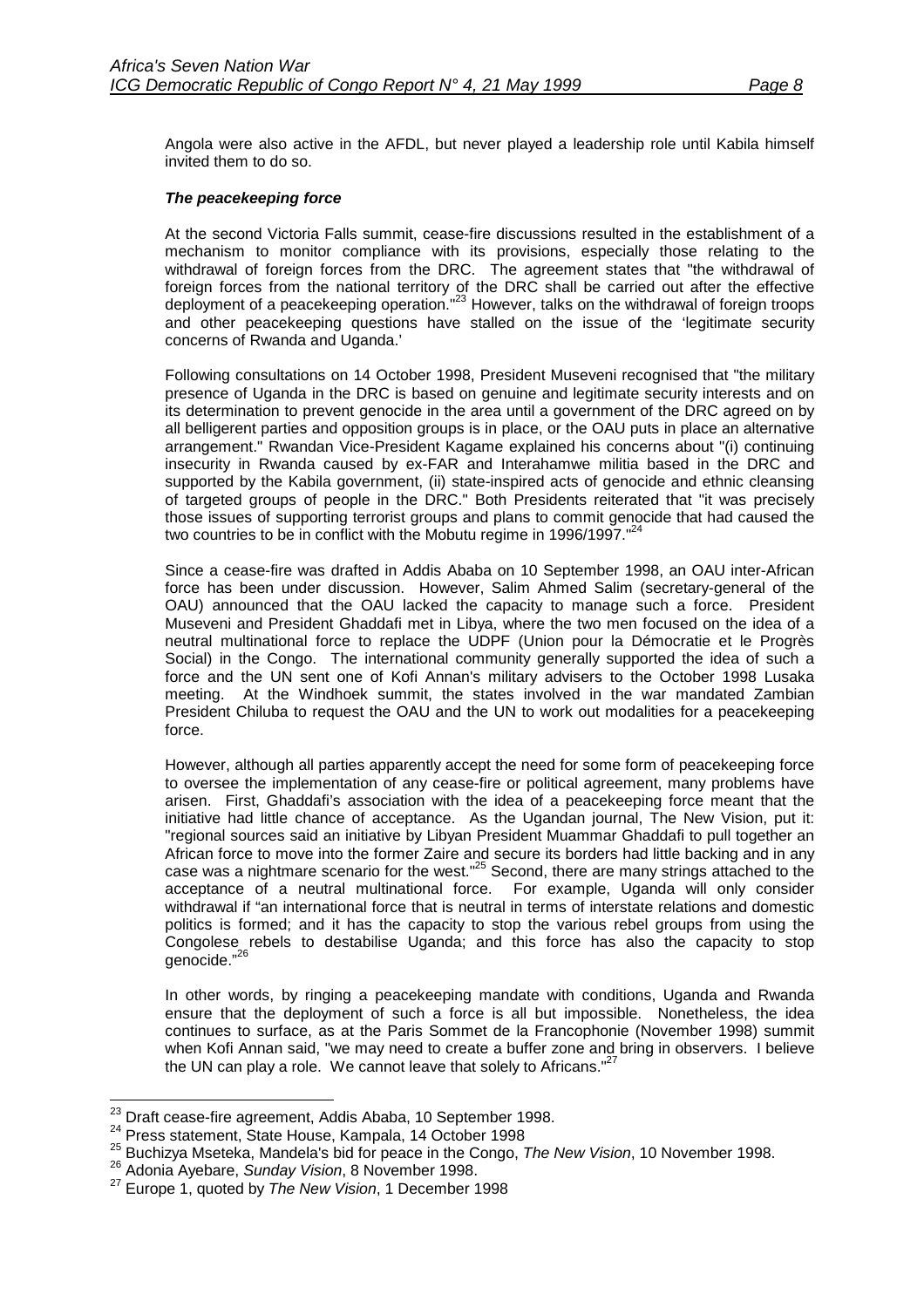Angola were also active in the AFDL, but never played a leadership role until Kabila himself invited them to do so.

***The peacekeeping force***

At the second Victoria Falls summit, cease-fire discussions resulted in the establishment of a mechanism to monitor compliance with its provisions, especially those relating to the withdrawal of foreign forces from the DRC. The agreement states that "the withdrawal of foreign forces from the national territory of the DRC shall be carried out after the effective deployment of a peacekeeping operation."[23] However, talks on the withdrawal of foreign troops and other peacekeeping questions have stalled on the issue of the 'legitimate security concerns of Rwanda and Uganda.'

Following consultations on 14 October 1998, President Museveni recognised that "the military presence of Uganda in the DRC is based on genuine and legitimate security interests and on its determination to prevent genocide in the area until a government of the DRC agreed on by all belligerent parties and opposition groups is in place, or the OAU puts in place an alternative arrangement." Rwandan Vice-President Kagame explained his concerns about "(i) continuing insecurity in Rwanda caused by ex-FAR and Interahamwe militia based in the DRC and supported by the Kabila government, (ii) state-inspired acts of genocide and ethnic cleansing of targeted groups of people in the DRC." Both Presidents reiterated that "it was precisely those issues of supporting terrorist groups and plans to commit genocide that had caused the two countries to be in conflict with the Mobutu regime in 1996/1997."[24]

Since a cease-fire was drafted in Addis Ababa on 10 September 1998, an OAU inter-African force has been under discussion. However, Salim Ahmed Salim (secretary-general of the OAU) announced that the OAU lacked the capacity to manage such a force. President Museveni and President Ghaddafi met in Libya, where the two men focused on the idea of a neutral multinational force to replace the UDPF (Union pour la Démocratie et le Progrès Social) in the Congo. The international community generally supported the idea of such a force and the UN sent one of Kofi Annan's military advisers to the October 1998 Lusaka meeting. At the Windhoek summit, the states involved in the war mandated Zambian President Chiluba to request the OAU and the UN to work out modalities for a peacekeeping force.

However, although all parties apparently accept the need for some form of peacekeeping force to oversee the implementation of any cease-fire or political agreement, many problems have arisen. First, Ghaddafi's association with the idea of a peacekeeping force meant that the initiative had little chance of acceptance. As the Ugandan journal, The New Vision, put it: "regional sources said an initiative by Libyan President Muammar Ghaddafi to pull together an African force to move into the former Zaire and secure its borders had little backing and in any case was a nightmare scenario for the west."[25] Second, there are many strings attached to the acceptance of a neutral multinational force. For example, Uganda will only consider withdrawal if "an international force that is neutral in terms of interstate relations and domestic politics is formed; and it has the capacity to stop the various rebel groups from using the Congolese rebels to destabilise Uganda; and this force has also the capacity to stop genocide."[26]

In other words, by ringing a peacekeeping mandate with conditions, Uganda and Rwanda ensure that the deployment of such a force is all but impossible. Nonetheless, the idea continues to surface, as at the Paris Sommet de la Francophonie (November 1998) summit when Kofi Annan said, "we may need to create a buffer zone and bring in observers. I believe the UN can play a role. We cannot leave that solely to Africans."[27]

---

[23] Draft cease-fire agreement, Addis Ababa, 10 September 1998.

[24] Press statement, State House, Kampala, 14 October 1998

[25] Buchizya Mseteka, Mandela's bid for peace in the Congo, *The New Vision*, 10 November 1998.

[26] Adonia Ayebare, *Sunday Vision*, 8 November 1998.

[27] Europe 1, quoted by *The New Vision*, 1 December 1998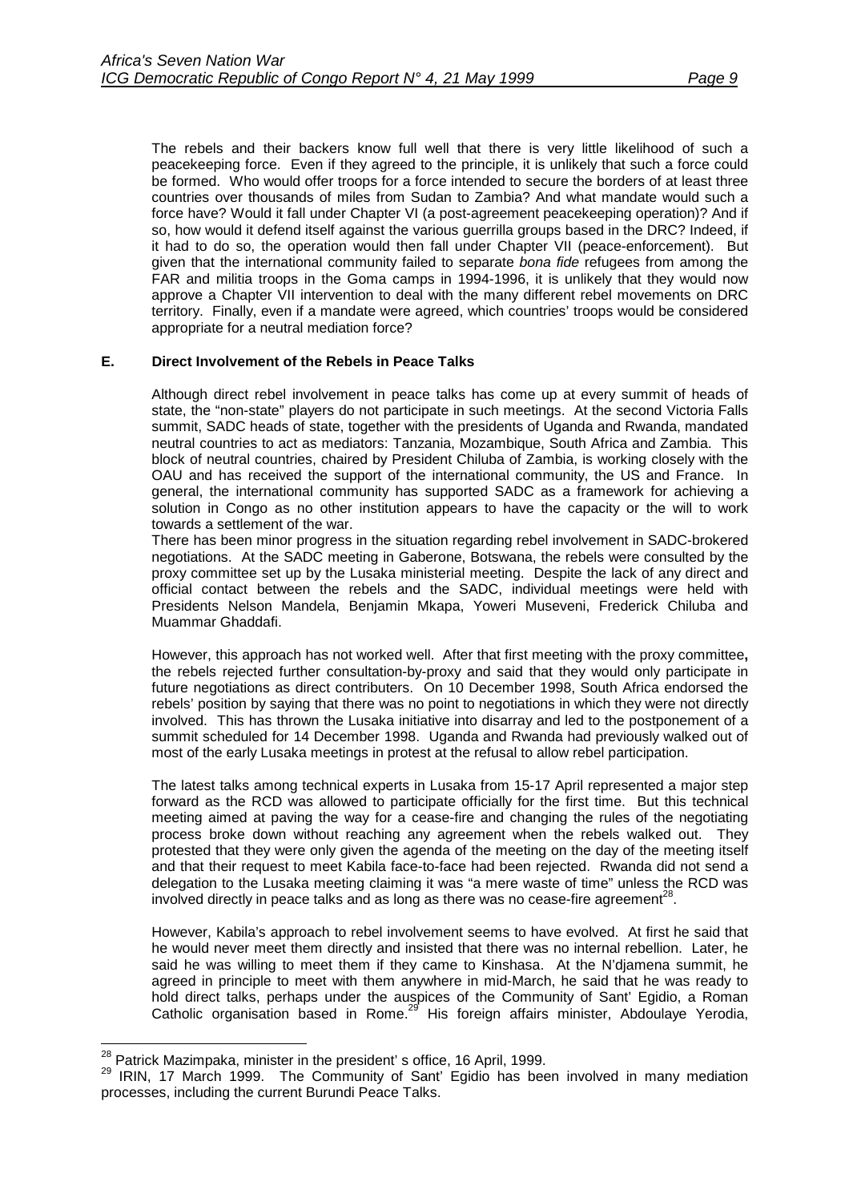The rebels and their backers know full well that there is very little likelihood of such a peacekeeping force. Even if they agreed to the principle, it is unlikely that such a force could be formed. Who would offer troops for a force intended to secure the borders of at least three countries over thousands of miles from Sudan to Zambia? And what mandate would such a force have? Would it fall under Chapter VI (a post-agreement peacekeeping operation)? And if so, how would it defend itself against the various guerrilla groups based in the DRC? Indeed, if it had to do so, the operation would then fall under Chapter VII (peace-enforcement). But given that the international community failed to separate *bona fide* refugees from among the FAR and militia troops in the Goma camps in 1994-1996, it is unlikely that they would now approve a Chapter VII intervention to deal with the many different rebel movements on DRC territory. Finally, even if a mandate were agreed, which countries' troops would be considered appropriate for a neutral mediation force?

### E. Direct Involvement of the Rebels in Peace Talks

Although direct rebel involvement in peace talks has come up at every summit of heads of state, the "non-state" players do not participate in such meetings. At the second Victoria Falls summit, SADC heads of state, together with the presidents of Uganda and Rwanda, mandated neutral countries to act as mediators: Tanzania, Mozambique, South Africa and Zambia. This block of neutral countries, chaired by President Chiluba of Zambia, is working closely with the OAU and has received the support of the international community, the US and France. In general, the international community has supported SADC as a framework for achieving a solution in Congo as no other institution appears to have the capacity or the will to work towards a settlement of the war.

There has been minor progress in the situation regarding rebel involvement in SADC-brokered negotiations. At the SADC meeting in Gaberone, Botswana, the rebels were consulted by the proxy committee set up by the Lusaka ministerial meeting. Despite the lack of any direct and official contact between the rebels and the SADC, individual meetings were held with Presidents Nelson Mandela, Benjamin Mkapa, Yoweri Museveni, Frederick Chiluba and Muammar Ghaddafi.

However, this approach has not worked well. After that first meeting with the proxy committee**,** the rebels rejected further consultation-by-proxy and said that they would only participate in future negotiations as direct contributers. On 10 December 1998, South Africa endorsed the rebels' position by saying that there was no point to negotiations in which they were not directly involved. This has thrown the Lusaka initiative into disarray and led to the postponement of a summit scheduled for 14 December 1998. Uganda and Rwanda had previously walked out of most of the early Lusaka meetings in protest at the refusal to allow rebel participation.

The latest talks among technical experts in Lusaka from 15-17 April represented a major step forward as the RCD was allowed to participate officially for the first time. But this technical meeting aimed at paving the way for a cease-fire and changing the rules of the negotiating process broke down without reaching any agreement when the rebels walked out. They protested that they were only given the agenda of the meeting on the day of the meeting itself and that their request to meet Kabila face-to-face had been rejected. Rwanda did not send a delegation to the Lusaka meeting claiming it was "a mere waste of time" unless the RCD was involved directly in peace talks and as long as there was no cease-fire agreement[28].

However, Kabila's approach to rebel involvement seems to have evolved. At first he said that he would never meet them directly and insisted that there was no internal rebellion. Later, he said he was willing to meet them if they came to Kinshasa. At the N'djamena summit, he agreed in principle to meet with them anywhere in mid-March, he said that he was ready to hold direct talks, perhaps under the auspices of the Community of Sant' Egidio, a Roman Catholic organisation based in Rome.[29] His foreign affairs minister, Abdoulaye Yerodia,

---

[28] Patrick Mazimpaka, minister in the president' s office, 16 April, 1999.

[29] IRIN, 17 March 1999. The Community of Sant' Egidio has been involved in many mediation processes, including the current Burundi Peace Talks.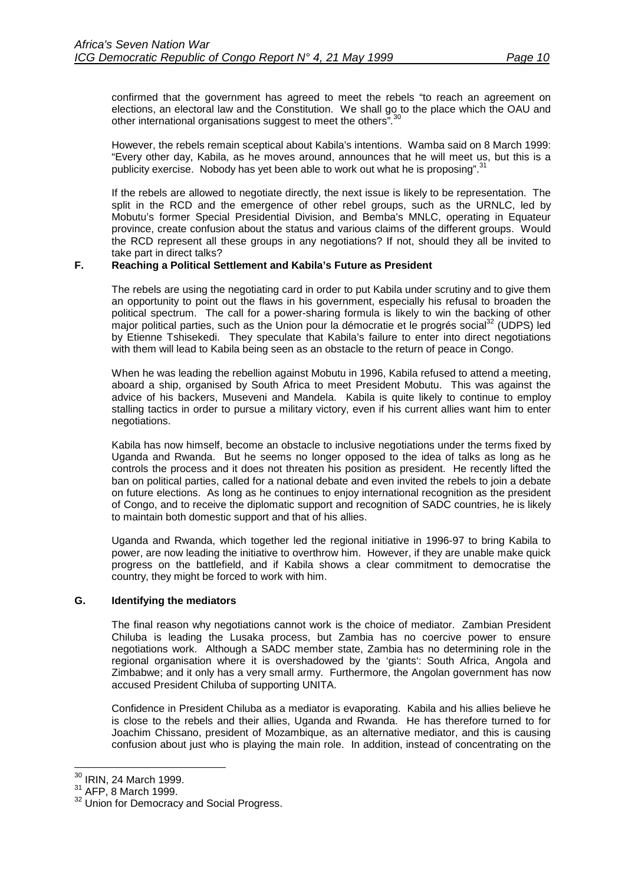confirmed that the government has agreed to meet the rebels "to reach an agreement on elections, an electoral law and the Constitution. We shall go to the place which the OAU and other international organisations suggest to meet the others".[30]

However, the rebels remain sceptical about Kabila's intentions. Wamba said on 8 March 1999: "Every other day, Kabila, as he moves around, announces that he will meet us, but this is a publicity exercise. Nobody has yet been able to work out what he is proposing".[31]

If the rebels are allowed to negotiate directly, the next issue is likely to be representation. The split in the RCD and the emergence of other rebel groups, such as the URNLC, led by Mobutu's former Special Presidential Division, and Bemba's MNLC, operating in Equateur province, create confusion about the status and various claims of the different groups. Would the RCD represent all these groups in any negotiations? If not, should they all be invited to take part in direct talks?

### F. Reaching a Political Settlement and Kabila's Future as President

The rebels are using the negotiating card in order to put Kabila under scrutiny and to give them an opportunity to point out the flaws in his government, especially his refusal to broaden the political spectrum. The call for a power-sharing formula is likely to win the backing of other major political parties, such as the Union pour la démocratie et le progrés social[32] (UDPS) led by Etienne Tshisekedi. They speculate that Kabila's failure to enter into direct negotiations with them will lead to Kabila being seen as an obstacle to the return of peace in Congo.

When he was leading the rebellion against Mobutu in 1996, Kabila refused to attend a meeting, aboard a ship, organised by South Africa to meet President Mobutu. This was against the advice of his backers, Museveni and Mandela. Kabila is quite likely to continue to employ stalling tactics in order to pursue a military victory, even if his current allies want him to enter negotiations.

Kabila has now himself, become an obstacle to inclusive negotiations under the terms fixed by Uganda and Rwanda. But he seems no longer opposed to the idea of talks as long as he controls the process and it does not threaten his position as president. He recently lifted the ban on political parties, called for a national debate and even invited the rebels to join a debate on future elections. As long as he continues to enjoy international recognition as the president of Congo, and to receive the diplomatic support and recognition of SADC countries, he is likely to maintain both domestic support and that of his allies.

Uganda and Rwanda, which together led the regional initiative in 1996-97 to bring Kabila to power, are now leading the initiative to overthrow him. However, if they are unable make quick progress on the battlefield, and if Kabila shows a clear commitment to democratise the country, they might be forced to work with him.

### G. Identifying the mediators

The final reason why negotiations cannot work is the choice of mediator. Zambian President Chiluba is leading the Lusaka process, but Zambia has no coercive power to ensure negotiations work. Although a SADC member state, Zambia has no determining role in the regional organisation where it is overshadowed by the 'giants': South Africa, Angola and Zimbabwe; and it only has a very small army. Furthermore, the Angolan government has now accused President Chiluba of supporting UNITA.

Confidence in President Chiluba as a mediator is evaporating. Kabila and his allies believe he is close to the rebels and their allies, Uganda and Rwanda. He has therefore turned to for Joachim Chissano, president of Mozambique, as an alternative mediator, and this is causing confusion about just who is playing the main role. In addition, instead of concentrating on the

---

[30] IRIN, 24 March 1999.

[31] AFP, 8 March 1999.

[32] Union for Democracy and Social Progress.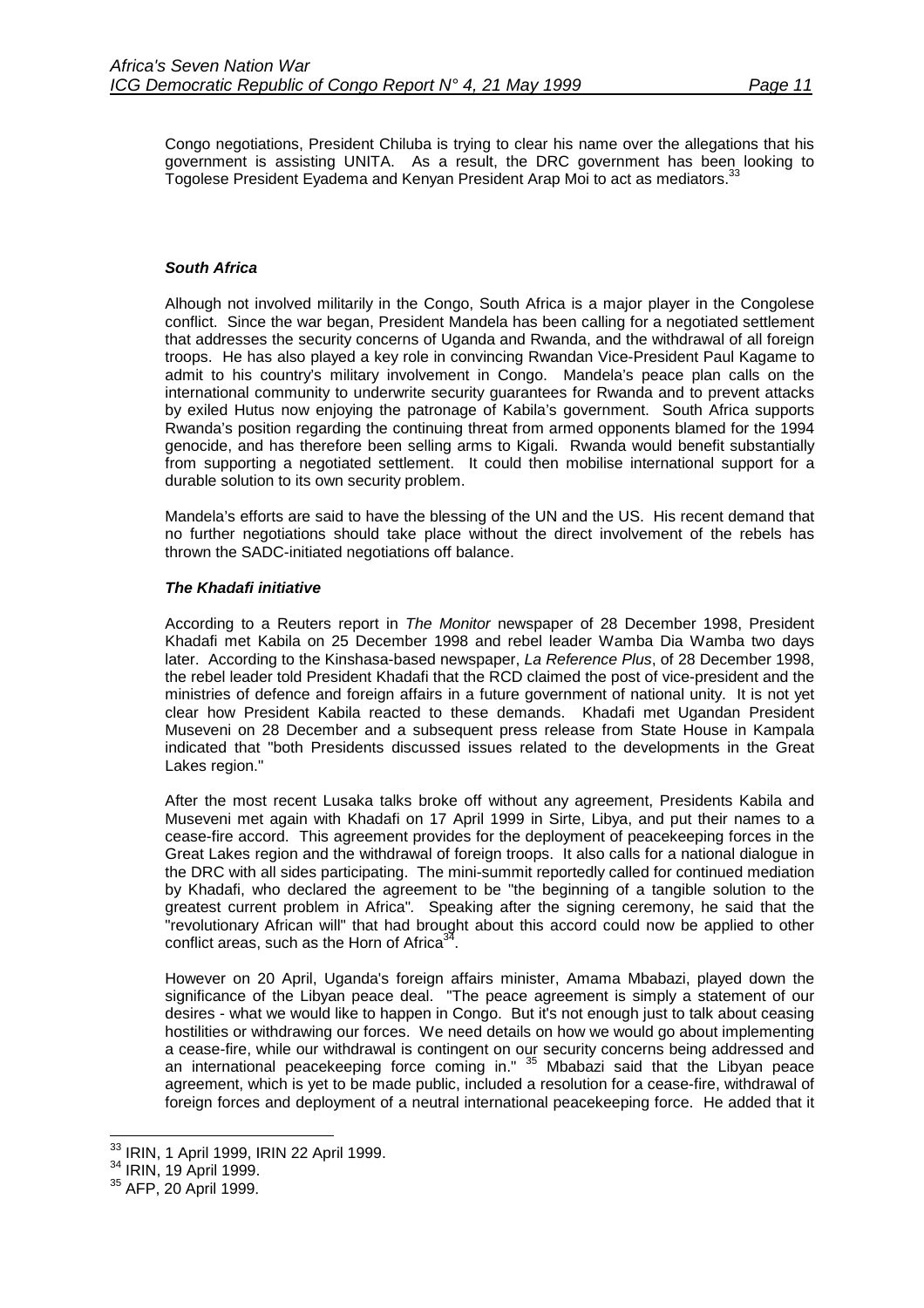Congo negotiations, President Chiluba is trying to clear his name over the allegations that his government is assisting UNITA. As a result, the DRC government has been looking to Togolese President Eyadema and Kenyan President Arap Moi to act as mediators.[33]

***South Africa***

Alhough not involved militarily in the Congo, South Africa is a major player in the Congolese conflict. Since the war began, President Mandela has been calling for a negotiated settlement that addresses the security concerns of Uganda and Rwanda, and the withdrawal of all foreign troops. He has also played a key role in convincing Rwandan Vice-President Paul Kagame to admit to his country's military involvement in Congo. Mandela's peace plan calls on the international community to underwrite security guarantees for Rwanda and to prevent attacks by exiled Hutus now enjoying the patronage of Kabila's government. South Africa supports Rwanda's position regarding the continuing threat from armed opponents blamed for the 1994 genocide, and has therefore been selling arms to Kigali. Rwanda would benefit substantially from supporting a negotiated settlement. It could then mobilise international support for a durable solution to its own security problem.

Mandela's efforts are said to have the blessing of the UN and the US. His recent demand that no further negotiations should take place without the direct involvement of the rebels has thrown the SADC-initiated negotiations off balance.

***The Khadafi initiative***

According to a Reuters report in *The Monitor* newspaper of 28 December 1998, President Khadafi met Kabila on 25 December 1998 and rebel leader Wamba Dia Wamba two days later. According to the Kinshasa-based newspaper, *La Reference Plus*, of 28 December 1998, the rebel leader told President Khadafi that the RCD claimed the post of vice-president and the ministries of defence and foreign affairs in a future government of national unity. It is not yet clear how President Kabila reacted to these demands. Khadafi met Ugandan President Museveni on 28 December and a subsequent press release from State House in Kampala indicated that "both Presidents discussed issues related to the developments in the Great Lakes region."

After the most recent Lusaka talks broke off without any agreement, Presidents Kabila and Museveni met again with Khadafi on 17 April 1999 in Sirte, Libya, and put their names to a cease-fire accord. This agreement provides for the deployment of peacekeeping forces in the Great Lakes region and the withdrawal of foreign troops. It also calls for a national dialogue in the DRC with all sides participating. The mini-summit reportedly called for continued mediation by Khadafi, who declared the agreement to be "the beginning of a tangible solution to the greatest current problem in Africa". Speaking after the signing ceremony, he said that the "revolutionary African will" that had brought about this accord could now be applied to other conflict areas, such as the Horn of Africa[34].

However on 20 April, Uganda's foreign affairs minister, Amama Mbabazi, played down the significance of the Libyan peace deal. "The peace agreement is simply a statement of our desires - what we would like to happen in Congo. But it's not enough just to talk about ceasing hostilities or withdrawing our forces. We need details on how we would go about implementing a cease-fire, while our withdrawal is contingent on our security concerns being addressed and an international peacekeeping force coming in." [35] Mbabazi said that the Libyan peace agreement, which is yet to be made public, included a resolution for a cease-fire, withdrawal of foreign forces and deployment of a neutral international peacekeeping force. He added that it

[33] IRIN, 1 April 1999, IRIN 22 April 1999.
[34] IRIN, 19 April 1999.
[35] AFP, 20 April 1999.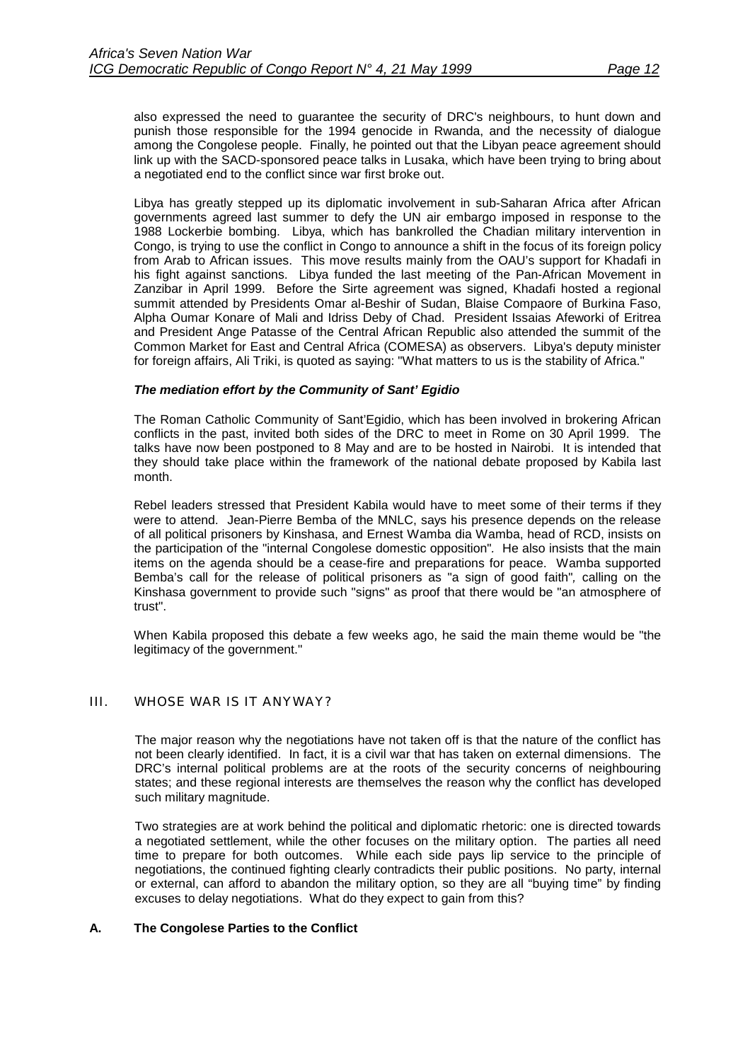also expressed the need to guarantee the security of DRC's neighbours, to hunt down and punish those responsible for the 1994 genocide in Rwanda, and the necessity of dialogue among the Congolese people. Finally, he pointed out that the Libyan peace agreement should link up with the SACD-sponsored peace talks in Lusaka, which have been trying to bring about a negotiated end to the conflict since war first broke out.

Libya has greatly stepped up its diplomatic involvement in sub-Saharan Africa after African governments agreed last summer to defy the UN air embargo imposed in response to the 1988 Lockerbie bombing. Libya, which has bankrolled the Chadian military intervention in Congo, is trying to use the conflict in Congo to announce a shift in the focus of its foreign policy from Arab to African issues. This move results mainly from the OAU's support for Khadafi in his fight against sanctions. Libya funded the last meeting of the Pan-African Movement in Zanzibar in April 1999. Before the Sirte agreement was signed, Khadafi hosted a regional summit attended by Presidents Omar al-Beshir of Sudan, Blaise Compaore of Burkina Faso, Alpha Oumar Konare of Mali and Idriss Deby of Chad. President Issaias Afeworki of Eritrea and President Ange Patasse of the Central African Republic also attended the summit of the Common Market for East and Central Africa (COMESA) as observers. Libya's deputy minister for foreign affairs, Ali Triki, is quoted as saying: "What matters to us is the stability of Africa."

***The mediation effort by the Community of Sant' Egidio***

The Roman Catholic Community of Sant'Egidio, which has been involved in brokering African conflicts in the past, invited both sides of the DRC to meet in Rome on 30 April 1999. The talks have now been postponed to 8 May and are to be hosted in Nairobi. It is intended that they should take place within the framework of the national debate proposed by Kabila last month.

Rebel leaders stressed that President Kabila would have to meet some of their terms if they were to attend. Jean-Pierre Bemba of the MNLC, says his presence depends on the release of all political prisoners by Kinshasa, and Ernest Wamba dia Wamba, head of RCD, insists on the participation of the "internal Congolese domestic opposition". He also insists that the main items on the agenda should be a cease-fire and preparations for peace. Wamba supported Bemba's call for the release of political prisoners as "a sign of good faith", calling on the Kinshasa government to provide such "signs" as proof that there would be "an atmosphere of trust".

When Kabila proposed this debate a few weeks ago, he said the main theme would be "the legitimacy of the government."

## III. WHOSE WAR IS IT ANYWAY?

The major reason why the negotiations have not taken off is that the nature of the conflict has not been clearly identified. In fact, it is a civil war that has taken on external dimensions. The DRC's internal political problems are at the roots of the security concerns of neighbouring states; and these regional interests are themselves the reason why the conflict has developed such military magnitude.

Two strategies are at work behind the political and diplomatic rhetoric: one is directed towards a negotiated settlement, while the other focuses on the military option. The parties all need time to prepare for both outcomes. While each side pays lip service to the principle of negotiations, the continued fighting clearly contradicts their public positions. No party, internal or external, can afford to abandon the military option, so they are all "buying time" by finding excuses to delay negotiations. What do they expect to gain from this?

### A. The Congolese Parties to the Conflict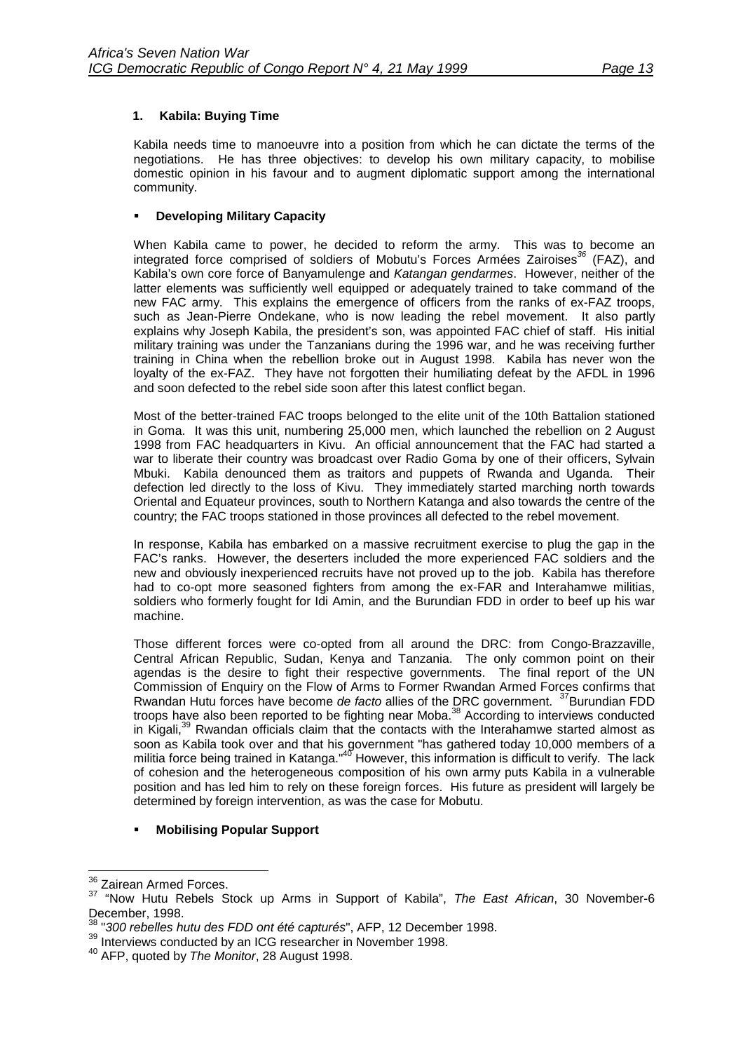### 1. Kabila: Buying Time

Kabila needs time to manoeuvre into a position from which he can dictate the terms of the negotiations. He has three objectives: to develop his own military capacity, to mobilise domestic opinion in his favour and to augment diplomatic support among the international community.

- **Developing Military Capacity**

When Kabila came to power, he decided to reform the army. This was to become an integrated force comprised of soldiers of Mobutu's Forces Armées Zairoises[36] (FAZ), and Kabila's own core force of Banyamulenge and *Katangan gendarmes*. However, neither of the latter elements was sufficiently well equipped or adequately trained to take command of the new FAC army. This explains the emergence of officers from the ranks of ex-FAZ troops, such as Jean-Pierre Ondekane, who is now leading the rebel movement. It also partly explains why Joseph Kabila, the president's son, was appointed FAC chief of staff. His initial military training was under the Tanzanians during the 1996 war, and he was receiving further training in China when the rebellion broke out in August 1998. Kabila has never won the loyalty of the ex-FAZ. They have not forgotten their humiliating defeat by the AFDL in 1996 and soon defected to the rebel side soon after this latest conflict began.

Most of the better-trained FAC troops belonged to the elite unit of the 10th Battalion stationed in Goma. It was this unit, numbering 25,000 men, which launched the rebellion on 2 August 1998 from FAC headquarters in Kivu. An official announcement that the FAC had started a war to liberate their country was broadcast over Radio Goma by one of their officers, Sylvain Mbuki. Kabila denounced them as traitors and puppets of Rwanda and Uganda. Their defection led directly to the loss of Kivu. They immediately started marching north towards Oriental and Equateur provinces, south to Northern Katanga and also towards the centre of the country; the FAC troops stationed in those provinces all defected to the rebel movement.

In response, Kabila has embarked on a massive recruitment exercise to plug the gap in the FAC's ranks. However, the deserters included the more experienced FAC soldiers and the new and obviously inexperienced recruits have not proved up to the job. Kabila has therefore had to co-opt more seasoned fighters from among the ex-FAR and Interahamwe militias, soldiers who formerly fought for Idi Amin, and the Burundian FDD in order to beef up his war machine.

Those different forces were co-opted from all around the DRC: from Congo-Brazzaville, Central African Republic, Sudan, Kenya and Tanzania. The only common point on their agendas is the desire to fight their respective governments. The final report of the UN Commission of Enquiry on the Flow of Arms to Former Rwandan Armed Forces confirms that Rwandan Hutu forces have become *de facto* allies of the DRC government. [37]Burundian FDD troops have also been reported to be fighting near Moba.[38] According to interviews conducted in Kigali,[39] Rwandan officials claim that the contacts with the Interahamwe started almost as soon as Kabila took over and that his government "has gathered today 10,000 members of a militia force being trained in Katanga."[40] However, this information is difficult to verify. The lack of cohesion and the heterogeneous composition of his own army puts Kabila in a vulnerable position and has led him to rely on these foreign forces. His future as president will largely be determined by foreign intervention, as was the case for Mobutu.

- **Mobilising Popular Support**

---

[36] Zairean Armed Forces.

[37] "Now Hutu Rebels Stock up Arms in Support of Kabila", *The East African*, 30 November-6 December, 1998.

[38] "*300 rebelles hutu des FDD ont été capturés*", AFP, 12 December 1998.

[39] Interviews conducted by an ICG researcher in November 1998.

[40] AFP, quoted by *The Monitor*, 28 August 1998.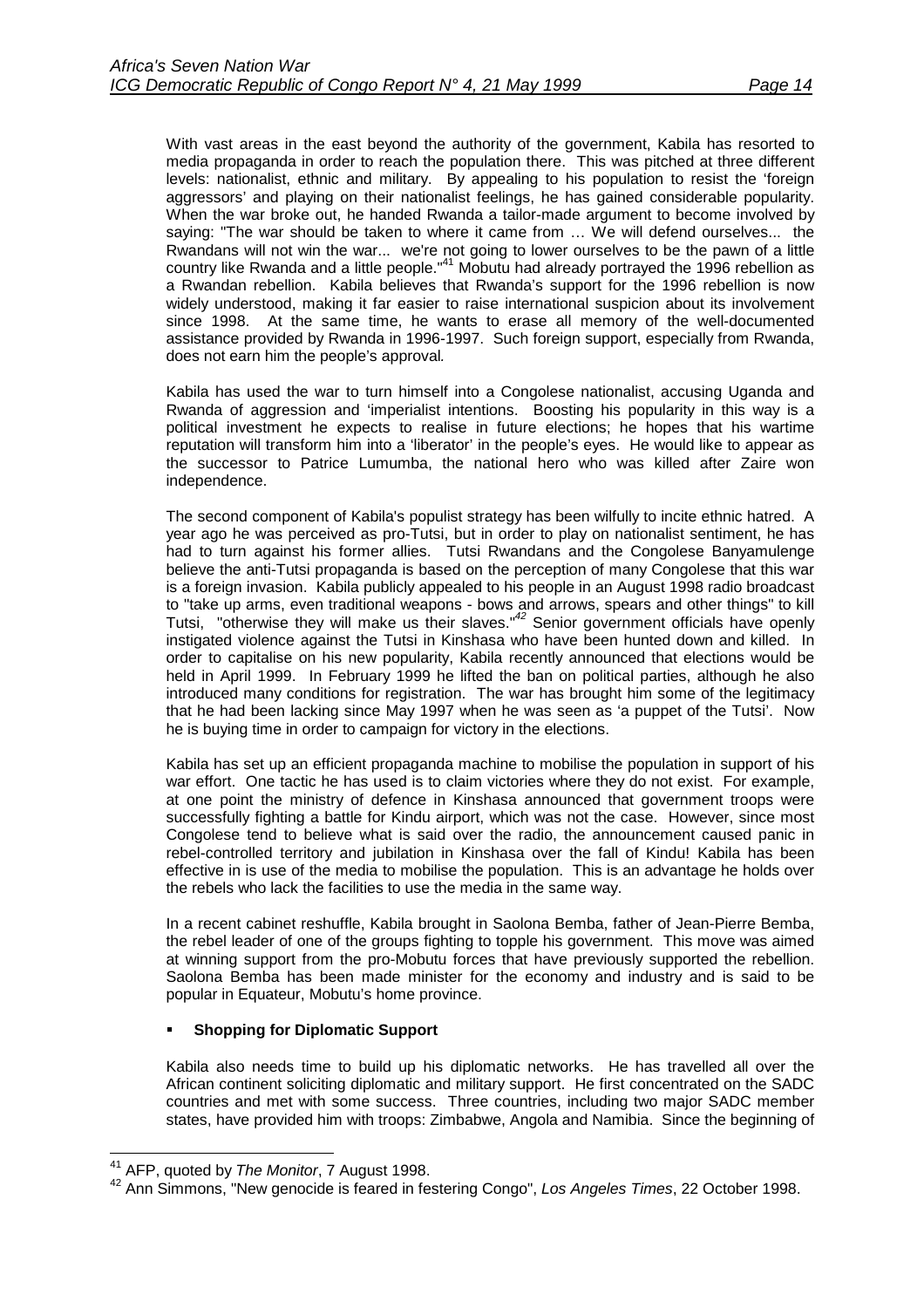With vast areas in the east beyond the authority of the government, Kabila has resorted to media propaganda in order to reach the population there. This was pitched at three different levels: nationalist, ethnic and military. By appealing to his population to resist the 'foreign aggressors' and playing on their nationalist feelings, he has gained considerable popularity. When the war broke out, he handed Rwanda a tailor-made argument to become involved by saying: "The war should be taken to where it came from … We will defend ourselves... the Rwandans will not win the war... we're not going to lower ourselves to be the pawn of a little country like Rwanda and a little people."[41] Mobutu had already portrayed the 1996 rebellion as a Rwandan rebellion. Kabila believes that Rwanda's support for the 1996 rebellion is now widely understood, making it far easier to raise international suspicion about its involvement since 1998. At the same time, he wants to erase all memory of the well-documented assistance provided by Rwanda in 1996-1997. Such foreign support, especially from Rwanda, does not earn him the people's approval.

Kabila has used the war to turn himself into a Congolese nationalist, accusing Uganda and Rwanda of aggression and 'imperialist intentions. Boosting his popularity in this way is a political investment he expects to realise in future elections; he hopes that his wartime reputation will transform him into a 'liberator' in the people's eyes. He would like to appear as the successor to Patrice Lumumba, the national hero who was killed after Zaire won independence.

The second component of Kabila's populist strategy has been wilfully to incite ethnic hatred. A year ago he was perceived as pro-Tutsi, but in order to play on nationalist sentiment, he has had to turn against his former allies. Tutsi Rwandans and the Congolese Banyamulenge believe the anti-Tutsi propaganda is based on the perception of many Congolese that this war is a foreign invasion. Kabila publicly appealed to his people in an August 1998 radio broadcast to "take up arms, even traditional weapons - bows and arrows, spears and other things" to kill Tutsi, "otherwise they will make us their slaves."[42] Senior government officials have openly instigated violence against the Tutsi in Kinshasa who have been hunted down and killed. In order to capitalise on his new popularity, Kabila recently announced that elections would be held in April 1999. In February 1999 he lifted the ban on political parties, although he also introduced many conditions for registration. The war has brought him some of the legitimacy that he had been lacking since May 1997 when he was seen as 'a puppet of the Tutsi'. Now he is buying time in order to campaign for victory in the elections.

Kabila has set up an efficient propaganda machine to mobilise the population in support of his war effort. One tactic he has used is to claim victories where they do not exist. For example, at one point the ministry of defence in Kinshasa announced that government troops were successfully fighting a battle for Kindu airport, which was not the case. However, since most Congolese tend to believe what is said over the radio, the announcement caused panic in rebel-controlled territory and jubilation in Kinshasa over the fall of Kindu! Kabila has been effective in is use of the media to mobilise the population. This is an advantage he holds over the rebels who lack the facilities to use the media in the same way.

In a recent cabinet reshuffle, Kabila brought in Saolona Bemba, father of Jean-Pierre Bemba, the rebel leader of one of the groups fighting to topple his government. This move was aimed at winning support from the pro-Mobutu forces that have previously supported the rebellion. Saolona Bemba has been made minister for the economy and industry and is said to be popular in Equateur, Mobutu's home province.

- **Shopping for Diplomatic Support**

Kabila also needs time to build up his diplomatic networks. He has travelled all over the African continent soliciting diplomatic and military support. He first concentrated on the SADC countries and met with some success. Three countries, including two major SADC member states, have provided him with troops: Zimbabwe, Angola and Namibia. Since the beginning of

[41] AFP, quoted by *The Monitor*, 7 August 1998.

[42] Ann Simmons, "New genocide is feared in festering Congo", *Los Angeles Times*, 22 October 1998.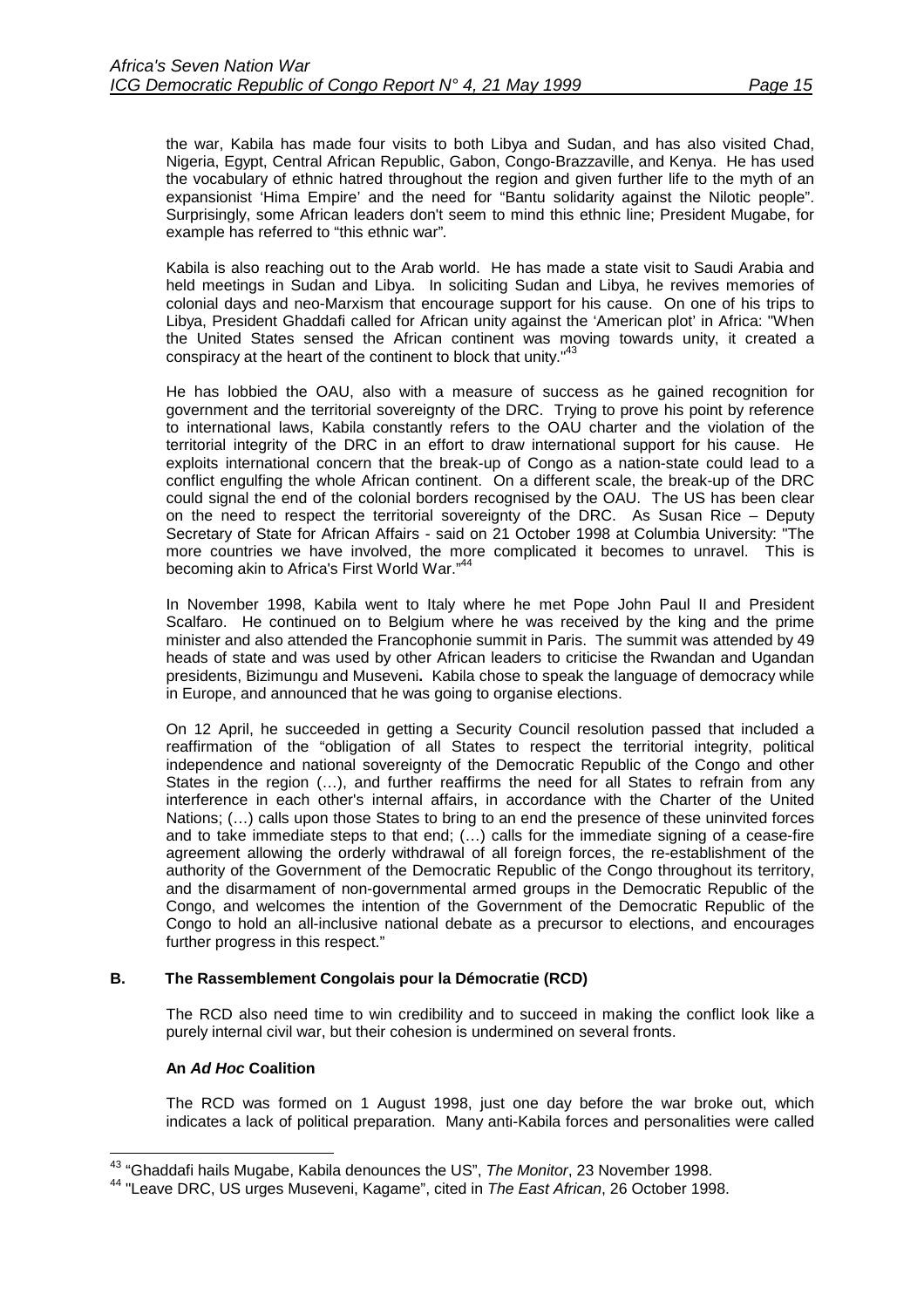the war, Kabila has made four visits to both Libya and Sudan, and has also visited Chad, Nigeria, Egypt, Central African Republic, Gabon, Congo-Brazzaville, and Kenya. He has used the vocabulary of ethnic hatred throughout the region and given further life to the myth of an expansionist 'Hima Empire' and the need for "Bantu solidarity against the Nilotic people". Surprisingly, some African leaders don't seem to mind this ethnic line; President Mugabe, for example has referred to "this ethnic war".

Kabila is also reaching out to the Arab world. He has made a state visit to Saudi Arabia and held meetings in Sudan and Libya. In soliciting Sudan and Libya, he revives memories of colonial days and neo-Marxism that encourage support for his cause. On one of his trips to Libya, President Ghaddafi called for African unity against the 'American plot' in Africa: "When the United States sensed the African continent was moving towards unity, it created a conspiracy at the heart of the continent to block that unity."[43]

He has lobbied the OAU, also with a measure of success as he gained recognition for government and the territorial sovereignty of the DRC. Trying to prove his point by reference to international laws, Kabila constantly refers to the OAU charter and the violation of the territorial integrity of the DRC in an effort to draw international support for his cause. He exploits international concern that the break-up of Congo as a nation-state could lead to a conflict engulfing the whole African continent. On a different scale, the break-up of the DRC could signal the end of the colonial borders recognised by the OAU. The US has been clear on the need to respect the territorial sovereignty of the DRC. As Susan Rice – Deputy Secretary of State for African Affairs - said on 21 October 1998 at Columbia University: "The more countries we have involved, the more complicated it becomes to unravel. This is becoming akin to Africa's First World War."[44]

In November 1998, Kabila went to Italy where he met Pope John Paul II and President Scalfaro. He continued on to Belgium where he was received by the king and the prime minister and also attended the Francophonie summit in Paris. The summit was attended by 49 heads of state and was used by other African leaders to criticise the Rwandan and Ugandan presidents, Bizimungu and Museveni**.** Kabila chose to speak the language of democracy while in Europe, and announced that he was going to organise elections.

On 12 April, he succeeded in getting a Security Council resolution passed that included a reaffirmation of the "obligation of all States to respect the territorial integrity, political independence and national sovereignty of the Democratic Republic of the Congo and other States in the region (…), and further reaffirms the need for all States to refrain from any interference in each other's internal affairs, in accordance with the Charter of the United Nations; (…) calls upon those States to bring to an end the presence of these uninvited forces and to take immediate steps to that end; (…) calls for the immediate signing of a cease-fire agreement allowing the orderly withdrawal of all foreign forces, the re-establishment of the authority of the Government of the Democratic Republic of the Congo throughout its territory, and the disarmament of non-governmental armed groups in the Democratic Republic of the Congo, and welcomes the intention of the Government of the Democratic Republic of the Congo to hold an all-inclusive national debate as a precursor to elections, and encourages further progress in this respect."

## B. The Rassemblement Congolais pour la Démocratie (RCD)

The RCD also need time to win credibility and to succeed in making the conflict look like a purely internal civil war, but their cohesion is undermined on several fronts.

### An *Ad Hoc* Coalition

The RCD was formed on 1 August 1998, just one day before the war broke out, which indicates a lack of political preparation. Many anti-Kabila forces and personalities were called

---

[43] "Ghaddafi hails Mugabe, Kabila denounces the US", *The Monitor*, 23 November 1998.

[44] "Leave DRC, US urges Museveni, Kagame", cited in *The East African*, 26 October 1998.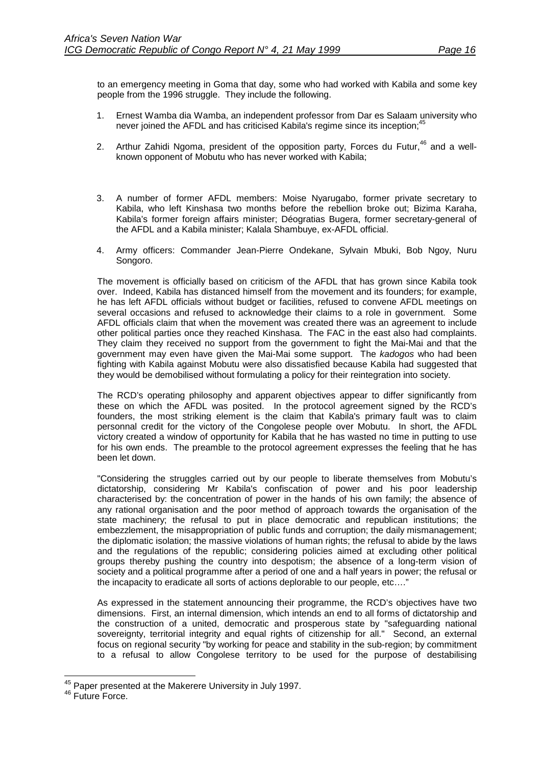to an emergency meeting in Goma that day, some who had worked with Kabila and some key people from the 1996 struggle. They include the following.

1. Ernest Wamba dia Wamba, an independent professor from Dar es Salaam university who never joined the AFDL and has criticised Kabila's regime since its inception;[45]

2. Arthur Zahidi Ngoma, president of the opposition party, Forces du Futur,[46] and a well-known opponent of Mobutu who has never worked with Kabila;

3. A number of former AFDL members: Moise Nyarugabo, former private secretary to Kabila, who left Kinshasa two months before the rebellion broke out; Bizima Karaha, Kabila's former foreign affairs minister; Déogratias Bugera, former secretary-general of the AFDL and a Kabila minister; Kalala Shambuye, ex-AFDL official.

4. Army officers: Commander Jean-Pierre Ondekane, Sylvain Mbuki, Bob Ngoy, Nuru Songoro.

The movement is officially based on criticism of the AFDL that has grown since Kabila took over. Indeed, Kabila has distanced himself from the movement and its founders; for example, he has left AFDL officials without budget or facilities, refused to convene AFDL meetings on several occasions and refused to acknowledge their claims to a role in government. Some AFDL officials claim that when the movement was created there was an agreement to include other political parties once they reached Kinshasa. The FAC in the east also had complaints. They claim they received no support from the government to fight the Mai-Mai and that the government may even have given the Mai-Mai some support. The *kadogos* who had been fighting with Kabila against Mobutu were also dissatisfied because Kabila had suggested that they would be demobilised without formulating a policy for their reintegration into society.

The RCD's operating philosophy and apparent objectives appear to differ significantly from these on which the AFDL was posited. In the protocol agreement signed by the RCD's founders, the most striking element is the claim that Kabila's primary fault was to claim personnal credit for the victory of the Congolese people over Mobutu. In short, the AFDL victory created a window of opportunity for Kabila that he has wasted no time in putting to use for his own ends. The preamble to the protocol agreement expresses the feeling that he has been let down.

"Considering the struggles carried out by our people to liberate themselves from Mobutu's dictatorship, considering Mr Kabila's confiscation of power and his poor leadership characterised by: the concentration of power in the hands of his own family; the absence of any rational organisation and the poor method of approach towards the organisation of the state machinery; the refusal to put in place democratic and republican institutions; the embezzlement, the misappropriation of public funds and corruption; the daily mismanagement; the diplomatic isolation; the massive violations of human rights; the refusal to abide by the laws and the regulations of the republic; considering policies aimed at excluding other political groups thereby pushing the country into despotism; the absence of a long-term vision of society and a political programme after a period of one and a half years in power; the refusal or the incapacity to eradicate all sorts of actions deplorable to our people, etc…."

As expressed in the statement announcing their programme, the RCD's objectives have two dimensions. First, an internal dimension, which intends an end to all forms of dictatorship and the construction of a united, democratic and prosperous state by "safeguarding national sovereignty, territorial integrity and equal rights of citizenship for all." Second, an external focus on regional security "by working for peace and stability in the sub-region; by commitment to a refusal to allow Congolese territory to be used for the purpose of destabilising

[45] Paper presented at the Makerere University in July 1997.

[46] Future Force.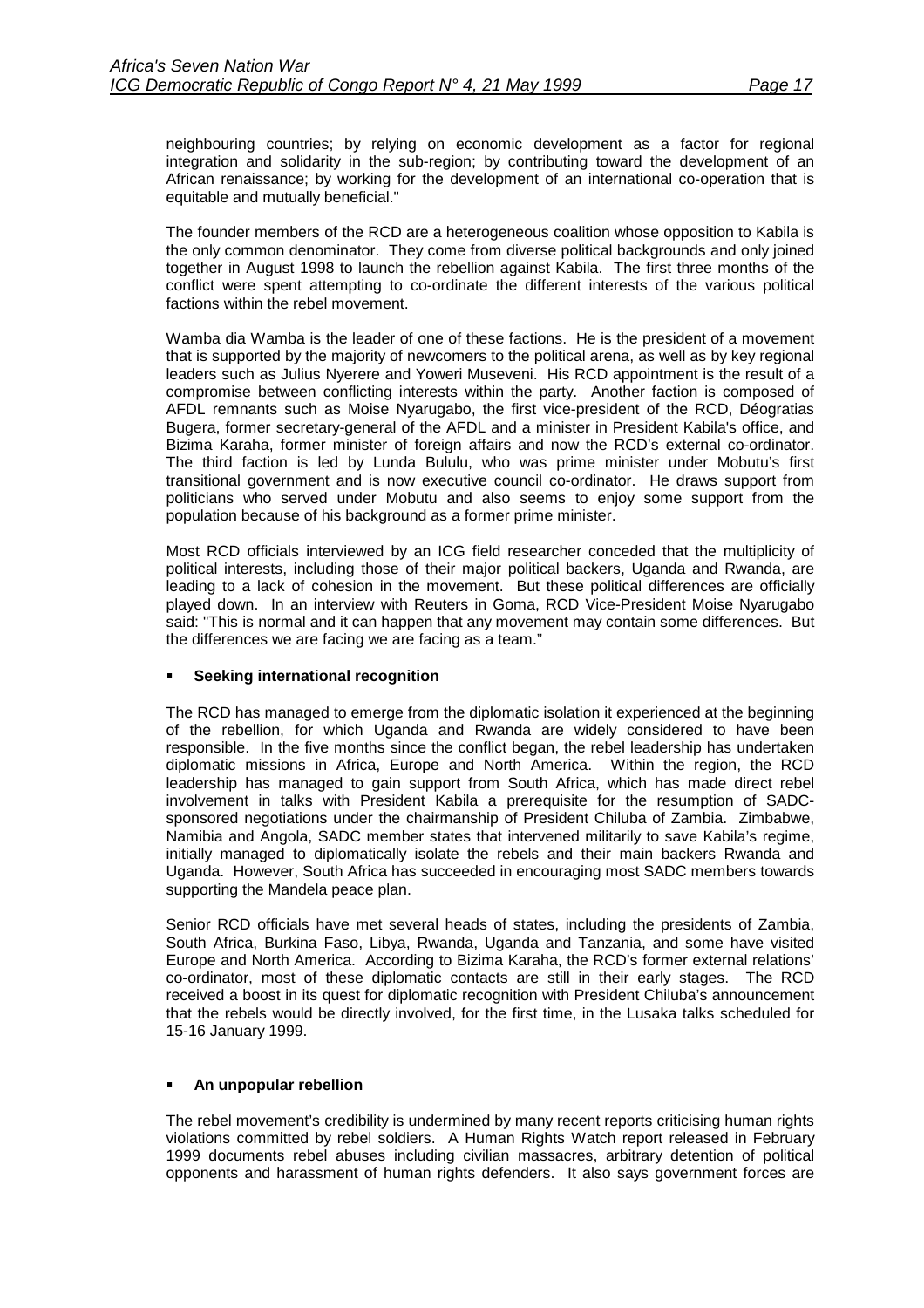neighbouring countries; by relying on economic development as a factor for regional integration and solidarity in the sub-region; by contributing toward the development of an African renaissance; by working for the development of an international co-operation that is equitable and mutually beneficial."

The founder members of the RCD are a heterogeneous coalition whose opposition to Kabila is the only common denominator. They come from diverse political backgrounds and only joined together in August 1998 to launch the rebellion against Kabila. The first three months of the conflict were spent attempting to co-ordinate the different interests of the various political factions within the rebel movement.

Wamba dia Wamba is the leader of one of these factions. He is the president of a movement that is supported by the majority of newcomers to the political arena, as well as by key regional leaders such as Julius Nyerere and Yoweri Museveni. His RCD appointment is the result of a compromise between conflicting interests within the party. Another faction is composed of AFDL remnants such as Moise Nyarugabo, the first vice-president of the RCD, Déogratias Bugera, former secretary-general of the AFDL and a minister in President Kabila's office, and Bizima Karaha, former minister of foreign affairs and now the RCD's external co-ordinator. The third faction is led by Lunda Bululu, who was prime minister under Mobutu's first transitional government and is now executive council co-ordinator. He draws support from politicians who served under Mobutu and also seems to enjoy some support from the population because of his background as a former prime minister.

Most RCD officials interviewed by an ICG field researcher conceded that the multiplicity of political interests, including those of their major political backers, Uganda and Rwanda, are leading to a lack of cohesion in the movement. But these political differences are officially played down. In an interview with Reuters in Goma, RCD Vice-President Moise Nyarugabo said: "This is normal and it can happen that any movement may contain some differences. But the differences we are facing we are facing as a team."

- **Seeking international recognition**

The RCD has managed to emerge from the diplomatic isolation it experienced at the beginning of the rebellion, for which Uganda and Rwanda are widely considered to have been responsible. In the five months since the conflict began, the rebel leadership has undertaken diplomatic missions in Africa, Europe and North America. Within the region, the RCD leadership has managed to gain support from South Africa, which has made direct rebel involvement in talks with President Kabila a prerequisite for the resumption of SADC-sponsored negotiations under the chairmanship of President Chiluba of Zambia. Zimbabwe, Namibia and Angola, SADC member states that intervened militarily to save Kabila's regime, initially managed to diplomatically isolate the rebels and their main backers Rwanda and Uganda. However, South Africa has succeeded in encouraging most SADC members towards supporting the Mandela peace plan.

Senior RCD officials have met several heads of states, including the presidents of Zambia, South Africa, Burkina Faso, Libya, Rwanda, Uganda and Tanzania, and some have visited Europe and North America. According to Bizima Karaha, the RCD's former external relations' co-ordinator, most of these diplomatic contacts are still in their early stages. The RCD received a boost in its quest for diplomatic recognition with President Chiluba's announcement that the rebels would be directly involved, for the first time, in the Lusaka talks scheduled for 15-16 January 1999.

- **An unpopular rebellion**

The rebel movement's credibility is undermined by many recent reports criticising human rights violations committed by rebel soldiers. A Human Rights Watch report released in February 1999 documents rebel abuses including civilian massacres, arbitrary detention of political opponents and harassment of human rights defenders. It also says government forces are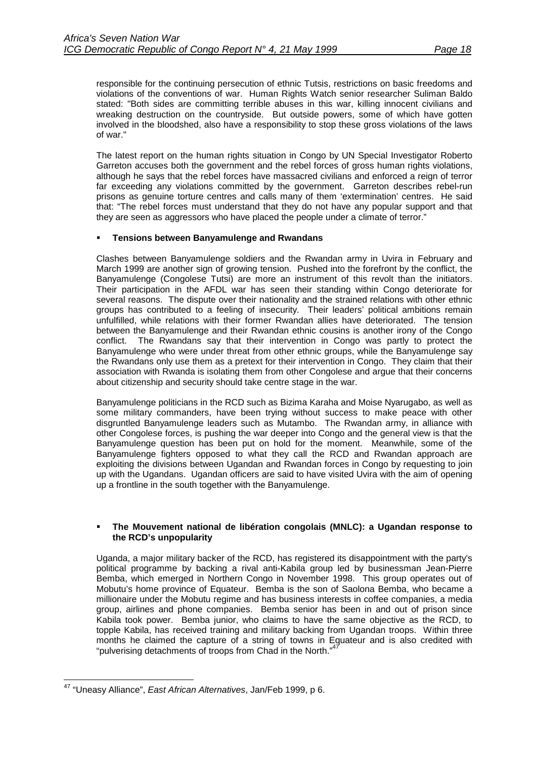responsible for the continuing persecution of ethnic Tutsis, restrictions on basic freedoms and violations of the conventions of war. Human Rights Watch senior researcher Suliman Baldo stated: "Both sides are committing terrible abuses in this war, killing innocent civilians and wreaking destruction on the countryside. But outside powers, some of which have gotten involved in the bloodshed, also have a responsibility to stop these gross violations of the laws of war."

The latest report on the human rights situation in Congo by UN Special Investigator Roberto Garreton accuses both the government and the rebel forces of gross human rights violations, although he says that the rebel forces have massacred civilians and enforced a reign of terror far exceeding any violations committed by the government. Garreton describes rebel-run prisons as genuine torture centres and calls many of them 'extermination' centres. He said that: "The rebel forces must understand that they do not have any popular support and that they are seen as aggressors who have placed the people under a climate of terror."

- **Tensions between Banyamulenge and Rwandans**

Clashes between Banyamulenge soldiers and the Rwandan army in Uvira in February and March 1999 are another sign of growing tension. Pushed into the forefront by the conflict, the Banyamulenge (Congolese Tutsi) are more an instrument of this revolt than the initiators. Their participation in the AFDL war has seen their standing within Congo deteriorate for several reasons. The dispute over their nationality and the strained relations with other ethnic groups has contributed to a feeling of insecurity. Their leaders' political ambitions remain unfulfilled, while relations with their former Rwandan allies have deteriorated. The tension between the Banyamulenge and their Rwandan ethnic cousins is another irony of the Congo conflict. The Rwandans say that their intervention in Congo was partly to protect the Banyamulenge who were under threat from other ethnic groups, while the Banyamulenge say the Rwandans only use them as a pretext for their intervention in Congo. They claim that their association with Rwanda is isolating them from other Congolese and argue that their concerns about citizenship and security should take centre stage in the war.

Banyamulenge politicians in the RCD such as Bizima Karaha and Moise Nyarugabo, as well as some military commanders, have been trying without success to make peace with other disgruntled Banyamulenge leaders such as Mutambo. The Rwandan army, in alliance with other Congolese forces, is pushing the war deeper into Congo and the general view is that the Banyamulenge question has been put on hold for the moment. Meanwhile, some of the Banyamulenge fighters opposed to what they call the RCD and Rwandan approach are exploiting the divisions between Ugandan and Rwandan forces in Congo by requesting to join up with the Ugandans. Ugandan officers are said to have visited Uvira with the aim of opening up a frontline in the south together with the Banyamulenge.

- **The Mouvement national de libération congolais (MNLC): a Ugandan response to the RCD's unpopularity**

Uganda, a major military backer of the RCD, has registered its disappointment with the party's political programme by backing a rival anti-Kabila group led by businessman Jean-Pierre Bemba, which emerged in Northern Congo in November 1998. This group operates out of Mobutu's home province of Equateur. Bemba is the son of Saolona Bemba, who became a millionaire under the Mobutu regime and has business interests in coffee companies, a media group, airlines and phone companies. Bemba senior has been in and out of prison since Kabila took power. Bemba junior, who claims to have the same objective as the RCD, to topple Kabila, has received training and military backing from Ugandan troops. Within three months he claimed the capture of a string of towns in Equateur and is also credited with "pulverising detachments of troops from Chad in the North."[47]

---

[47] "Uneasy Alliance", *East African Alternatives*, Jan/Feb 1999, p 6.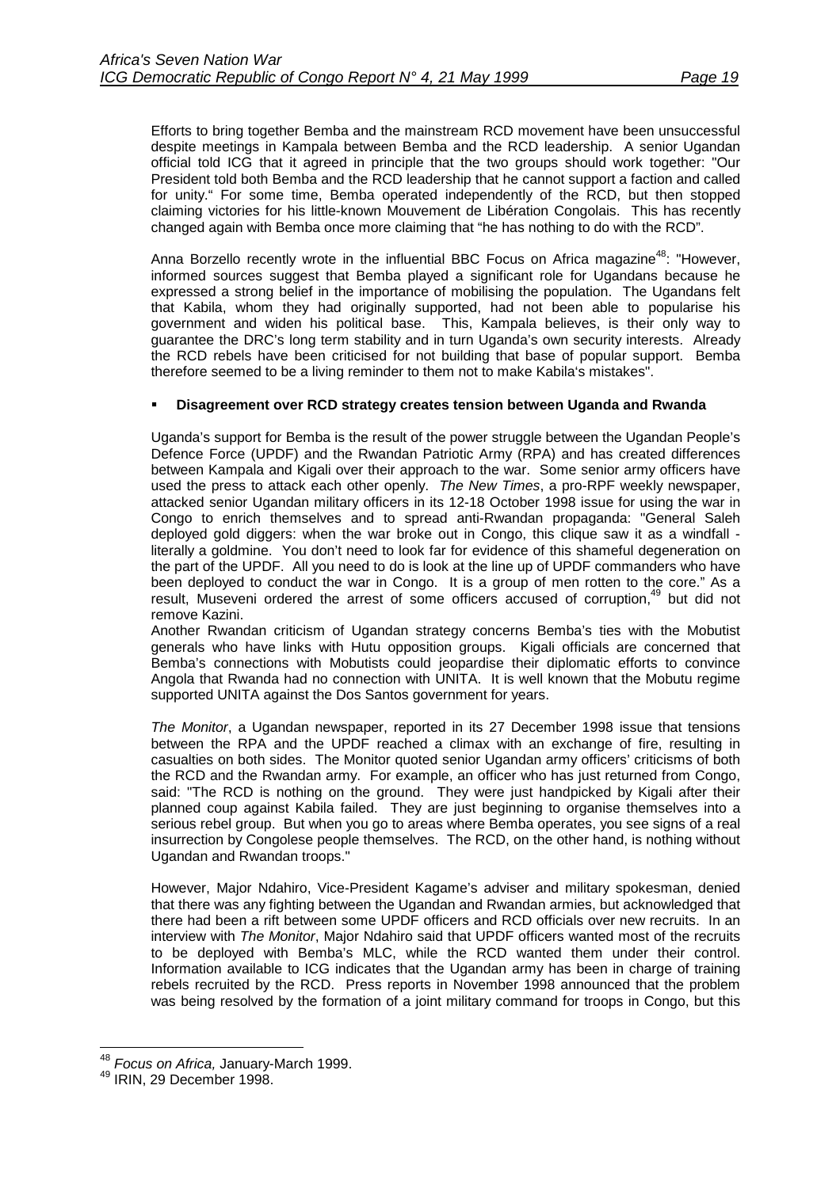Efforts to bring together Bemba and the mainstream RCD movement have been unsuccessful despite meetings in Kampala between Bemba and the RCD leadership. A senior Ugandan official told ICG that it agreed in principle that the two groups should work together: "Our President told both Bemba and the RCD leadership that he cannot support a faction and called for unity." For some time, Bemba operated independently of the RCD, but then stopped claiming victories for his little-known Mouvement de Libération Congolais. This has recently changed again with Bemba once more claiming that "he has nothing to do with the RCD".

Anna Borzello recently wrote in the influential BBC Focus on Africa magazine[48]: "However, informed sources suggest that Bemba played a significant role for Ugandans because he expressed a strong belief in the importance of mobilising the population. The Ugandans felt that Kabila, whom they had originally supported, had not been able to popularise his government and widen his political base. This, Kampala believes, is their only way to guarantee the DRC's long term stability and in turn Uganda's own security interests. Already the RCD rebels have been criticised for not building that base of popular support. Bemba therefore seemed to be a living reminder to them not to make Kabila's mistakes".

- **Disagreement over RCD strategy creates tension between Uganda and Rwanda**

Uganda's support for Bemba is the result of the power struggle between the Ugandan People's Defence Force (UPDF) and the Rwandan Patriotic Army (RPA) and has created differences between Kampala and Kigali over their approach to the war. Some senior army officers have used the press to attack each other openly. *The New Times*, a pro-RPF weekly newspaper, attacked senior Ugandan military officers in its 12-18 October 1998 issue for using the war in Congo to enrich themselves and to spread anti-Rwandan propaganda: "General Saleh deployed gold diggers: when the war broke out in Congo, this clique saw it as a windfall - literally a goldmine. You don't need to look far for evidence of this shameful degeneration on the part of the UPDF. All you need to do is look at the line up of UPDF commanders who have been deployed to conduct the war in Congo. It is a group of men rotten to the core." As a result, Museveni ordered the arrest of some officers accused of corruption,[49] but did not remove Kazini.

Another Rwandan criticism of Ugandan strategy concerns Bemba's ties with the Mobutist generals who have links with Hutu opposition groups. Kigali officials are concerned that Bemba's connections with Mobutists could jeopardise their diplomatic efforts to convince Angola that Rwanda had no connection with UNITA. It is well known that the Mobutu regime supported UNITA against the Dos Santos government for years.

*The Monitor*, a Ugandan newspaper, reported in its 27 December 1998 issue that tensions between the RPA and the UPDF reached a climax with an exchange of fire, resulting in casualties on both sides. The Monitor quoted senior Ugandan army officers' criticisms of both the RCD and the Rwandan army. For example, an officer who has just returned from Congo, said: "The RCD is nothing on the ground. They were just handpicked by Kigali after their planned coup against Kabila failed. They are just beginning to organise themselves into a serious rebel group. But when you go to areas where Bemba operates, you see signs of a real insurrection by Congolese people themselves. The RCD, on the other hand, is nothing without Ugandan and Rwandan troops."

However, Major Ndahiro, Vice-President Kagame's adviser and military spokesman, denied that there was any fighting between the Ugandan and Rwandan armies, but acknowledged that there had been a rift between some UPDF officers and RCD officials over new recruits. In an interview with *The Monitor*, Major Ndahiro said that UPDF officers wanted most of the recruits to be deployed with Bemba's MLC, while the RCD wanted them under their control. Information available to ICG indicates that the Ugandan army has been in charge of training rebels recruited by the RCD. Press reports in November 1998 announced that the problem was being resolved by the formation of a joint military command for troops in Congo, but this

---

[48] *Focus on Africa,* January-March 1999.

[49] IRIN, 29 December 1998.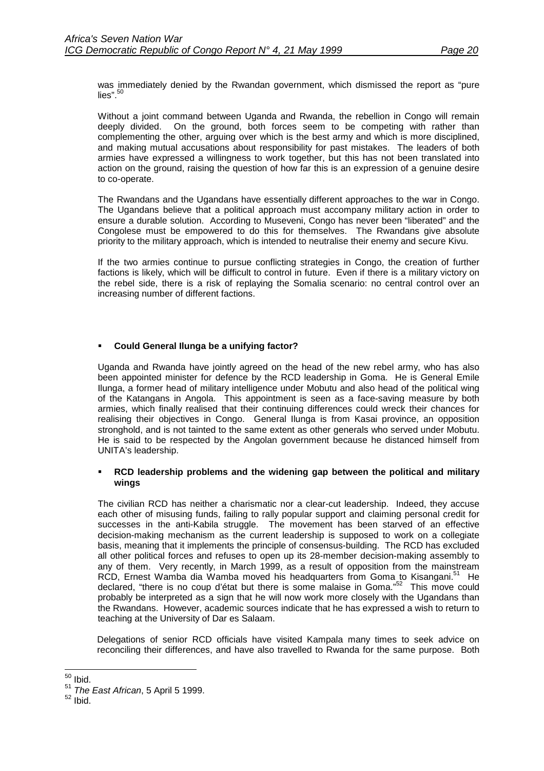was immediately denied by the Rwandan government, which dismissed the report as "pure lies".[50]

Without a joint command between Uganda and Rwanda, the rebellion in Congo will remain deeply divided. On the ground, both forces seem to be competing with rather than complementing the other, arguing over which is the best army and which is more disciplined, and making mutual accusations about responsibility for past mistakes. The leaders of both armies have expressed a willingness to work together, but this has not been translated into action on the ground, raising the question of how far this is an expression of a genuine desire to co-operate.

The Rwandans and the Ugandans have essentially different approaches to the war in Congo. The Ugandans believe that a political approach must accompany military action in order to ensure a durable solution. According to Museveni, Congo has never been "liberated" and the Congolese must be empowered to do this for themselves. The Rwandans give absolute priority to the military approach, which is intended to neutralise their enemy and secure Kivu.

If the two armies continue to pursue conflicting strategies in Congo, the creation of further factions is likely, which will be difficult to control in future. Even if there is a military victory on the rebel side, there is a risk of replaying the Somalia scenario: no central control over an increasing number of different factions.

- **Could General Ilunga be a unifying factor?**

Uganda and Rwanda have jointly agreed on the head of the new rebel army, who has also been appointed minister for defence by the RCD leadership in Goma. He is General Emile Ilunga, a former head of military intelligence under Mobutu and also head of the political wing of the Katangans in Angola. This appointment is seen as a face-saving measure by both armies, which finally realised that their continuing differences could wreck their chances for realising their objectives in Congo. General Ilunga is from Kasai province, an opposition stronghold, and is not tainted to the same extent as other generals who served under Mobutu. He is said to be respected by the Angolan government because he distanced himself from UNITA's leadership.

- **RCD leadership problems and the widening gap between the political and military wings**

The civilian RCD has neither a charismatic nor a clear-cut leadership. Indeed, they accuse each other of misusing funds, failing to rally popular support and claiming personal credit for successes in the anti-Kabila struggle. The movement has been starved of an effective decision-making mechanism as the current leadership is supposed to work on a collegiate basis, meaning that it implements the principle of consensus-building. The RCD has excluded all other political forces and refuses to open up its 28-member decision-making assembly to any of them. Very recently, in March 1999, as a result of opposition from the mainstream RCD, Ernest Wamba dia Wamba moved his headquarters from Goma to Kisangani.[51] He declared, "there is no coup d'état but there is some malaise in Goma."[52] This move could probably be interpreted as a sign that he will now work more closely with the Ugandans than the Rwandans. However, academic sources indicate that he has expressed a wish to return to teaching at the University of Dar es Salaam.

Delegations of senior RCD officials have visited Kampala many times to seek advice on reconciling their differences, and have also travelled to Rwanda for the same purpose. Both

---

[50] Ibid.

[51] *The East African*, 5 April 5 1999.

[52] Ibid.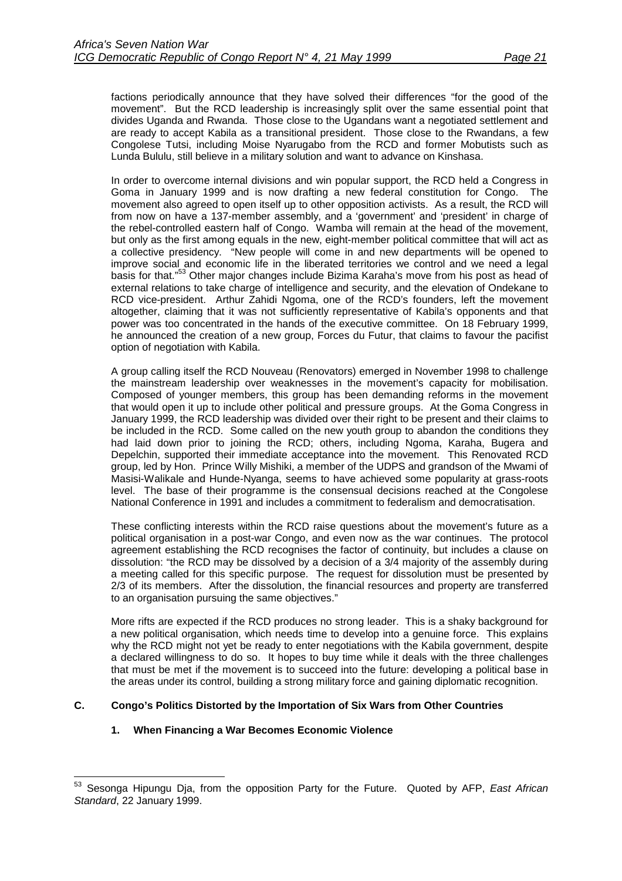factions periodically announce that they have solved their differences "for the good of the movement". But the RCD leadership is increasingly split over the same essential point that divides Uganda and Rwanda. Those close to the Ugandans want a negotiated settlement and are ready to accept Kabila as a transitional president. Those close to the Rwandans, a few Congolese Tutsi, including Moise Nyarugabo from the RCD and former Mobutists such as Lunda Bululu, still believe in a military solution and want to advance on Kinshasa.

In order to overcome internal divisions and win popular support, the RCD held a Congress in Goma in January 1999 and is now drafting a new federal constitution for Congo. The movement also agreed to open itself up to other opposition activists. As a result, the RCD will from now on have a 137-member assembly, and a 'government' and 'president' in charge of the rebel-controlled eastern half of Congo. Wamba will remain at the head of the movement, but only as the first among equals in the new, eight-member political committee that will act as a collective presidency. "New people will come in and new departments will be opened to improve social and economic life in the liberated territories we control and we need a legal basis for that."[53] Other major changes include Bizima Karaha's move from his post as head of external relations to take charge of intelligence and security, and the elevation of Ondekane to RCD vice-president. Arthur Zahidi Ngoma, one of the RCD's founders, left the movement altogether, claiming that it was not sufficiently representative of Kabila's opponents and that power was too concentrated in the hands of the executive committee. On 18 February 1999, he announced the creation of a new group, Forces du Futur, that claims to favour the pacifist option of negotiation with Kabila.

A group calling itself the RCD Nouveau (Renovators) emerged in November 1998 to challenge the mainstream leadership over weaknesses in the movement's capacity for mobilisation. Composed of younger members, this group has been demanding reforms in the movement that would open it up to include other political and pressure groups. At the Goma Congress in January 1999, the RCD leadership was divided over their right to be present and their claims to be included in the RCD. Some called on the new youth group to abandon the conditions they had laid down prior to joining the RCD; others, including Ngoma, Karaha, Bugera and Depelchin, supported their immediate acceptance into the movement. This Renovated RCD group, led by Hon. Prince Willy Mishiki, a member of the UDPS and grandson of the Mwami of Masisi-Walikale and Hunde-Nyanga, seems to have achieved some popularity at grass-roots level. The base of their programme is the consensual decisions reached at the Congolese National Conference in 1991 and includes a commitment to federalism and democratisation.

These conflicting interests within the RCD raise questions about the movement's future as a political organisation in a post-war Congo, and even now as the war continues. The protocol agreement establishing the RCD recognises the factor of continuity, but includes a clause on dissolution: "the RCD may be dissolved by a decision of a 3/4 majority of the assembly during a meeting called for this specific purpose. The request for dissolution must be presented by 2/3 of its members. After the dissolution, the financial resources and property are transferred to an organisation pursuing the same objectives."

More rifts are expected if the RCD produces no strong leader. This is a shaky background for a new political organisation, which needs time to develop into a genuine force. This explains why the RCD might not yet be ready to enter negotiations with the Kabila government, despite a declared willingness to do so. It hopes to buy time while it deals with the three challenges that must be met if the movement is to succeed into the future: developing a political base in the areas under its control, building a strong military force and gaining diplomatic recognition.

### C. Congo's Politics Distorted by the Importation of Six Wars from Other Countries

#### 1. When Financing a War Becomes Economic Violence

---

[53] Sesonga Hipungu Dja, from the opposition Party for the Future. Quoted by AFP, *East African Standard*, 22 January 1999.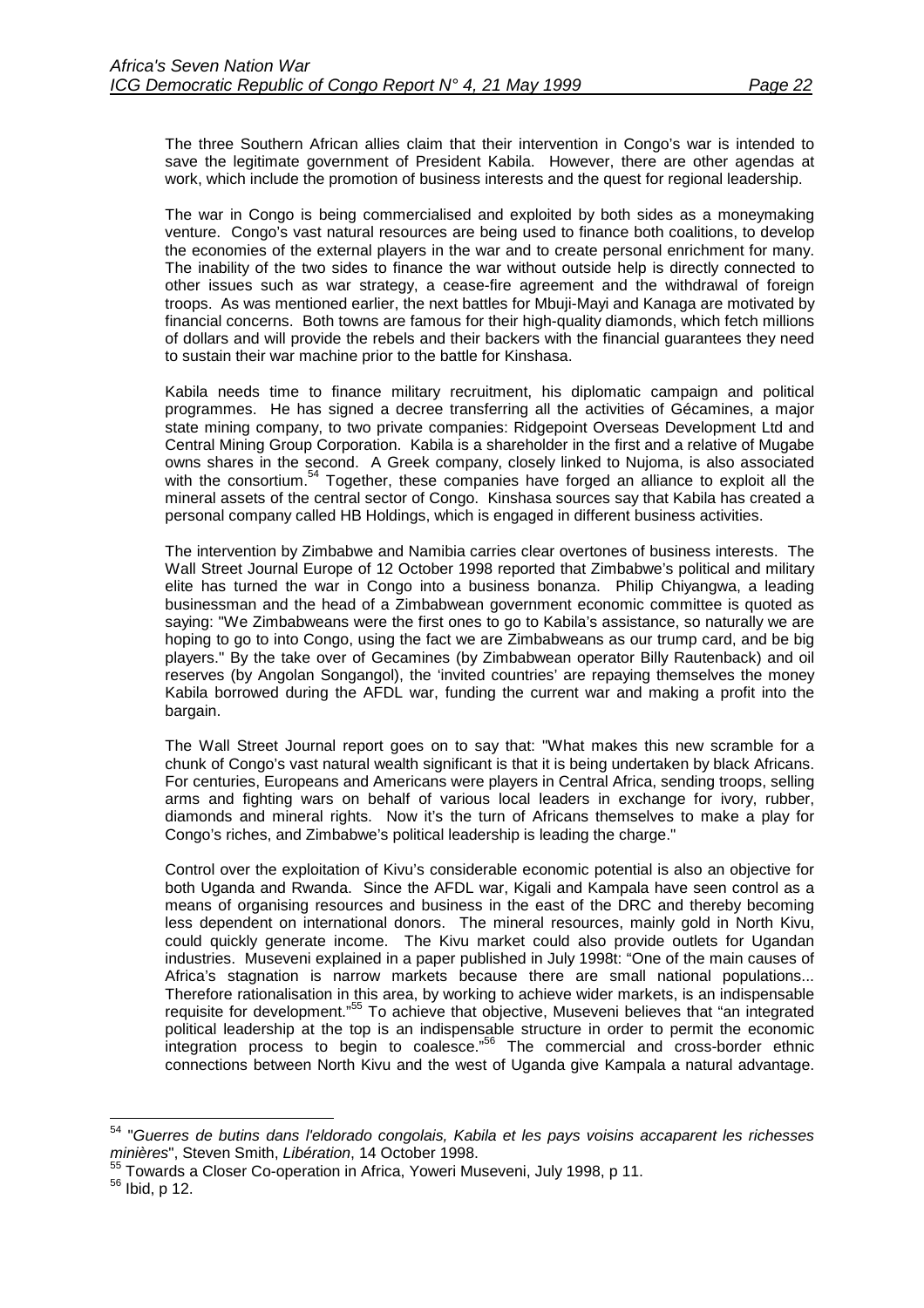The three Southern African allies claim that their intervention in Congo's war is intended to save the legitimate government of President Kabila. However, there are other agendas at work, which include the promotion of business interests and the quest for regional leadership.

The war in Congo is being commercialised and exploited by both sides as a moneymaking venture. Congo's vast natural resources are being used to finance both coalitions, to develop the economies of the external players in the war and to create personal enrichment for many. The inability of the two sides to finance the war without outside help is directly connected to other issues such as war strategy, a cease-fire agreement and the withdrawal of foreign troops. As was mentioned earlier, the next battles for Mbuji-Mayi and Kanaga are motivated by financial concerns. Both towns are famous for their high-quality diamonds, which fetch millions of dollars and will provide the rebels and their backers with the financial guarantees they need to sustain their war machine prior to the battle for Kinshasa.

Kabila needs time to finance military recruitment, his diplomatic campaign and political programmes. He has signed a decree transferring all the activities of Gécamines, a major state mining company, to two private companies: Ridgepoint Overseas Development Ltd and Central Mining Group Corporation. Kabila is a shareholder in the first and a relative of Mugabe owns shares in the second. A Greek company, closely linked to Nujoma, is also associated with the consortium.[54] Together, these companies have forged an alliance to exploit all the mineral assets of the central sector of Congo. Kinshasa sources say that Kabila has created a personal company called HB Holdings, which is engaged in different business activities.

The intervention by Zimbabwe and Namibia carries clear overtones of business interests. The Wall Street Journal Europe of 12 October 1998 reported that Zimbabwe's political and military elite has turned the war in Congo into a business bonanza. Philip Chiyangwa, a leading businessman and the head of a Zimbabwean government economic committee is quoted as saying: "We Zimbabweans were the first ones to go to Kabila's assistance, so naturally we are hoping to go to into Congo, using the fact we are Zimbabweans as our trump card, and be big players." By the take over of Gecamines (by Zimbabwean operator Billy Rautenback) and oil reserves (by Angolan Songangol), the 'invited countries' are repaying themselves the money Kabila borrowed during the AFDL war, funding the current war and making a profit into the bargain.

The Wall Street Journal report goes on to say that: "What makes this new scramble for a chunk of Congo's vast natural wealth significant is that it is being undertaken by black Africans. For centuries, Europeans and Americans were players in Central Africa, sending troops, selling arms and fighting wars on behalf of various local leaders in exchange for ivory, rubber, diamonds and mineral rights. Now it's the turn of Africans themselves to make a play for Congo's riches, and Zimbabwe's political leadership is leading the charge."

Control over the exploitation of Kivu's considerable economic potential is also an objective for both Uganda and Rwanda. Since the AFDL war, Kigali and Kampala have seen control as a means of organising resources and business in the east of the DRC and thereby becoming less dependent on international donors. The mineral resources, mainly gold in North Kivu, could quickly generate income. The Kivu market could also provide outlets for Ugandan industries. Museveni explained in a paper published in July 1998t: "One of the main causes of Africa's stagnation is narrow markets because there are small national populations... Therefore rationalisation in this area, by working to achieve wider markets, is an indispensable requisite for development."[55] To achieve that objective, Museveni believes that "an integrated political leadership at the top is an indispensable structure in order to permit the economic integration process to begin to coalesce."[56] The commercial and cross-border ethnic connections between North Kivu and the west of Uganda give Kampala a natural advantage.

---

[54] "*Guerres de butins dans l'eldorado congolais, Kabila et les pays voisins accaparent les richesses minières*", Steven Smith, *Libération*, 14 October 1998.

[55] Towards a Closer Co-operation in Africa, Yoweri Museveni, July 1998, p 11.

[56] Ibid, p 12.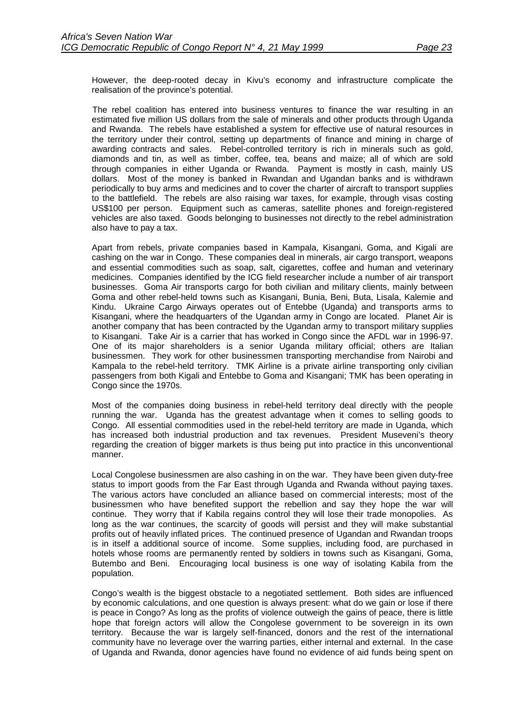However, the deep-rooted decay in Kivu's economy and infrastructure complicate the realisation of the province's potential.

The rebel coalition has entered into business ventures to finance the war resulting in an estimated five million US dollars from the sale of minerals and other products through Uganda and Rwanda. The rebels have established a system for effective use of natural resources in the territory under their control, setting up departments of finance and mining in charge of awarding contracts and sales. Rebel-controlled territory is rich in minerals such as gold, diamonds and tin, as well as timber, coffee, tea, beans and maize; all of which are sold through companies in either Uganda or Rwanda. Payment is mostly in cash, mainly US dollars. Most of the money is banked in Rwandan and Ugandan banks and is withdrawn periodically to buy arms and medicines and to cover the charter of aircraft to transport supplies to the battlefield. The rebels are also raising war taxes, for example, through visas costing US$100 per person. Equipment such as cameras, satellite phones and foreign-registered vehicles are also taxed. Goods belonging to businesses not directly to the rebel administration also have to pay a tax.

Apart from rebels, private companies based in Kampala, Kisangani, Goma, and Kigali are cashing on the war in Congo. These companies deal in minerals, air cargo transport, weapons and essential commodities such as soap, salt, cigarettes, coffee and human and veterinary medicines. Companies identified by the ICG field researcher include a number of air transport businesses. Goma Air transports cargo for both civilian and military clients, mainly between Goma and other rebel-held towns such as Kisangani, Bunia, Beni, Buta, Lisala, Kalemie and Kindu. Ukraine Cargo Airways operates out of Entebbe (Uganda) and transports arms to Kisangani, where the headquarters of the Ugandan army in Congo are located. Planet Air is another company that has been contracted by the Ugandan army to transport military supplies to Kisangani. Take Air is a carrier that has worked in Congo since the AFDL war in 1996-97. One of its major shareholders is a senior Uganda military official; others are Italian businessmen. They work for other businessmen transporting merchandise from Nairobi and Kampala to the rebel-held territory. TMK Airline is a private airline transporting only civilian passengers from both Kigali and Entebbe to Goma and Kisangani; TMK has been operating in Congo since the 1970s.

Most of the companies doing business in rebel-held territory deal directly with the people running the war. Uganda has the greatest advantage when it comes to selling goods to Congo. All essential commodities used in the rebel-held territory are made in Uganda, which has increased both industrial production and tax revenues. President Museveni's theory regarding the creation of bigger markets is thus being put into practice in this unconventional manner.

Local Congolese businessmen are also cashing in on the war. They have been given duty-free status to import goods from the Far East through Uganda and Rwanda without paying taxes. The various actors have concluded an alliance based on commercial interests; most of the businessmen who have benefited support the rebellion and say they hope the war will continue. They worry that if Kabila regains control they will lose their trade monopolies. As long as the war continues, the scarcity of goods will persist and they will make substantial profits out of heavily inflated prices. The continued presence of Ugandan and Rwandan troops is in itself a additional source of income. Some supplies, including food, are purchased in hotels whose rooms are permanently rented by soldiers in towns such as Kisangani, Goma, Butembo and Beni. Encouraging local business is one way of isolating Kabila from the population.

Congo's wealth is the biggest obstacle to a negotiated settlement. Both sides are influenced by economic calculations, and one question is always present: what do we gain or lose if there is peace in Congo? As long as the profits of violence outweigh the gains of peace, there is little hope that foreign actors will allow the Congolese government to be sovereign in its own territory. Because the war is largely self-financed, donors and the rest of the international community have no leverage over the warring parties, either internal and external. In the case of Uganda and Rwanda, donor agencies have found no evidence of aid funds being spent on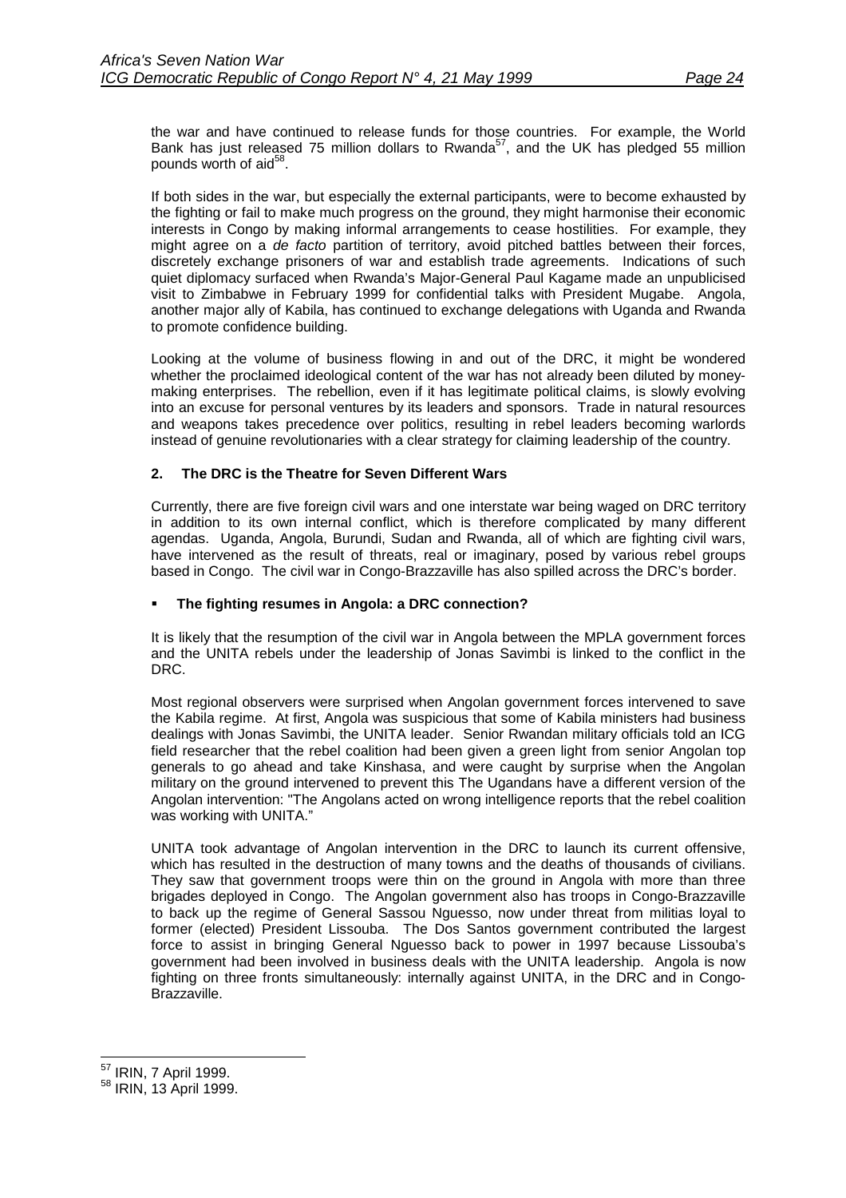the war and have continued to release funds for those countries. For example, the World Bank has just released 75 million dollars to Rwanda[57], and the UK has pledged 55 million pounds worth of aid[58].

If both sides in the war, but especially the external participants, were to become exhausted by the fighting or fail to make much progress on the ground, they might harmonise their economic interests in Congo by making informal arrangements to cease hostilities. For example, they might agree on a *de facto* partition of territory, avoid pitched battles between their forces, discretely exchange prisoners of war and establish trade agreements. Indications of such quiet diplomacy surfaced when Rwanda's Major-General Paul Kagame made an unpublicised visit to Zimbabwe in February 1999 for confidential talks with President Mugabe. Angola, another major ally of Kabila, has continued to exchange delegations with Uganda and Rwanda to promote confidence building.

Looking at the volume of business flowing in and out of the DRC, it might be wondered whether the proclaimed ideological content of the war has not already been diluted by money-making enterprises. The rebellion, even if it has legitimate political claims, is slowly evolving into an excuse for personal ventures by its leaders and sponsors. Trade in natural resources and weapons takes precedence over politics, resulting in rebel leaders becoming warlords instead of genuine revolutionaries with a clear strategy for claiming leadership of the country.

## 2. The DRC is the Theatre for Seven Different Wars

Currently, there are five foreign civil wars and one interstate war being waged on DRC territory in addition to its own internal conflict, which is therefore complicated by many different agendas. Uganda, Angola, Burundi, Sudan and Rwanda, all of which are fighting civil wars, have intervened as the result of threats, real or imaginary, posed by various rebel groups based in Congo. The civil war in Congo-Brazzaville has also spilled across the DRC's border.

- **The fighting resumes in Angola: a DRC connection?**

It is likely that the resumption of the civil war in Angola between the MPLA government forces and the UNITA rebels under the leadership of Jonas Savimbi is linked to the conflict in the DRC.

Most regional observers were surprised when Angolan government forces intervened to save the Kabila regime. At first, Angola was suspicious that some of Kabila ministers had business dealings with Jonas Savimbi, the UNITA leader. Senior Rwandan military officials told an ICG field researcher that the rebel coalition had been given a green light from senior Angolan top generals to go ahead and take Kinshasa, and were caught by surprise when the Angolan military on the ground intervened to prevent this The Ugandans have a different version of the Angolan intervention: "The Angolans acted on wrong intelligence reports that the rebel coalition was working with UNITA."

UNITA took advantage of Angolan intervention in the DRC to launch its current offensive, which has resulted in the destruction of many towns and the deaths of thousands of civilians. They saw that government troops were thin on the ground in Angola with more than three brigades deployed in Congo. The Angolan government also has troops in Congo-Brazzaville to back up the regime of General Sassou Nguesso, now under threat from militias loyal to former (elected) President Lissouba. The Dos Santos government contributed the largest force to assist in bringing General Nguesso back to power in 1997 because Lissouba's government had been involved in business deals with the UNITA leadership. Angola is now fighting on three fronts simultaneously: internally against UNITA, in the DRC and in Congo-Brazzaville.

---

[57] IRIN, 7 April 1999.

[58] IRIN, 13 April 1999.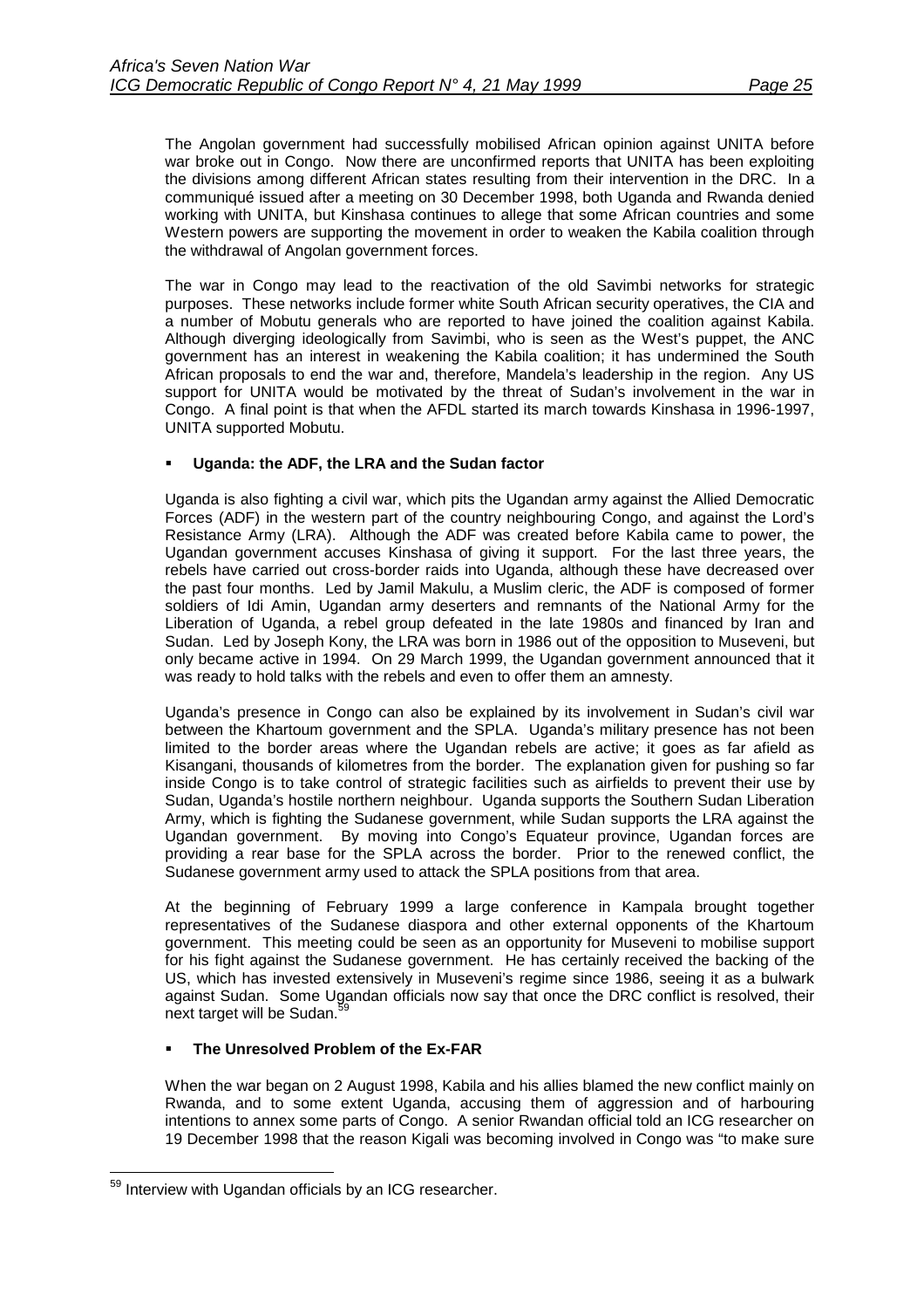The Angolan government had successfully mobilised African opinion against UNITA before war broke out in Congo. Now there are unconfirmed reports that UNITA has been exploiting the divisions among different African states resulting from their intervention in the DRC. In a communiqué issued after a meeting on 30 December 1998, both Uganda and Rwanda denied working with UNITA, but Kinshasa continues to allege that some African countries and some Western powers are supporting the movement in order to weaken the Kabila coalition through the withdrawal of Angolan government forces.

The war in Congo may lead to the reactivation of the old Savimbi networks for strategic purposes. These networks include former white South African security operatives, the CIA and a number of Mobutu generals who are reported to have joined the coalition against Kabila. Although diverging ideologically from Savimbi, who is seen as the West's puppet, the ANC government has an interest in weakening the Kabila coalition; it has undermined the South African proposals to end the war and, therefore, Mandela's leadership in the region. Any US support for UNITA would be motivated by the threat of Sudan's involvement in the war in Congo. A final point is that when the AFDL started its march towards Kinshasa in 1996-1997, UNITA supported Mobutu.

- **Uganda: the ADF, the LRA and the Sudan factor**

Uganda is also fighting a civil war, which pits the Ugandan army against the Allied Democratic Forces (ADF) in the western part of the country neighbouring Congo, and against the Lord's Resistance Army (LRA). Although the ADF was created before Kabila came to power, the Ugandan government accuses Kinshasa of giving it support. For the last three years, the rebels have carried out cross-border raids into Uganda, although these have decreased over the past four months. Led by Jamil Makulu, a Muslim cleric, the ADF is composed of former soldiers of Idi Amin, Ugandan army deserters and remnants of the National Army for the Liberation of Uganda, a rebel group defeated in the late 1980s and financed by Iran and Sudan. Led by Joseph Kony, the LRA was born in 1986 out of the opposition to Museveni, but only became active in 1994. On 29 March 1999, the Ugandan government announced that it was ready to hold talks with the rebels and even to offer them an amnesty.

Uganda's presence in Congo can also be explained by its involvement in Sudan's civil war between the Khartoum government and the SPLA. Uganda's military presence has not been limited to the border areas where the Ugandan rebels are active; it goes as far afield as Kisangani, thousands of kilometres from the border. The explanation given for pushing so far inside Congo is to take control of strategic facilities such as airfields to prevent their use by Sudan, Uganda's hostile northern neighbour. Uganda supports the Southern Sudan Liberation Army, which is fighting the Sudanese government, while Sudan supports the LRA against the Ugandan government. By moving into Congo's Equateur province, Ugandan forces are providing a rear base for the SPLA across the border. Prior to the renewed conflict, the Sudanese government army used to attack the SPLA positions from that area.

At the beginning of February 1999 a large conference in Kampala brought together representatives of the Sudanese diaspora and other external opponents of the Khartoum government. This meeting could be seen as an opportunity for Museveni to mobilise support for his fight against the Sudanese government. He has certainly received the backing of the US, which has invested extensively in Museveni's regime since 1986, seeing it as a bulwark against Sudan. Some Ugandan officials now say that once the DRC conflict is resolved, their next target will be Sudan.[59]

- **The Unresolved Problem of the Ex-FAR**

When the war began on 2 August 1998, Kabila and his allies blamed the new conflict mainly on Rwanda, and to some extent Uganda, accusing them of aggression and of harbouring intentions to annex some parts of Congo. A senior Rwandan official told an ICG researcher on 19 December 1998 that the reason Kigali was becoming involved in Congo was "to make sure

[59] Interview with Ugandan officials by an ICG researcher.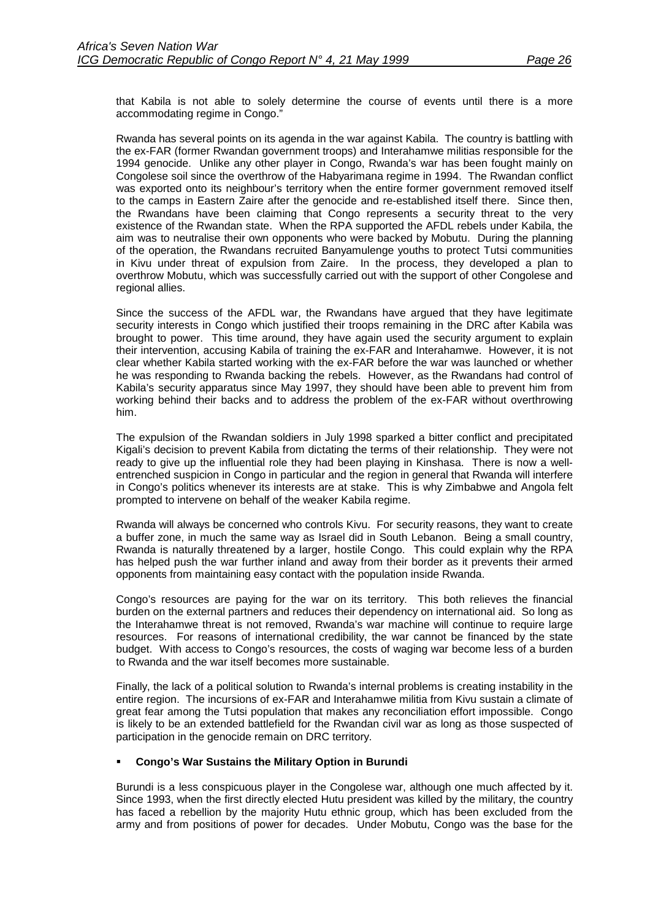that Kabila is not able to solely determine the course of events until there is a more accommodating regime in Congo."

Rwanda has several points on its agenda in the war against Kabila. The country is battling with the ex-FAR (former Rwandan government troops) and Interahamwe militias responsible for the 1994 genocide. Unlike any other player in Congo, Rwanda's war has been fought mainly on Congolese soil since the overthrow of the Habyarimana regime in 1994. The Rwandan conflict was exported onto its neighbour's territory when the entire former government removed itself to the camps in Eastern Zaire after the genocide and re-established itself there. Since then, the Rwandans have been claiming that Congo represents a security threat to the very existence of the Rwandan state. When the RPA supported the AFDL rebels under Kabila, the aim was to neutralise their own opponents who were backed by Mobutu. During the planning of the operation, the Rwandans recruited Banyamulenge youths to protect Tutsi communities in Kivu under threat of expulsion from Zaire. In the process, they developed a plan to overthrow Mobutu, which was successfully carried out with the support of other Congolese and regional allies.

Since the success of the AFDL war, the Rwandans have argued that they have legitimate security interests in Congo which justified their troops remaining in the DRC after Kabila was brought to power. This time around, they have again used the security argument to explain their intervention, accusing Kabila of training the ex-FAR and Interahamwe. However, it is not clear whether Kabila started working with the ex-FAR before the war was launched or whether he was responding to Rwanda backing the rebels. However, as the Rwandans had control of Kabila's security apparatus since May 1997, they should have been able to prevent him from working behind their backs and to address the problem of the ex-FAR without overthrowing him.

The expulsion of the Rwandan soldiers in July 1998 sparked a bitter conflict and precipitated Kigali's decision to prevent Kabila from dictating the terms of their relationship. They were not ready to give up the influential role they had been playing in Kinshasa. There is now a well-entrenched suspicion in Congo in particular and the region in general that Rwanda will interfere in Congo's politics whenever its interests are at stake. This is why Zimbabwe and Angola felt prompted to intervene on behalf of the weaker Kabila regime.

Rwanda will always be concerned who controls Kivu. For security reasons, they want to create a buffer zone, in much the same way as Israel did in South Lebanon. Being a small country, Rwanda is naturally threatened by a larger, hostile Congo. This could explain why the RPA has helped push the war further inland and away from their border as it prevents their armed opponents from maintaining easy contact with the population inside Rwanda.

Congo's resources are paying for the war on its territory. This both relieves the financial burden on the external partners and reduces their dependency on international aid. So long as the Interahamwe threat is not removed, Rwanda's war machine will continue to require large resources. For reasons of international credibility, the war cannot be financed by the state budget. With access to Congo's resources, the costs of waging war become less of a burden to Rwanda and the war itself becomes more sustainable.

Finally, the lack of a political solution to Rwanda's internal problems is creating instability in the entire region. The incursions of ex-FAR and Interahamwe militia from Kivu sustain a climate of great fear among the Tutsi population that makes any reconciliation effort impossible. Congo is likely to be an extended battlefield for the Rwandan civil war as long as those suspected of participation in the genocide remain on DRC territory.

- **Congo's War Sustains the Military Option in Burundi**

Burundi is a less conspicuous player in the Congolese war, although one much affected by it. Since 1993, when the first directly elected Hutu president was killed by the military, the country has faced a rebellion by the majority Hutu ethnic group, which has been excluded from the army and from positions of power for decades. Under Mobutu, Congo was the base for the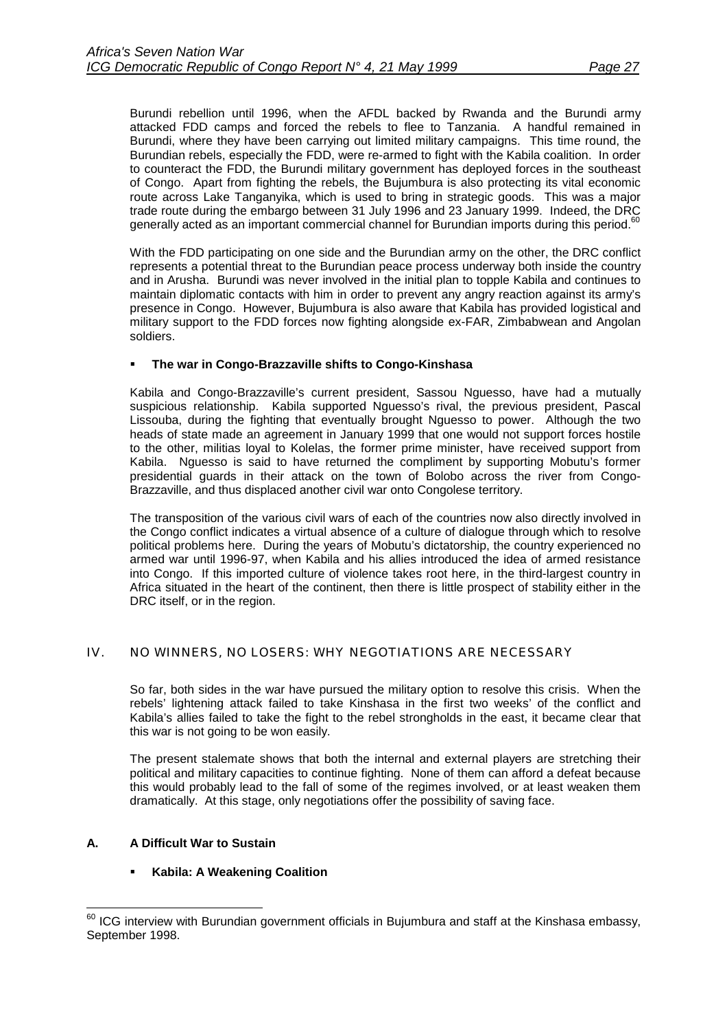Burundi rebellion until 1996, when the AFDL backed by Rwanda and the Burundi army attacked FDD camps and forced the rebels to flee to Tanzania. A handful remained in Burundi, where they have been carrying out limited military campaigns. This time round, the Burundian rebels, especially the FDD, were re-armed to fight with the Kabila coalition. In order to counteract the FDD, the Burundi military government has deployed forces in the southeast of Congo. Apart from fighting the rebels, the Bujumbura is also protecting its vital economic route across Lake Tanganyika, which is used to bring in strategic goods. This was a major trade route during the embargo between 31 July 1996 and 23 January 1999. Indeed, the DRC generally acted as an important commercial channel for Burundian imports during this period.[60]

With the FDD participating on one side and the Burundian army on the other, the DRC conflict represents a potential threat to the Burundian peace process underway both inside the country and in Arusha. Burundi was never involved in the initial plan to topple Kabila and continues to maintain diplomatic contacts with him in order to prevent any angry reaction against its army's presence in Congo. However, Bujumbura is also aware that Kabila has provided logistical and military support to the FDD forces now fighting alongside ex-FAR, Zimbabwean and Angolan soldiers.

- **The war in Congo-Brazzaville shifts to Congo-Kinshasa**

Kabila and Congo-Brazzaville's current president, Sassou Nguesso, have had a mutually suspicious relationship. Kabila supported Nguesso's rival, the previous president, Pascal Lissouba, during the fighting that eventually brought Nguesso to power. Although the two heads of state made an agreement in January 1999 that one would not support forces hostile to the other, militias loyal to Kolelas, the former prime minister, have received support from Kabila. Nguesso is said to have returned the compliment by supporting Mobutu's former presidential guards in their attack on the town of Bolobo across the river from Congo-Brazzaville, and thus displaced another civil war onto Congolese territory.

The transposition of the various civil wars of each of the countries now also directly involved in the Congo conflict indicates a virtual absence of a culture of dialogue through which to resolve political problems here. During the years of Mobutu's dictatorship, the country experienced no armed war until 1996-97, when Kabila and his allies introduced the idea of armed resistance into Congo. If this imported culture of violence takes root here, in the third-largest country in Africa situated in the heart of the continent, then there is little prospect of stability either in the DRC itself, or in the region.

## IV. NO WINNERS, NO LOSERS: WHY NEGOTIATIONS ARE NECESSARY

So far, both sides in the war have pursued the military option to resolve this crisis. When the rebels' lightening attack failed to take Kinshasa in the first two weeks' of the conflict and Kabila's allies failed to take the fight to the rebel strongholds in the east, it became clear that this war is not going to be won easily.

The present stalemate shows that both the internal and external players are stretching their political and military capacities to continue fighting. None of them can afford a defeat because this would probably lead to the fall of some of the regimes involved, or at least weaken them dramatically. At this stage, only negotiations offer the possibility of saving face.

### A. A Difficult War to Sustain

- **Kabila: A Weakening Coalition**

---

[60] ICG interview with Burundian government officials in Bujumbura and staff at the Kinshasa embassy, September 1998.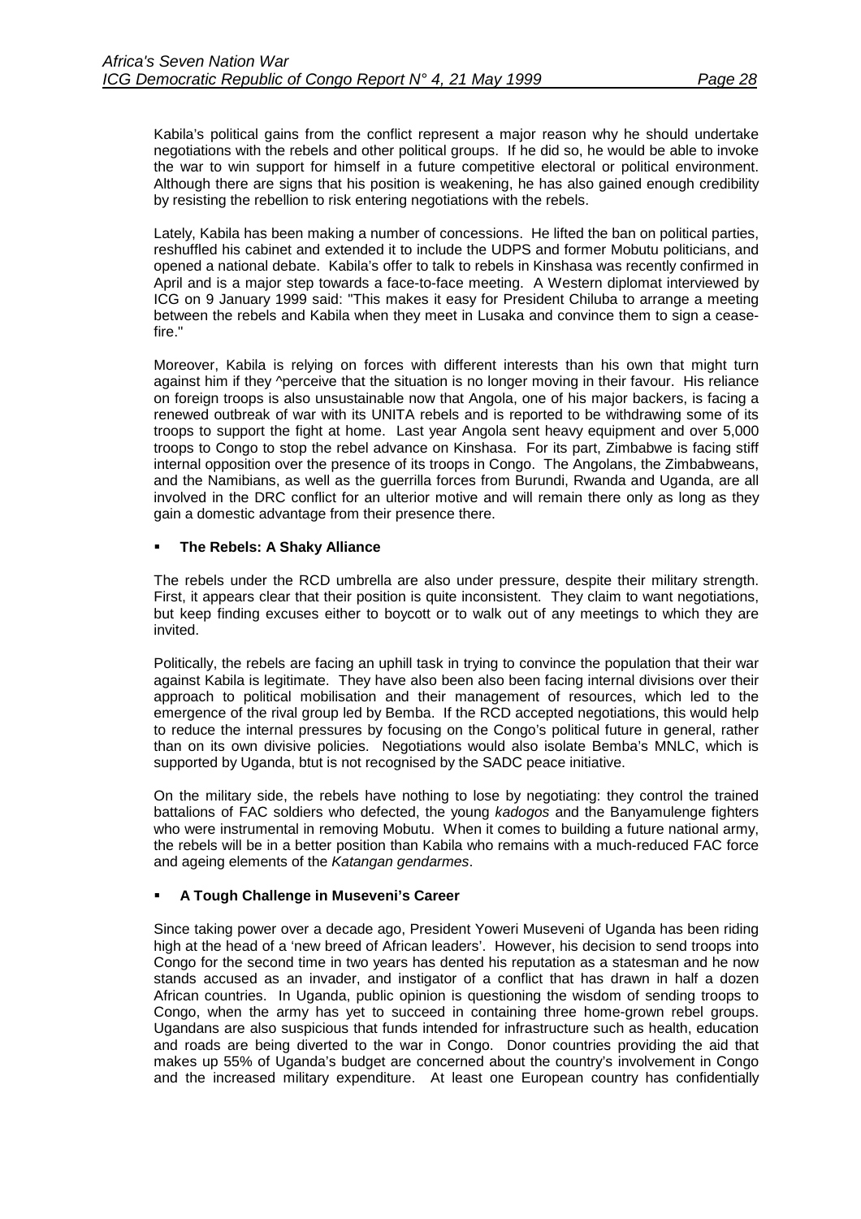Kabila's political gains from the conflict represent a major reason why he should undertake negotiations with the rebels and other political groups. If he did so, he would be able to invoke the war to win support for himself in a future competitive electoral or political environment. Although there are signs that his position is weakening, he has also gained enough credibility by resisting the rebellion to risk entering negotiations with the rebels.

Lately, Kabila has been making a number of concessions. He lifted the ban on political parties, reshuffled his cabinet and extended it to include the UDPS and former Mobutu politicians, and opened a national debate. Kabila's offer to talk to rebels in Kinshasa was recently confirmed in April and is a major step towards a face-to-face meeting. A Western diplomat interviewed by ICG on 9 January 1999 said: "This makes it easy for President Chiluba to arrange a meeting between the rebels and Kabila when they meet in Lusaka and convince them to sign a cease-fire."

Moreover, Kabila is relying on forces with different interests than his own that might turn against him if they ^perceive that the situation is no longer moving in their favour. His reliance on foreign troops is also unsustainable now that Angola, one of his major backers, is facing a renewed outbreak of war with its UNITA rebels and is reported to be withdrawing some of its troops to support the fight at home. Last year Angola sent heavy equipment and over 5,000 troops to Congo to stop the rebel advance on Kinshasa. For its part, Zimbabwe is facing stiff internal opposition over the presence of its troops in Congo. The Angolans, the Zimbabweans, and the Namibians, as well as the guerrilla forces from Burundi, Rwanda and Uganda, are all involved in the DRC conflict for an ulterior motive and will remain there only as long as they gain a domestic advantage from their presence there.

- **The Rebels: A Shaky Alliance**

The rebels under the RCD umbrella are also under pressure, despite their military strength. First, it appears clear that their position is quite inconsistent. They claim to want negotiations, but keep finding excuses either to boycott or to walk out of any meetings to which they are invited.

Politically, the rebels are facing an uphill task in trying to convince the population that their war against Kabila is legitimate. They have also been also been facing internal divisions over their approach to political mobilisation and their management of resources, which led to the emergence of the rival group led by Bemba. If the RCD accepted negotiations, this would help to reduce the internal pressures by focusing on the Congo's political future in general, rather than on its own divisive policies. Negotiations would also isolate Bemba's MNLC, which is supported by Uganda, btut is not recognised by the SADC peace initiative.

On the military side, the rebels have nothing to lose by negotiating: they control the trained battalions of FAC soldiers who defected, the young *kadogos* and the Banyamulenge fighters who were instrumental in removing Mobutu. When it comes to building a future national army, the rebels will be in a better position than Kabila who remains with a much-reduced FAC force and ageing elements of the *Katangan gendarmes*.

- **A Tough Challenge in Museveni's Career**

Since taking power over a decade ago, President Yoweri Museveni of Uganda has been riding high at the head of a 'new breed of African leaders'. However, his decision to send troops into Congo for the second time in two years has dented his reputation as a statesman and he now stands accused as an invader, and instigator of a conflict that has drawn in half a dozen African countries. In Uganda, public opinion is questioning the wisdom of sending troops to Congo, when the army has yet to succeed in containing three home-grown rebel groups. Ugandans are also suspicious that funds intended for infrastructure such as health, education and roads are being diverted to the war in Congo. Donor countries providing the aid that makes up 55% of Uganda's budget are concerned about the country's involvement in Congo and the increased military expenditure. At least one European country has confidentially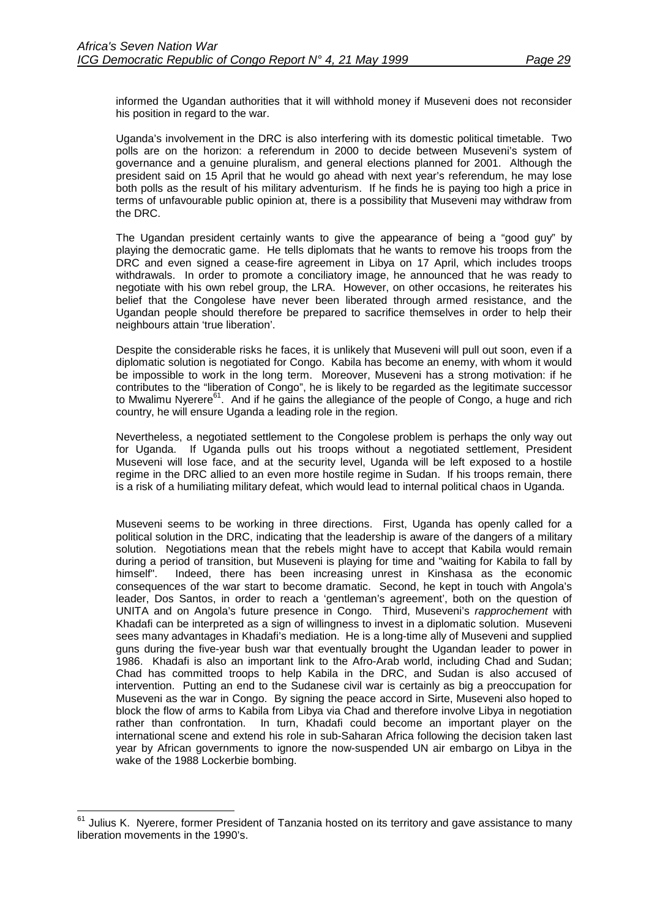informed the Ugandan authorities that it will withhold money if Museveni does not reconsider his position in regard to the war.

Uganda's involvement in the DRC is also interfering with its domestic political timetable. Two polls are on the horizon: a referendum in 2000 to decide between Museveni's system of governance and a genuine pluralism, and general elections planned for 2001. Although the president said on 15 April that he would go ahead with next year's referendum, he may lose both polls as the result of his military adventurism. If he finds he is paying too high a price in terms of unfavourable public opinion at, there is a possibility that Museveni may withdraw from the DRC.

The Ugandan president certainly wants to give the appearance of being a "good guy" by playing the democratic game. He tells diplomats that he wants to remove his troops from the DRC and even signed a cease-fire agreement in Libya on 17 April, which includes troops withdrawals. In order to promote a conciliatory image, he announced that he was ready to negotiate with his own rebel group, the LRA. However, on other occasions, he reiterates his belief that the Congolese have never been liberated through armed resistance, and the Ugandan people should therefore be prepared to sacrifice themselves in order to help their neighbours attain 'true liberation'.

Despite the considerable risks he faces, it is unlikely that Museveni will pull out soon, even if a diplomatic solution is negotiated for Congo. Kabila has become an enemy, with whom it would be impossible to work in the long term. Moreover, Museveni has a strong motivation: if he contributes to the "liberation of Congo", he is likely to be regarded as the legitimate successor to Mwalimu Nyerere[61]. And if he gains the allegiance of the people of Congo, a huge and rich country, he will ensure Uganda a leading role in the region.

Nevertheless, a negotiated settlement to the Congolese problem is perhaps the only way out for Uganda. If Uganda pulls out his troops without a negotiated settlement, President Museveni will lose face, and at the security level, Uganda will be left exposed to a hostile regime in the DRC allied to an even more hostile regime in Sudan. If his troops remain, there is a risk of a humiliating military defeat, which would lead to internal political chaos in Uganda.

Museveni seems to be working in three directions. First, Uganda has openly called for a political solution in the DRC, indicating that the leadership is aware of the dangers of a military solution. Negotiations mean that the rebels might have to accept that Kabila would remain during a period of transition, but Museveni is playing for time and "waiting for Kabila to fall by himself". Indeed, there has been increasing unrest in Kinshasa as the economic consequences of the war start to become dramatic. Second, he kept in touch with Angola's leader, Dos Santos, in order to reach a 'gentleman's agreement', both on the question of UNITA and on Angola's future presence in Congo. Third, Museveni's *rapprochement* with Khadafi can be interpreted as a sign of willingness to invest in a diplomatic solution. Museveni sees many advantages in Khadafi's mediation. He is a long-time ally of Museveni and supplied guns during the five-year bush war that eventually brought the Ugandan leader to power in 1986. Khadafi is also an important link to the Afro-Arab world, including Chad and Sudan; Chad has committed troops to help Kabila in the DRC, and Sudan is also accused of intervention. Putting an end to the Sudanese civil war is certainly as big a preoccupation for Museveni as the war in Congo. By signing the peace accord in Sirte, Museveni also hoped to block the flow of arms to Kabila from Libya via Chad and therefore involve Libya in negotiation rather than confrontation. In turn, Khadafi could become an important player on the international scene and extend his role in sub-Saharan Africa following the decision taken last year by African governments to ignore the now-suspended UN air embargo on Libya in the wake of the 1988 Lockerbie bombing.

[61] Julius K. Nyerere, former President of Tanzania hosted on its territory and gave assistance to many liberation movements in the 1990's.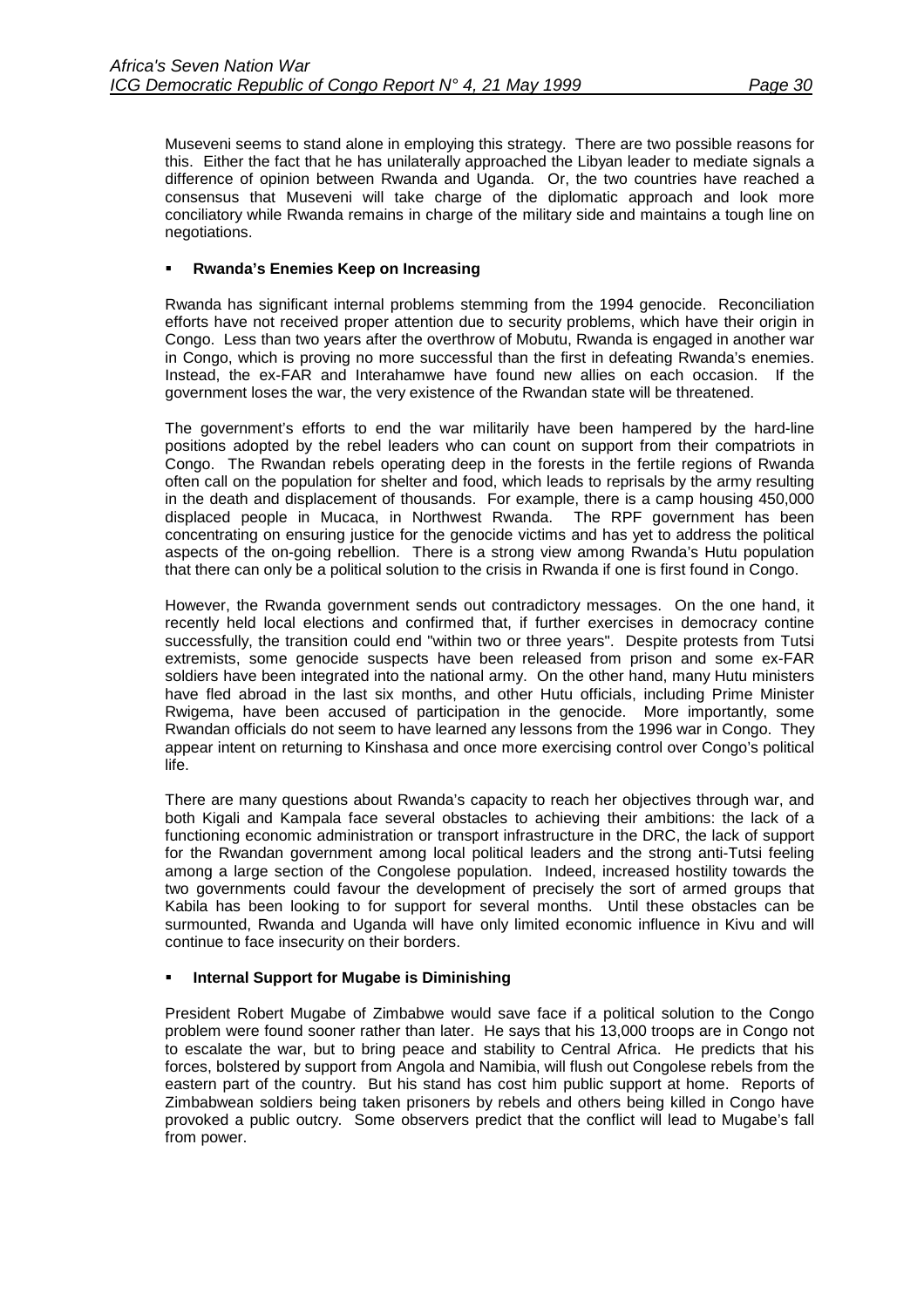Museveni seems to stand alone in employing this strategy. There are two possible reasons for this. Either the fact that he has unilaterally approached the Libyan leader to mediate signals a difference of opinion between Rwanda and Uganda. Or, the two countries have reached a consensus that Museveni will take charge of the diplomatic approach and look more conciliatory while Rwanda remains in charge of the military side and maintains a tough line on negotiations.

- **Rwanda's Enemies Keep on Increasing**

Rwanda has significant internal problems stemming from the 1994 genocide. Reconciliation efforts have not received proper attention due to security problems, which have their origin in Congo. Less than two years after the overthrow of Mobutu, Rwanda is engaged in another war in Congo, which is proving no more successful than the first in defeating Rwanda's enemies. Instead, the ex-FAR and Interahamwe have found new allies on each occasion. If the government loses the war, the very existence of the Rwandan state will be threatened.

The government's efforts to end the war militarily have been hampered by the hard-line positions adopted by the rebel leaders who can count on support from their compatriots in Congo. The Rwandan rebels operating deep in the forests in the fertile regions of Rwanda often call on the population for shelter and food, which leads to reprisals by the army resulting in the death and displacement of thousands. For example, there is a camp housing 450,000 displaced people in Mucaca, in Northwest Rwanda. The RPF government has been concentrating on ensuring justice for the genocide victims and has yet to address the political aspects of the on-going rebellion. There is a strong view among Rwanda's Hutu population that there can only be a political solution to the crisis in Rwanda if one is first found in Congo.

However, the Rwanda government sends out contradictory messages. On the one hand, it recently held local elections and confirmed that, if further exercises in democracy contine successfully, the transition could end "within two or three years". Despite protests from Tutsi extremists, some genocide suspects have been released from prison and some ex-FAR soldiers have been integrated into the national army. On the other hand, many Hutu ministers have fled abroad in the last six months, and other Hutu officials, including Prime Minister Rwigema, have been accused of participation in the genocide. More importantly, some Rwandan officials do not seem to have learned any lessons from the 1996 war in Congo. They appear intent on returning to Kinshasa and once more exercising control over Congo's political life.

There are many questions about Rwanda's capacity to reach her objectives through war, and both Kigali and Kampala face several obstacles to achieving their ambitions: the lack of a functioning economic administration or transport infrastructure in the DRC, the lack of support for the Rwandan government among local political leaders and the strong anti-Tutsi feeling among a large section of the Congolese population. Indeed, increased hostility towards the two governments could favour the development of precisely the sort of armed groups that Kabila has been looking to for support for several months. Until these obstacles can be surmounted, Rwanda and Uganda will have only limited economic influence in Kivu and will continue to face insecurity on their borders.

- **Internal Support for Mugabe is Diminishing**

President Robert Mugabe of Zimbabwe would save face if a political solution to the Congo problem were found sooner rather than later. He says that his 13,000 troops are in Congo not to escalate the war, but to bring peace and stability to Central Africa. He predicts that his forces, bolstered by support from Angola and Namibia, will flush out Congolese rebels from the eastern part of the country. But his stand has cost him public support at home. Reports of Zimbabwean soldiers being taken prisoners by rebels and others being killed in Congo have provoked a public outcry. Some observers predict that the conflict will lead to Mugabe's fall from power.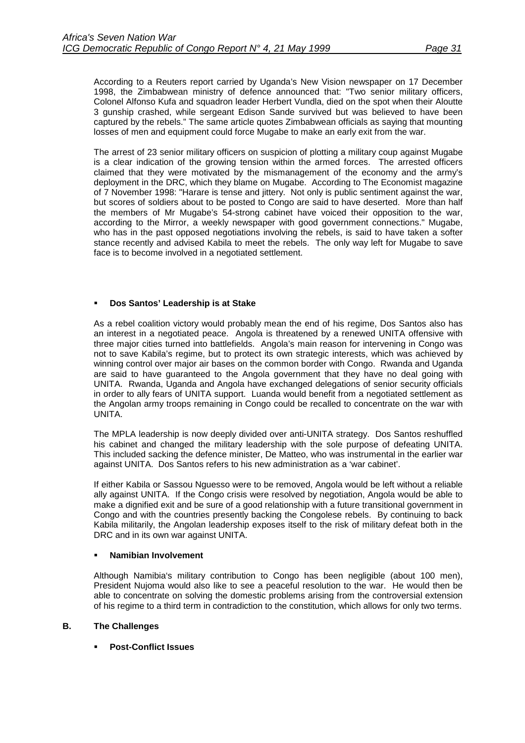According to a Reuters report carried by Uganda's New Vision newspaper on 17 December 1998, the Zimbabwean ministry of defence announced that: "Two senior military officers, Colonel Alfonso Kufa and squadron leader Herbert Vundla, died on the spot when their Aloutte 3 gunship crashed, while sergeant Edison Sande survived but was believed to have been captured by the rebels." The same article quotes Zimbabwean officials as saying that mounting losses of men and equipment could force Mugabe to make an early exit from the war.

The arrest of 23 senior military officers on suspicion of plotting a military coup against Mugabe is a clear indication of the growing tension within the armed forces. The arrested officers claimed that they were motivated by the mismanagement of the economy and the army's deployment in the DRC, which they blame on Mugabe. According to The Economist magazine of 7 November 1998: "Harare is tense and jittery. Not only is public sentiment against the war, but scores of soldiers about to be posted to Congo are said to have deserted. More than half the members of Mr Mugabe's 54-strong cabinet have voiced their opposition to the war, according to the Mirror, a weekly newspaper with good government connections." Mugabe, who has in the past opposed negotiations involving the rebels, is said to have taken a softer stance recently and advised Kabila to meet the rebels. The only way left for Mugabe to save face is to become involved in a negotiated settlement.

- **Dos Santos' Leadership is at Stake**

As a rebel coalition victory would probably mean the end of his regime, Dos Santos also has an interest in a negotiated peace. Angola is threatened by a renewed UNITA offensive with three major cities turned into battlefields. Angola's main reason for intervening in Congo was not to save Kabila's regime, but to protect its own strategic interests, which was achieved by winning control over major air bases on the common border with Congo. Rwanda and Uganda are said to have guaranteed to the Angola government that they have no deal going with UNITA. Rwanda, Uganda and Angola have exchanged delegations of senior security officials in order to ally fears of UNITA support. Luanda would benefit from a negotiated settlement as the Angolan army troops remaining in Congo could be recalled to concentrate on the war with UNITA.

The MPLA leadership is now deeply divided over anti-UNITA strategy. Dos Santos reshuffled his cabinet and changed the military leadership with the sole purpose of defeating UNITA. This included sacking the defence minister, De Matteo, who was instrumental in the earlier war against UNITA. Dos Santos refers to his new administration as a 'war cabinet'.

If either Kabila or Sassou Nguesso were to be removed, Angola would be left without a reliable ally against UNITA. If the Congo crisis were resolved by negotiation, Angola would be able to make a dignified exit and be sure of a good relationship with a future transitional government in Congo and with the countries presently backing the Congolese rebels. By continuing to back Kabila militarily, the Angolan leadership exposes itself to the risk of military defeat both in the DRC and in its own war against UNITA.

- **Namibian Involvement**

Although Namibia's military contribution to Congo has been negligible (about 100 men), President Nujoma would also like to see a peaceful resolution to the war. He would then be able to concentrate on solving the domestic problems arising from the controversial extension of his regime to a third term in contradiction to the constitution, which allows for only two terms.

### B. The Challenges

- **Post-Conflict Issues**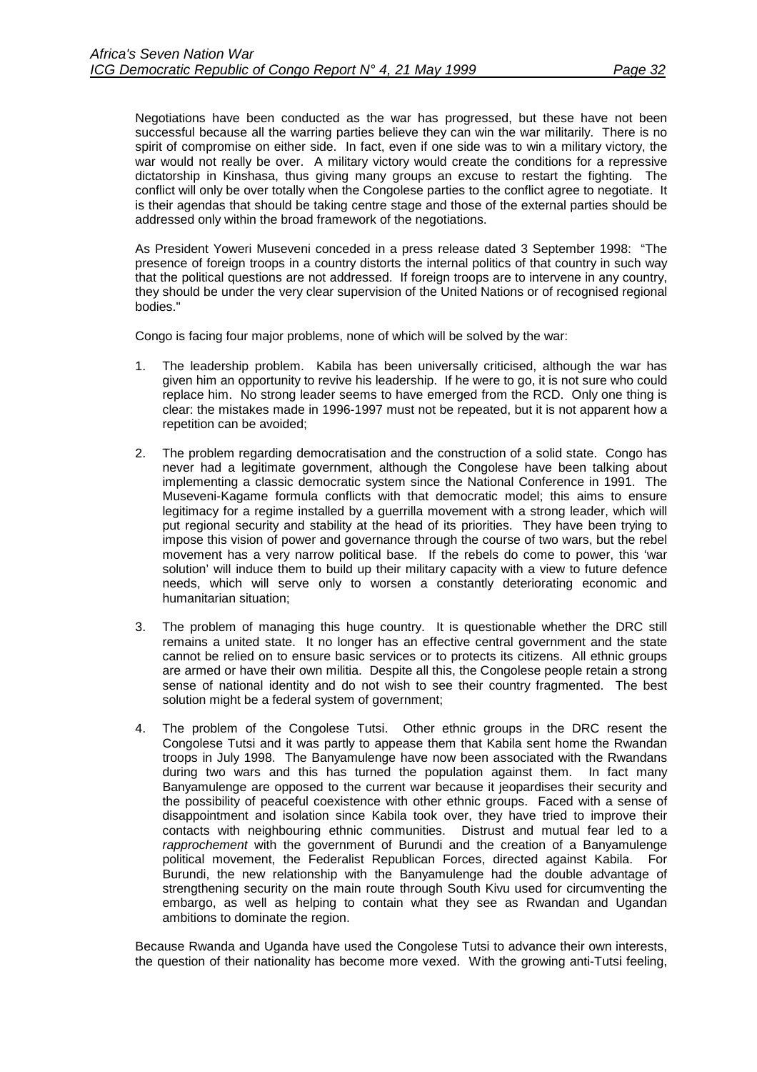Negotiations have been conducted as the war has progressed, but these have not been successful because all the warring parties believe they can win the war militarily. There is no spirit of compromise on either side. In fact, even if one side was to win a military victory, the war would not really be over. A military victory would create the conditions for a repressive dictatorship in Kinshasa, thus giving many groups an excuse to restart the fighting. The conflict will only be over totally when the Congolese parties to the conflict agree to negotiate. It is their agendas that should be taking centre stage and those of the external parties should be addressed only within the broad framework of the negotiations.

As President Yoweri Museveni conceded in a press release dated 3 September 1998: "The presence of foreign troops in a country distorts the internal politics of that country in such way that the political questions are not addressed. If foreign troops are to intervene in any country, they should be under the very clear supervision of the United Nations or of recognised regional bodies."

Congo is facing four major problems, none of which will be solved by the war:

1. The leadership problem. Kabila has been universally criticised, although the war has given him an opportunity to revive his leadership. If he were to go, it is not sure who could replace him. No strong leader seems to have emerged from the RCD. Only one thing is clear: the mistakes made in 1996-1997 must not be repeated, but it is not apparent how a repetition can be avoided;

2. The problem regarding democratisation and the construction of a solid state. Congo has never had a legitimate government, although the Congolese have been talking about implementing a classic democratic system since the National Conference in 1991. The Museveni-Kagame formula conflicts with that democratic model; this aims to ensure legitimacy for a regime installed by a guerrilla movement with a strong leader, which will put regional security and stability at the head of its priorities. They have been trying to impose this vision of power and governance through the course of two wars, but the rebel movement has a very narrow political base. If the rebels do come to power, this 'war solution' will induce them to build up their military capacity with a view to future defence needs, which will serve only to worsen a constantly deteriorating economic and humanitarian situation;

3. The problem of managing this huge country. It is questionable whether the DRC still remains a united state. It no longer has an effective central government and the state cannot be relied on to ensure basic services or to protects its citizens. All ethnic groups are armed or have their own militia. Despite all this, the Congolese people retain a strong sense of national identity and do not wish to see their country fragmented. The best solution might be a federal system of government;

4. The problem of the Congolese Tutsi. Other ethnic groups in the DRC resent the Congolese Tutsi and it was partly to appease them that Kabila sent home the Rwandan troops in July 1998. The Banyamulenge have now been associated with the Rwandans during two wars and this has turned the population against them. In fact many Banyamulenge are opposed to the current war because it jeopardises their security and the possibility of peaceful coexistence with other ethnic groups. Faced with a sense of disappointment and isolation since Kabila took over, they have tried to improve their contacts with neighbouring ethnic communities. Distrust and mutual fear led to a *rapprochement* with the government of Burundi and the creation of a Banyamulenge political movement, the Federalist Republican Forces, directed against Kabila. For Burundi, the new relationship with the Banyamulenge had the double advantage of strengthening security on the main route through South Kivu used for circumventing the embargo, as well as helping to contain what they see as Rwandan and Ugandan ambitions to dominate the region.

Because Rwanda and Uganda have used the Congolese Tutsi to advance their own interests, the question of their nationality has become more vexed. With the growing anti-Tutsi feeling,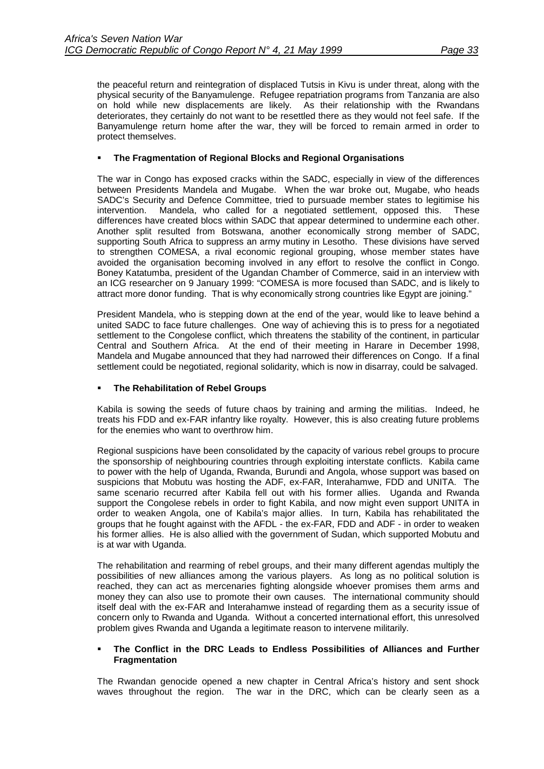the peaceful return and reintegration of displaced Tutsis in Kivu is under threat, along with the physical security of the Banyamulenge. Refugee repatriation programs from Tanzania are also on hold while new displacements are likely. As their relationship with the Rwandans deteriorates, they certainly do not want to be resettled there as they would not feel safe. If the Banyamulenge return home after the war, they will be forced to remain armed in order to protect themselves.

- **The Fragmentation of Regional Blocks and Regional Organisations**

The war in Congo has exposed cracks within the SADC, especially in view of the differences between Presidents Mandela and Mugabe. When the war broke out, Mugabe, who heads SADC's Security and Defence Committee, tried to pursuade member states to legitimise his intervention. Mandela, who called for a negotiated settlement, opposed this. These differences have created blocs within SADC that appear determined to undermine each other. Another split resulted from Botswana, another economically strong member of SADC, supporting South Africa to suppress an army mutiny in Lesotho. These divisions have served to strengthen COMESA, a rival economic regional grouping, whose member states have avoided the organisation becoming involved in any effort to resolve the conflict in Congo. Boney Katatumba, president of the Ugandan Chamber of Commerce, said in an interview with an ICG researcher on 9 January 1999: "COMESA is more focused than SADC, and is likely to attract more donor funding. That is why economically strong countries like Egypt are joining."

President Mandela, who is stepping down at the end of the year, would like to leave behind a united SADC to face future challenges. One way of achieving this is to press for a negotiated settlement to the Congolese conflict, which threatens the stability of the continent, in particular Central and Southern Africa. At the end of their meeting in Harare in December 1998, Mandela and Mugabe announced that they had narrowed their differences on Congo. If a final settlement could be negotiated, regional solidarity, which is now in disarray, could be salvaged.

- **The Rehabilitation of Rebel Groups**

Kabila is sowing the seeds of future chaos by training and arming the militias. Indeed, he treats his FDD and ex-FAR infantry like royalty. However, this is also creating future problems for the enemies who want to overthrow him.

Regional suspicions have been consolidated by the capacity of various rebel groups to procure the sponsorship of neighbouring countries through exploiting interstate conflicts. Kabila came to power with the help of Uganda, Rwanda, Burundi and Angola, whose support was based on suspicions that Mobutu was hosting the ADF, ex-FAR, Interahamwe, FDD and UNITA. The same scenario recurred after Kabila fell out with his former allies. Uganda and Rwanda support the Congolese rebels in order to fight Kabila, and now might even support UNITA in order to weaken Angola, one of Kabila's major allies. In turn, Kabila has rehabilitated the groups that he fought against with the AFDL - the ex-FAR, FDD and ADF - in order to weaken his former allies. He is also allied with the government of Sudan, which supported Mobutu and is at war with Uganda.

The rehabilitation and rearming of rebel groups, and their many different agendas multiply the possibilities of new alliances among the various players. As long as no political solution is reached, they can act as mercenaries fighting alongside whoever promises them arms and money they can also use to promote their own causes. The international community should itself deal with the ex-FAR and Interahamwe instead of regarding them as a security issue of concern only to Rwanda and Uganda. Without a concerted international effort, this unresolved problem gives Rwanda and Uganda a legitimate reason to intervene militarily.

- **The Conflict in the DRC Leads to Endless Possibilities of Alliances and Further Fragmentation**

The Rwandan genocide opened a new chapter in Central Africa's history and sent shock waves throughout the region. The war in the DRC, which can be clearly seen as a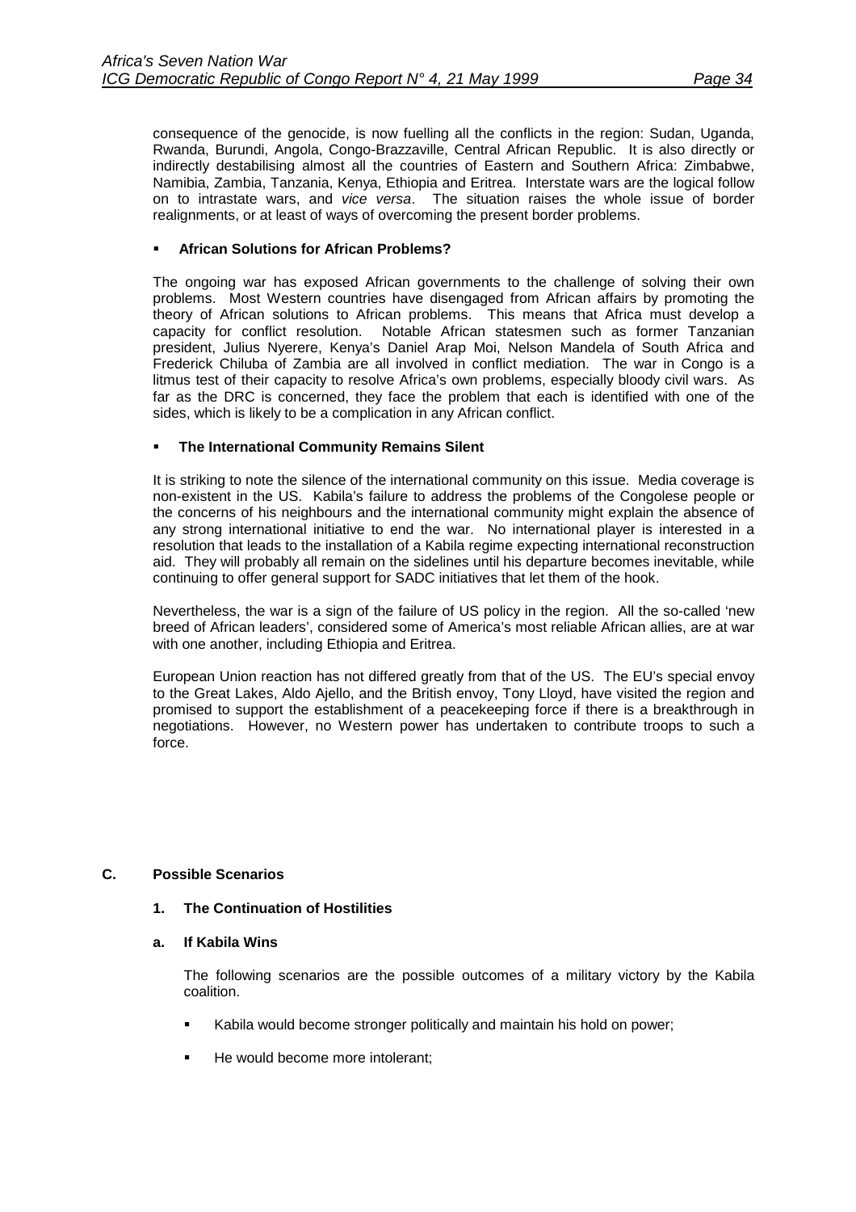consequence of the genocide, is now fuelling all the conflicts in the region: Sudan, Uganda, Rwanda, Burundi, Angola, Congo-Brazzaville, Central African Republic. It is also directly or indirectly destabilising almost all the countries of Eastern and Southern Africa: Zimbabwe, Namibia, Zambia, Tanzania, Kenya, Ethiopia and Eritrea. Interstate wars are the logical follow on to intrastate wars, and *vice versa*. The situation raises the whole issue of border realignments, or at least of ways of overcoming the present border problems.

- **African Solutions for African Problems?**

The ongoing war has exposed African governments to the challenge of solving their own problems. Most Western countries have disengaged from African affairs by promoting the theory of African solutions to African problems. This means that Africa must develop a capacity for conflict resolution. Notable African statesmen such as former Tanzanian president, Julius Nyerere, Kenya's Daniel Arap Moi, Nelson Mandela of South Africa and Frederick Chiluba of Zambia are all involved in conflict mediation. The war in Congo is a litmus test of their capacity to resolve Africa's own problems, especially bloody civil wars. As far as the DRC is concerned, they face the problem that each is identified with one of the sides, which is likely to be a complication in any African conflict.

- **The International Community Remains Silent**

It is striking to note the silence of the international community on this issue. Media coverage is non-existent in the US. Kabila's failure to address the problems of the Congolese people or the concerns of his neighbours and the international community might explain the absence of any strong international initiative to end the war. No international player is interested in a resolution that leads to the installation of a Kabila regime expecting international reconstruction aid. They will probably all remain on the sidelines until his departure becomes inevitable, while continuing to offer general support for SADC initiatives that let them of the hook.

Nevertheless, the war is a sign of the failure of US policy in the region. All the so-called 'new breed of African leaders', considered some of America's most reliable African allies, are at war with one another, including Ethiopia and Eritrea.

European Union reaction has not differed greatly from that of the US. The EU's special envoy to the Great Lakes, Aldo Ajello, and the British envoy, Tony Lloyd, have visited the region and promised to support the establishment of a peacekeeping force if there is a breakthrough in negotiations. However, no Western power has undertaken to contribute troops to such a force.

## C. Possible Scenarios

### 1. The Continuation of Hostilities

#### a. If Kabila Wins

The following scenarios are the possible outcomes of a military victory by the Kabila coalition.

- Kabila would become stronger politically and maintain his hold on power;
- He would become more intolerant;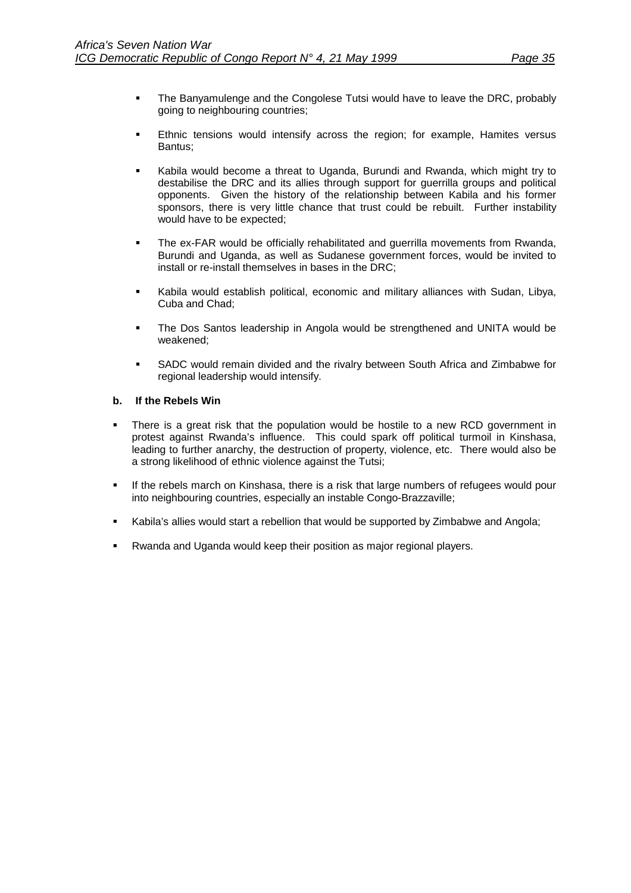- The Banyamulenge and the Congolese Tutsi would have to leave the DRC, probably going to neighbouring countries;

- Ethnic tensions would intensify across the region; for example, Hamites versus Bantus;

- Kabila would become a threat to Uganda, Burundi and Rwanda, which might try to destabilise the DRC and its allies through support for guerrilla groups and political opponents. Given the history of the relationship between Kabila and his former sponsors, there is very little chance that trust could be rebuilt. Further instability would have to be expected;

- The ex-FAR would be officially rehabilitated and guerrilla movements from Rwanda, Burundi and Uganda, as well as Sudanese government forces, would be invited to install or re-install themselves in bases in the DRC;

- Kabila would establish political, economic and military alliances with Sudan, Libya, Cuba and Chad;

- The Dos Santos leadership in Angola would be strengthened and UNITA would be weakened;

- SADC would remain divided and the rivalry between South Africa and Zimbabwe for regional leadership would intensify.

**b. If the Rebels Win**

- There is a great risk that the population would be hostile to a new RCD government in protest against Rwanda's influence. This could spark off political turmoil in Kinshasa, leading to further anarchy, the destruction of property, violence, etc. There would also be a strong likelihood of ethnic violence against the Tutsi;

- If the rebels march on Kinshasa, there is a risk that large numbers of refugees would pour into neighbouring countries, especially an instable Congo-Brazzaville;

- Kabila's allies would start a rebellion that would be supported by Zimbabwe and Angola;

- Rwanda and Uganda would keep their position as major regional players.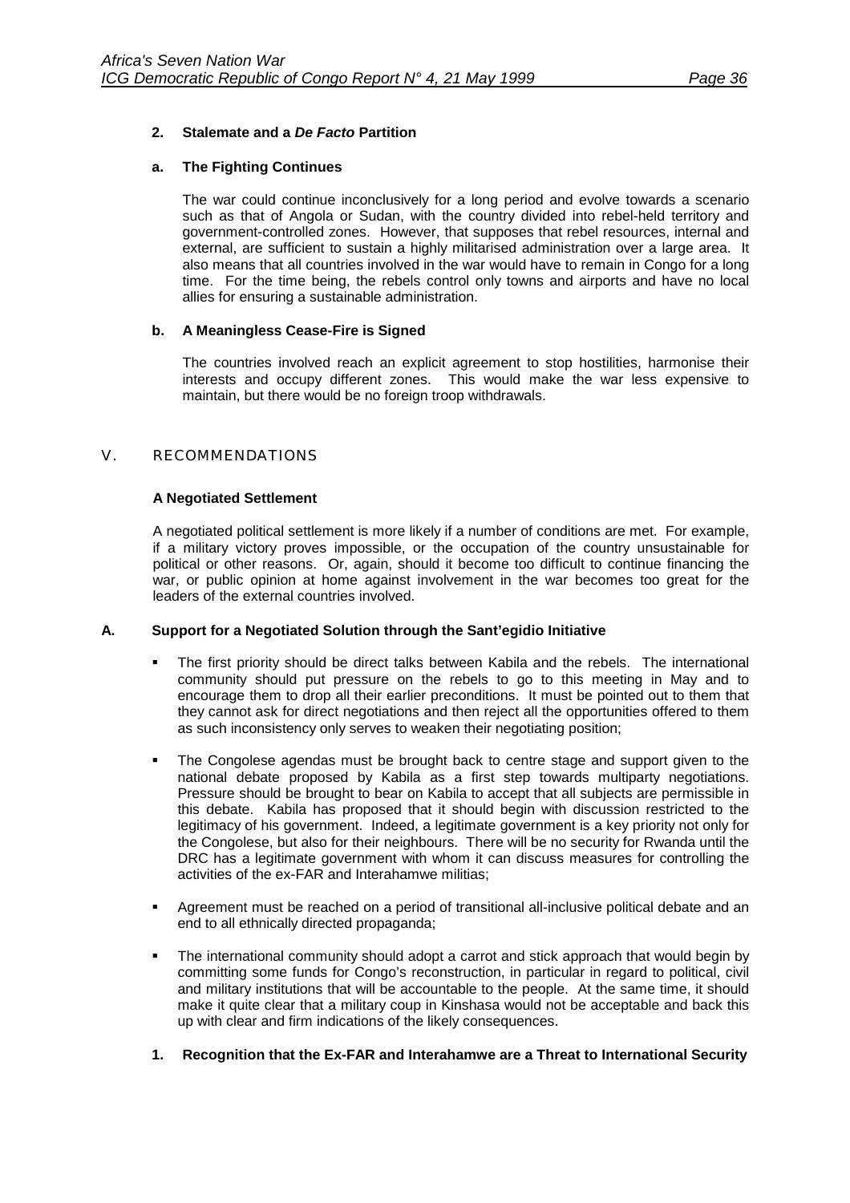#### 2. Stalemate and a *De Facto* Partition

##### a. The Fighting Continues

The war could continue inconclusively for a long period and evolve towards a scenario such as that of Angola or Sudan, with the country divided into rebel-held territory and government-controlled zones. However, that supposes that rebel resources, internal and external, are sufficient to sustain a highly militarised administration over a large area. It also means that all countries involved in the war would have to remain in Congo for a long time. For the time being, the rebels control only towns and airports and have no local allies for ensuring a sustainable administration.

##### b. A Meaningless Cease-Fire is Signed

The countries involved reach an explicit agreement to stop hostilities, harmonise their interests and occupy different zones. This would make the war less expensive to maintain, but there would be no foreign troop withdrawals.

## V. RECOMMENDATIONS

### A Negotiated Settlement

A negotiated political settlement is more likely if a number of conditions are met. For example, if a military victory proves impossible, or the occupation of the country unsustainable for political or other reasons. Or, again, should it become too difficult to continue financing the war, or public opinion at home against involvement in the war becomes too great for the leaders of the external countries involved.

### A. Support for a Negotiated Solution through the Sant'egidio Initiative

- The first priority should be direct talks between Kabila and the rebels. The international community should put pressure on the rebels to go to this meeting in May and to encourage them to drop all their earlier preconditions. It must be pointed out to them that they cannot ask for direct negotiations and then reject all the opportunities offered to them as such inconsistency only serves to weaken their negotiating position;
- The Congolese agendas must be brought back to centre stage and support given to the national debate proposed by Kabila as a first step towards multiparty negotiations. Pressure should be brought to bear on Kabila to accept that all subjects are permissible in this debate. Kabila has proposed that it should begin with discussion restricted to the legitimacy of his government. Indeed, a legitimate government is a key priority not only for the Congolese, but also for their neighbours. There will be no security for Rwanda until the DRC has a legitimate government with whom it can discuss measures for controlling the activities of the ex-FAR and Interahamwe militias;
- Agreement must be reached on a period of transitional all-inclusive political debate and an end to all ethnically directed propaganda;
- The international community should adopt a carrot and stick approach that would begin by committing some funds for Congo's reconstruction, in particular in regard to political, civil and military institutions that will be accountable to the people. At the same time, it should make it quite clear that a military coup in Kinshasa would not be acceptable and back this up with clear and firm indications of the likely consequences.

#### 1. Recognition that the Ex-FAR and Interahamwe are a Threat to International Security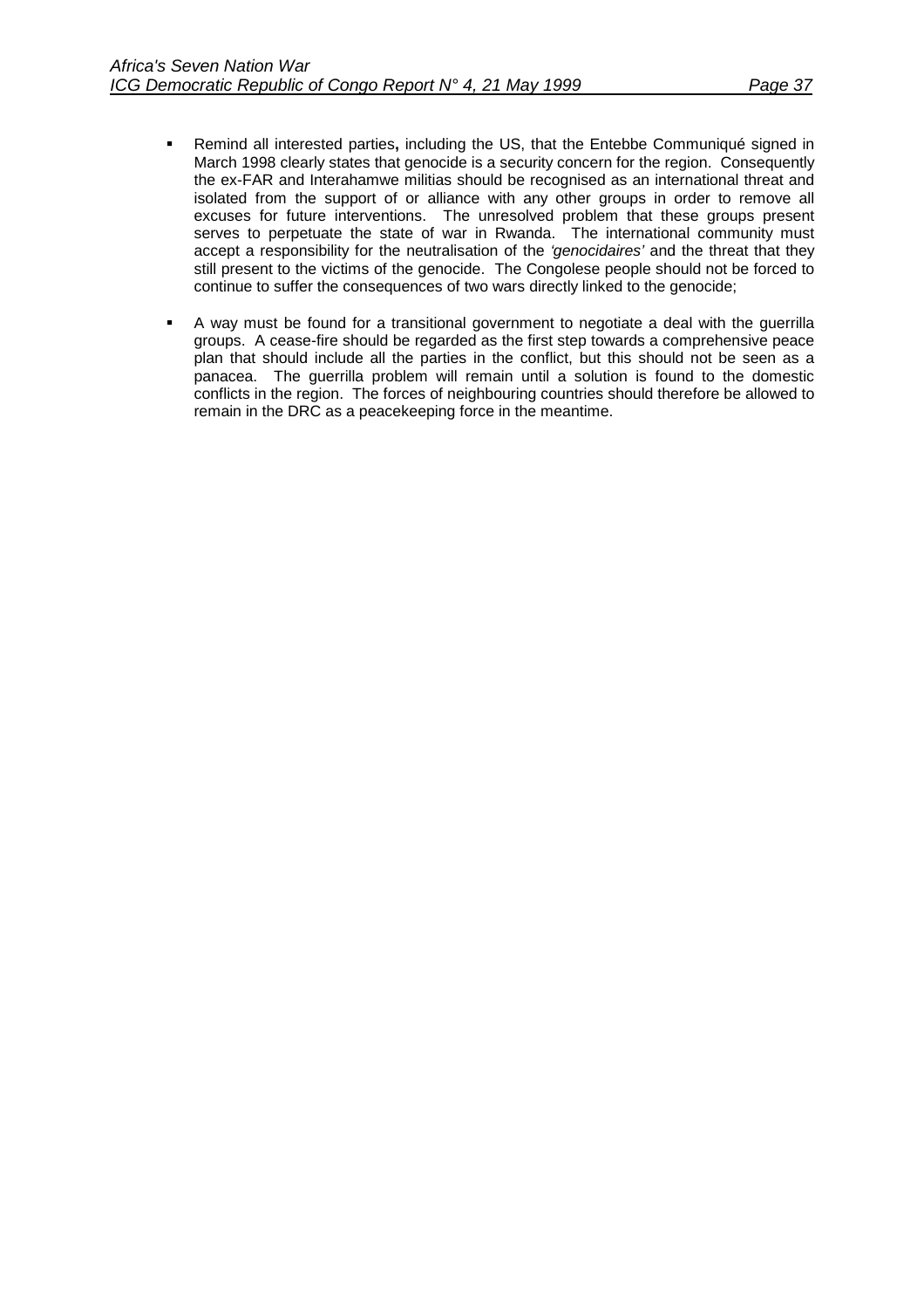- Remind all interested parties**,** including the US, that the Entebbe Communiqué signed in March 1998 clearly states that genocide is a security concern for the region. Consequently the ex-FAR and Interahamwe militias should be recognised as an international threat and isolated from the support of or alliance with any other groups in order to remove all excuses for future interventions. The unresolved problem that these groups present serves to perpetuate the state of war in Rwanda. The international community must accept a responsibility for the neutralisation of the *'genocidaires'* and the threat that they still present to the victims of the genocide. The Congolese people should not be forced to continue to suffer the consequences of two wars directly linked to the genocide;

- A way must be found for a transitional government to negotiate a deal with the guerrilla groups. A cease-fire should be regarded as the first step towards a comprehensive peace plan that should include all the parties in the conflict, but this should not be seen as a panacea. The guerrilla problem will remain until a solution is found to the domestic conflicts in the region. The forces of neighbouring countries should therefore be allowed to remain in the DRC as a peacekeeping force in the meantime.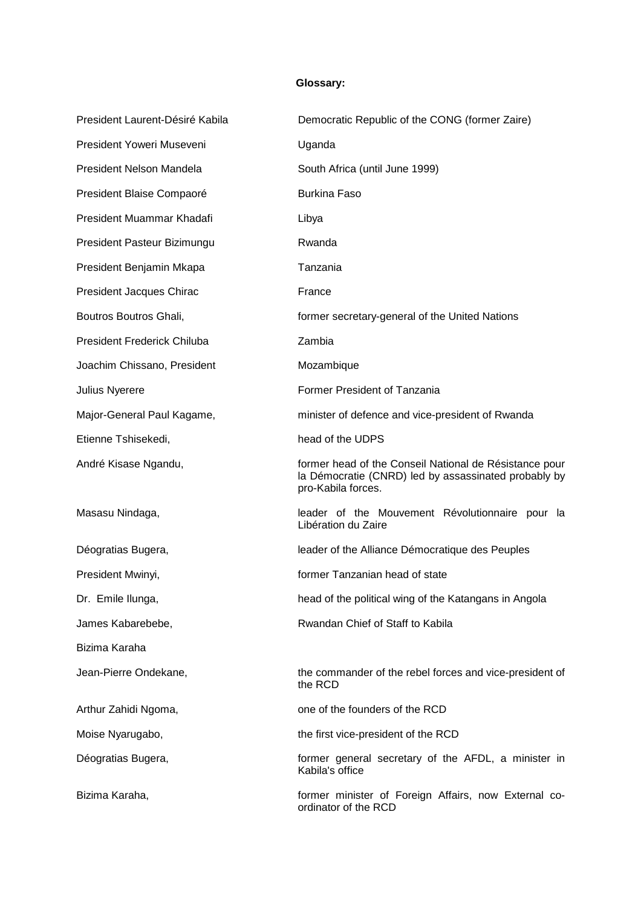**Glossary:**

| | |
|---|---|
| President Laurent-Désiré Kabila | Democratic Republic of the CONG (former Zaire) |
| President Yoweri Museveni | Uganda |
| President Nelson Mandela | South Africa (until June 1999) |
| President Blaise Compaoré | Burkina Faso |
| President Muammar Khadafi | Libya |
| President Pasteur Bizimungu | Rwanda |
| President Benjamin Mkapa | Tanzania |
| President Jacques Chirac | France |
| Boutros Boutros Ghali, | former secretary-general of the United Nations |
| President Frederick Chiluba | Zambia |
| Joachim Chissano, President | Mozambique |
| Julius Nyerere | Former President of Tanzania |
| Major-General Paul Kagame, | minister of defence and vice-president of Rwanda |
| Etienne Tshisekedi, | head of the UDPS |
| André Kisase Ngandu, | former head of the Conseil National de Résistance pour la Démocratie (CNRD) led by assassinated probably by pro-Kabila forces. |
| Masasu Nindaga, | leader of the Mouvement Révolutionnaire pour la Libération du Zaire |
| Déogratias Bugera, | leader of the Alliance Démocratique des Peuples |
| President Mwinyi, | former Tanzanian head of state |
| Dr. Emile Ilunga, | head of the political wing of the Katangans in Angola |
| James Kabarebebe, | Rwandan Chief of Staff to Kabila |
| Bizima Karaha | |
| Jean-Pierre Ondekane, | the commander of the rebel forces and vice-president of the RCD |
| Arthur Zahidi Ngoma, | one of the founders of the RCD |
| Moise Nyarugabo, | the first vice-president of the RCD |
| Déogratias Bugera, | former general secretary of the AFDL, a minister in Kabila's office |
| Bizima Karaha, | former minister of Foreign Affairs, now External co-ordinator of the RCD |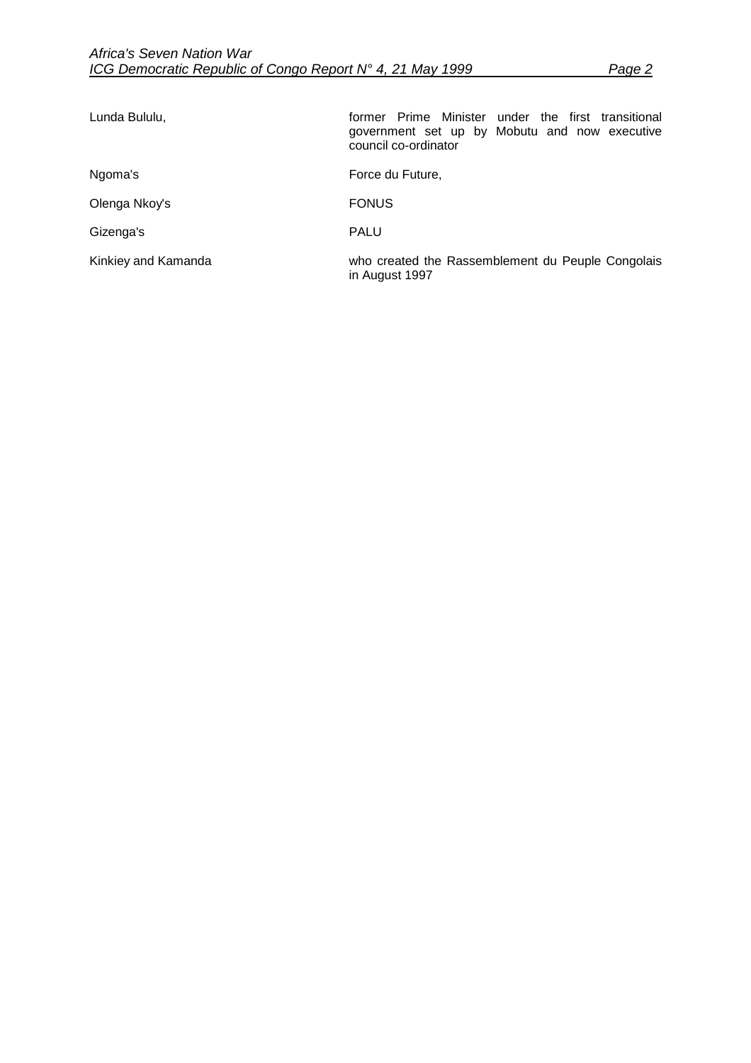| | |
|---|---|
| Lunda Bululu, | former Prime Minister under the first transitional government set up by Mobutu and now executive council co-ordinator |
| Ngoma's | Force du Future, |
| Olenga Nkoy's | FONUS |
| Gizenga's | PALU |
| Kinkiey and Kamanda | who created the Rassemblement du Peuple Congolais in August 1997 |